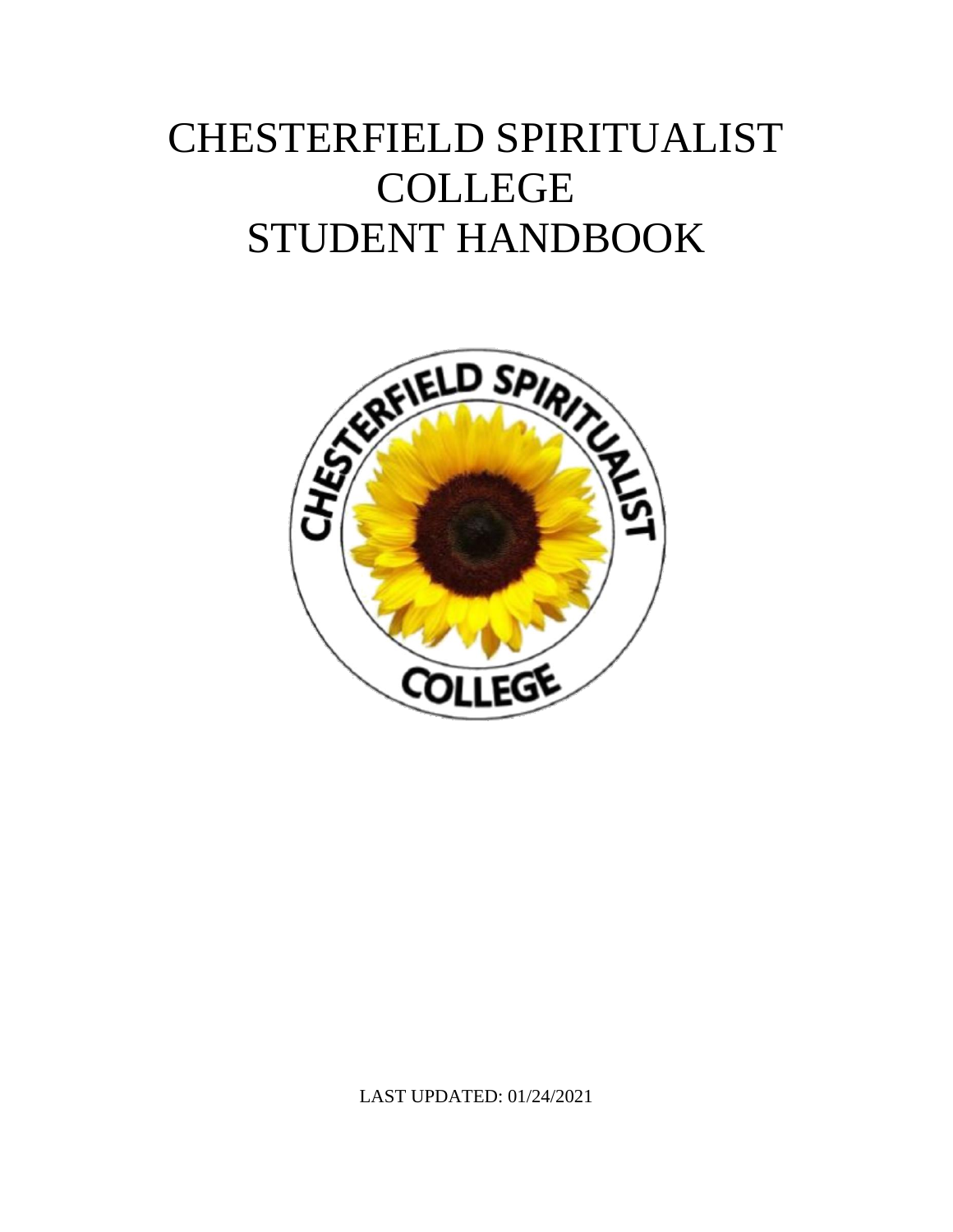# CHESTERFIELD SPIRITUALIST COLLEGE STUDENT HANDBOOK

LAST UPDATED: 01/24/2021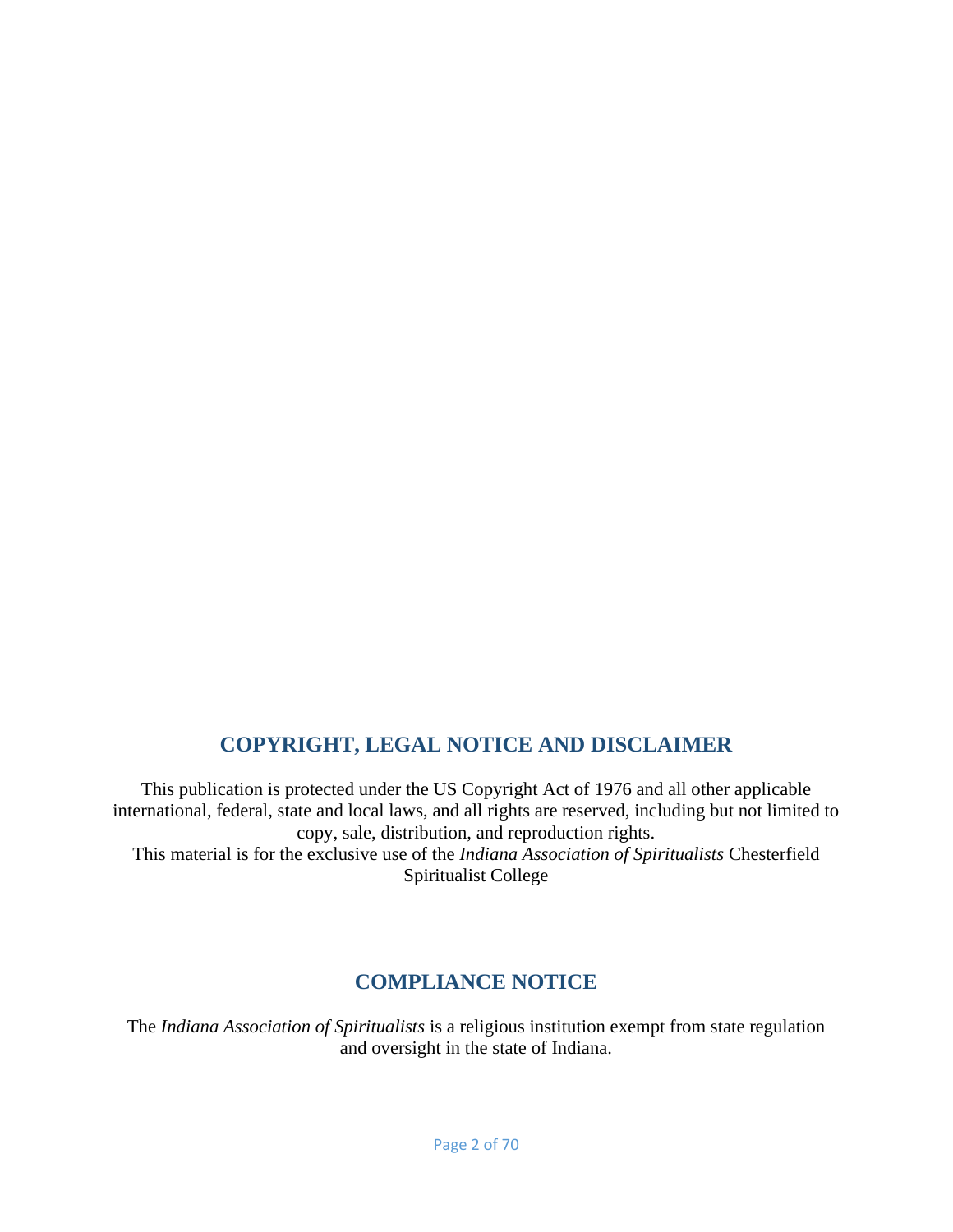## COPYRIGHT, LEGAL NOTICE AND DISCLAIMER

This publication is protected under the US Copyright Act of 1976 and all other applicable international, federal, state and local laws, and all rights are reserved, including but not limited to copy, sale, distribution, and reproduction rights.
This material is for the exclusive use of the *Indiana Association of Spiritualists* Chesterfield Spiritualist College

## COMPLIANCE NOTICE

The *Indiana Association of Spiritualists* is a religious institution exempt from state regulation and oversight in the state of Indiana.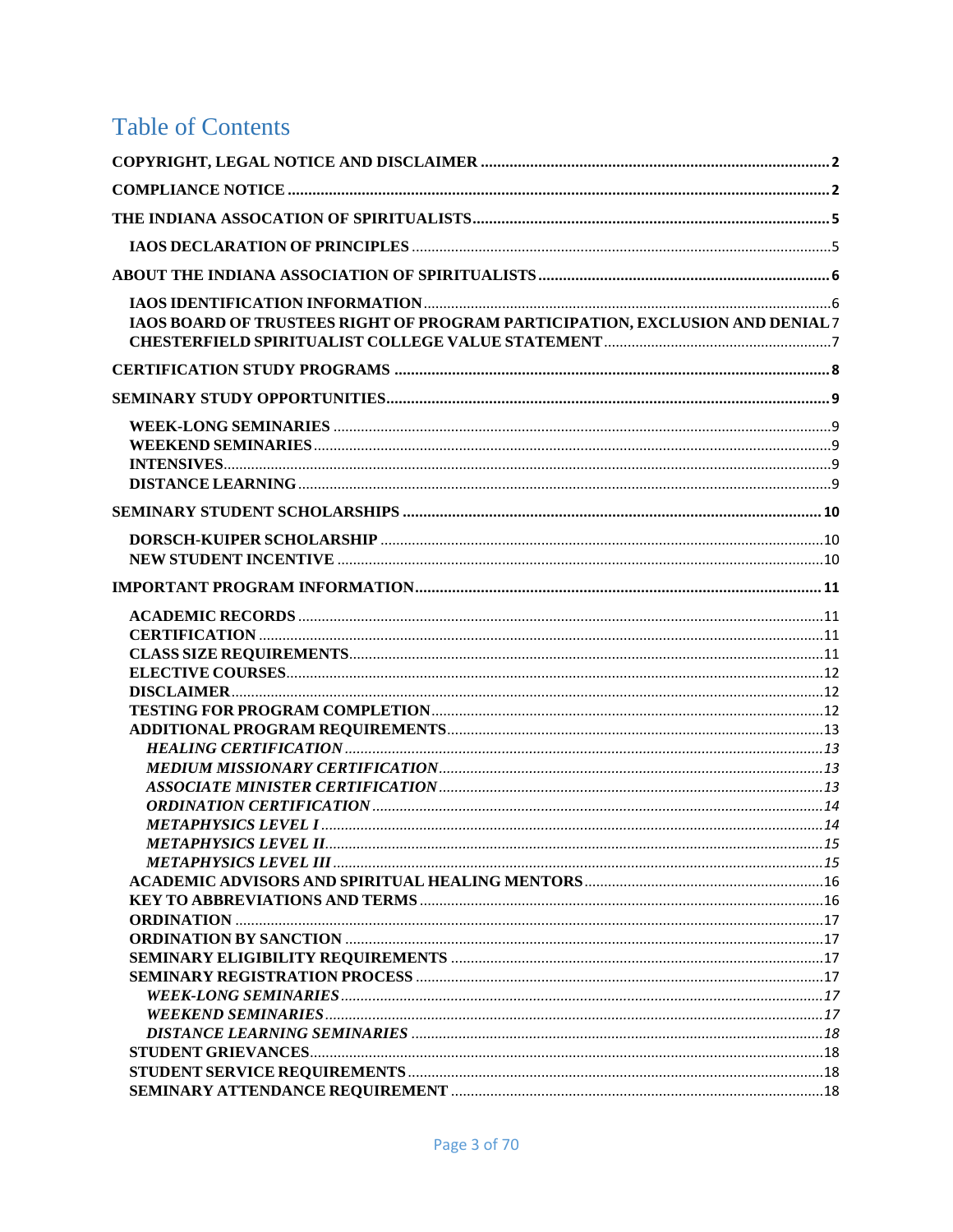# Table of Contents

**COPYRIGHT, LEGAL NOTICE AND DISCLAIMER** .......... 2

**COMPLIANCE NOTICE** .......... 2

**THE INDIANA ASSOCATION OF SPIRITUALISTS** .......... 5

- **IAOS DECLARATION OF PRINCIPLES** .......... 5

**ABOUT THE INDIANA ASSOCIATION OF SPIRITUALISTS** .......... 6

- **IAOS IDENTIFICATION INFORMATION** .......... 6
- **IAOS BOARD OF TRUSTEES RIGHT OF PROGRAM PARTICIPATION, EXCLUSION AND DENIAL** 7
- **CHESTERFIELD SPIRITUALIST COLLEGE VALUE STATEMENT** .......... 7

**CERTIFICATION STUDY PROGRAMS** .......... 8

**SEMINARY STUDY OPPORTUNITIES** .......... 9

- **WEEK-LONG SEMINARIES** .......... 9
- **WEEKEND SEMINARIES** .......... 9
- **INTENSIVES** .......... 9
- **DISTANCE LEARNING** .......... 9

**SEMINARY STUDENT SCHOLARSHIPS** .......... 10

- **DORSCH-KUIPER SCHOLARSHIP** .......... 10
- **NEW STUDENT INCENTIVE** .......... 10

**IMPORTANT PROGRAM INFORMATION** .......... 11

- **ACADEMIC RECORDS** .......... 11
- **CERTIFICATION** .......... 11
- **CLASS SIZE REQUIREMENTS** .......... 11
- **ELECTIVE COURSES** .......... 12
- **DISCLAIMER** .......... 12
- **TESTING FOR PROGRAM COMPLETION** .......... 12
- **ADDITIONAL PROGRAM REQUIREMENTS** .......... 13
  - ***HEALING CERTIFICATION*** .......... 13
  - ***MEDIUM MISSIONARY CERTIFICATION*** .......... 13
  - ***ASSOCIATE MINISTER CERTIFICATION*** .......... 13
  - ***ORDINATION CERTIFICATION*** .......... 14
  - ***METAPHYSICS LEVEL I*** .......... 14
  - ***METAPHYSICS LEVEL II*** .......... 15
  - ***METAPHYSICS LEVEL III*** .......... 15
- **ACADEMIC ADVISORS AND SPIRITUAL HEALING MENTORS** .......... 16
- **KEY TO ABBREVIATIONS AND TERMS** .......... 16
- **ORDINATION** .......... 17
- **ORDINATION BY SANCTION** .......... 17
- **SEMINARY ELIGIBILITY REQUIREMENTS** .......... 17
- **SEMINARY REGISTRATION PROCESS** .......... 17
  - ***WEEK-LONG SEMINARIES*** .......... 17
  - ***WEEKEND SEMINARIES*** .......... 17
  - ***DISTANCE LEARNING SEMINARIES*** .......... 18
- **STUDENT GRIEVANCES** .......... 18
- **STUDENT SERVICE REQUIREMENTS** .......... 18
- **SEMINARY ATTENDANCE REQUIREMENT** .......... 18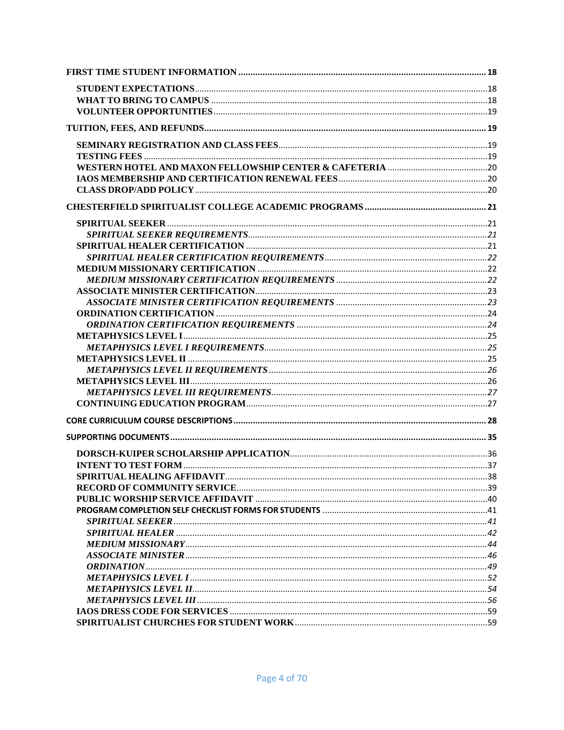**FIRST TIME STUDENT INFORMATION** .......... 18

- **STUDENT EXPECTATIONS** .......... 18
- **WHAT TO BRING TO CAMPUS** .......... 18
- **VOLUNTEER OPPORTUNITIES** .......... 19

**TUITION, FEES, AND REFUNDS** .......... 19

- **SEMINARY REGISTRATION AND CLASS FEES** .......... 19
- **TESTING FEES** .......... 19
- **WESTERN HOTEL AND MAXON FELLOWSHIP CENTER & CAFETERIA** .......... 20
- **IAOS MEMBERSHIP AND CERTIFICATION RENEWAL FEES** .......... 20
- **CLASS DROP/ADD POLICY** .......... 20

**CHESTERFIELD SPIRITUALIST COLLEGE ACADEMIC PROGRAMS** .......... 21

- **SPIRITUAL SEEKER** .......... 21
  - ***SPIRITUAL SEEKER REQUIREMENTS*** .......... 21
- **SPIRITUAL HEALER CERTIFICATION** .......... 21
  - ***SPIRITUAL HEALER CERTIFICATION REQUIREMENTS*** .......... 22
- **MEDIUM MISSIONARY CERTIFICATION** .......... 22
  - ***MEDIUM MISSIONARY CERTIFICATION REQUIREMENTS*** .......... 22
- **ASSOCIATE MINISTER CERTIFICATION** .......... 23
  - ***ASSOCIATE MINISTER CERTIFICATION REQUIREMENTS*** .......... 23
- **ORDINATION CERTIFICATION** .......... 24
  - ***ORDINATION CERTIFICATION REQUIREMENTS*** .......... 24
- **METAPHYSICS LEVEL I** .......... 25
  - ***METAPHYSICS LEVEL I REQUIREMENTS*** .......... 25
- **METAPHYSICS LEVEL II** .......... 25
  - ***METAPHYSICS LEVEL II REQUIREMENTS*** .......... 26
- **METAPHYSICS LEVEL III** .......... 26
  - ***METAPHYSICS LEVEL III REQUIREMENTS*** .......... 27
- **CONTINUING EDUCATION PROGRAM** .......... 27

**CORE CURRICULUM COURSE DESCRIPTIONS** .......... 28

**SUPPORTING DOCUMENTS** .......... 35

- **DORSCH-KUIPER SCHOLARSHIP APPLICATION** .......... 36
- **INTENT TO TEST FORM** .......... 37
- **SPIRITUAL HEALING AFFIDAVIT** .......... 38
- **RECORD OF COMMUNITY SERVICE** .......... 39
- **PUBLIC WORSHIP SERVICE AFFIDAVIT** .......... 40
- **PROGRAM COMPLETION SELF CHECKLIST FORMS FOR STUDENTS** .......... 41
  - ***SPIRITUAL SEEKER*** .......... 41
  - ***SPIRITUAL HEALER*** .......... 42
  - ***MEDIUM MISSIONARY*** .......... 44
  - ***ASSOCIATE MINISTER*** .......... 46
  - ***ORDINATION*** .......... 49
  - ***METAPHYSICS LEVEL I*** .......... 52
  - ***METAPHYSICS LEVEL II*** .......... 54
  - ***METAPHYSICS LEVEL III*** .......... 56
- **IAOS DRESS CODE FOR SERVICES** .......... 59
- **SPIRITUALIST CHURCHES FOR STUDENT WORK** .......... 59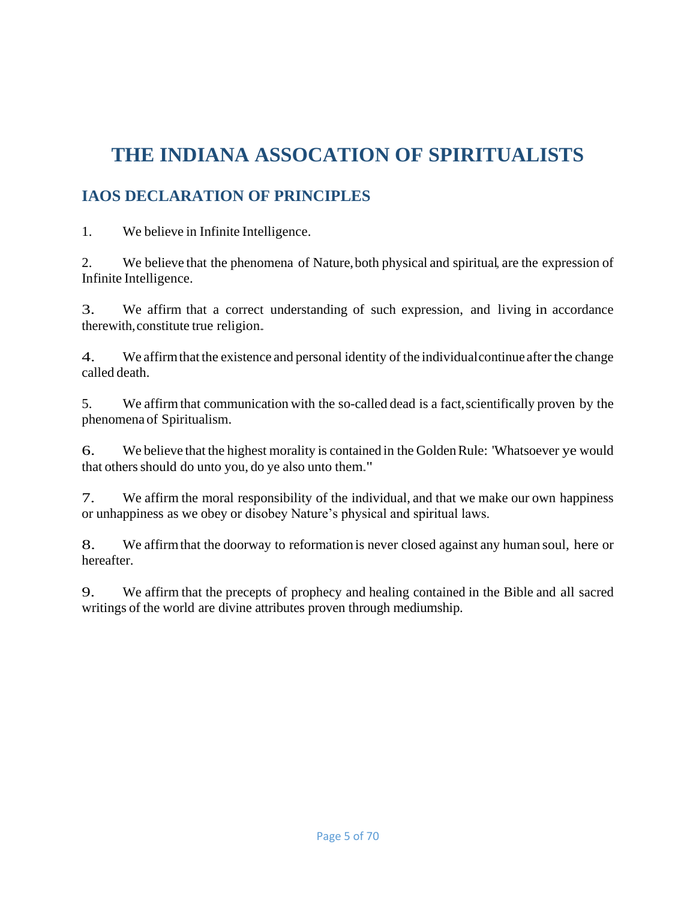# THE INDIANA ASSOCATION OF SPIRITUALISTS

## IAOS DECLARATION OF PRINCIPLES

1. We believe in Infinite Intelligence.

2. We believe that the phenomena of Nature, both physical and spiritual, are the expression of Infinite Intelligence.

3. We affirm that a correct understanding of such expression, and living in accordance therewith, constitute true religion.

4. We affirm that the existence and personal identity of the individual continue after the change called death.

5. We affirm that communication with the so-called dead is a fact, scientifically proven by the phenomena of Spiritualism.

6. We believe that the highest morality is contained in the Golden Rule: 'Whatsoever ye would that others should do unto you, do ye also unto them."

7. We affirm the moral responsibility of the individual, and that we make our own happiness or unhappiness as we obey or disobey Nature's physical and spiritual laws.

8. We affirm that the doorway to reformation is never closed against any human soul, here or hereafter.

9. We affirm that the precepts of prophecy and healing contained in the Bible and all sacred writings of the world are divine attributes proven through mediumship.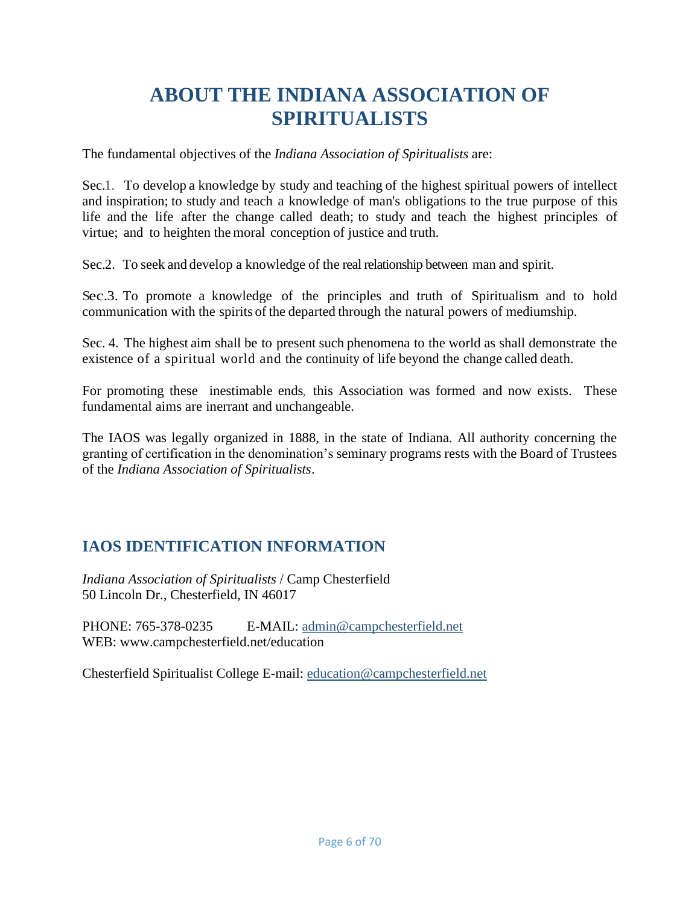# ABOUT THE INDIANA ASSOCIATION OF SPIRITUALISTS

The fundamental objectives of the *Indiana Association of Spiritualists* are:

Sec.1. To develop a knowledge by study and teaching of the highest spiritual powers of intellect and inspiration; to study and teach a knowledge of man's obligations to the true purpose of this life and the life after the change called death; to study and teach the highest principles of virtue; and to heighten the moral conception of justice and truth.

Sec.2. To seek and develop a knowledge of the real relationship between man and spirit.

Sec.3. To promote a knowledge of the principles and truth of Spiritualism and to hold communication with the spirits of the departed through the natural powers of mediumship.

Sec. 4. The highest aim shall be to present such phenomena to the world as shall demonstrate the existence of a spiritual world and the continuity of life beyond the change called death.

For promoting these inestimable ends, this Association was formed and now exists. These fundamental aims are inerrant and unchangeable.

The IAOS was legally organized in 1888, in the state of Indiana. All authority concerning the granting of certification in the denomination's seminary programs rests with the Board of Trustees of the *Indiana Association of Spiritualists*.

## IAOS IDENTIFICATION INFORMATION

*Indiana Association of Spiritualists* / Camp Chesterfield
50 Lincoln Dr., Chesterfield, IN 46017

PHONE: 765-378-0235 E-MAIL: admin@campchesterfield.net
WEB: www.campchesterfield.net/education

Chesterfield Spiritualist College E-mail: education@campchesterfield.net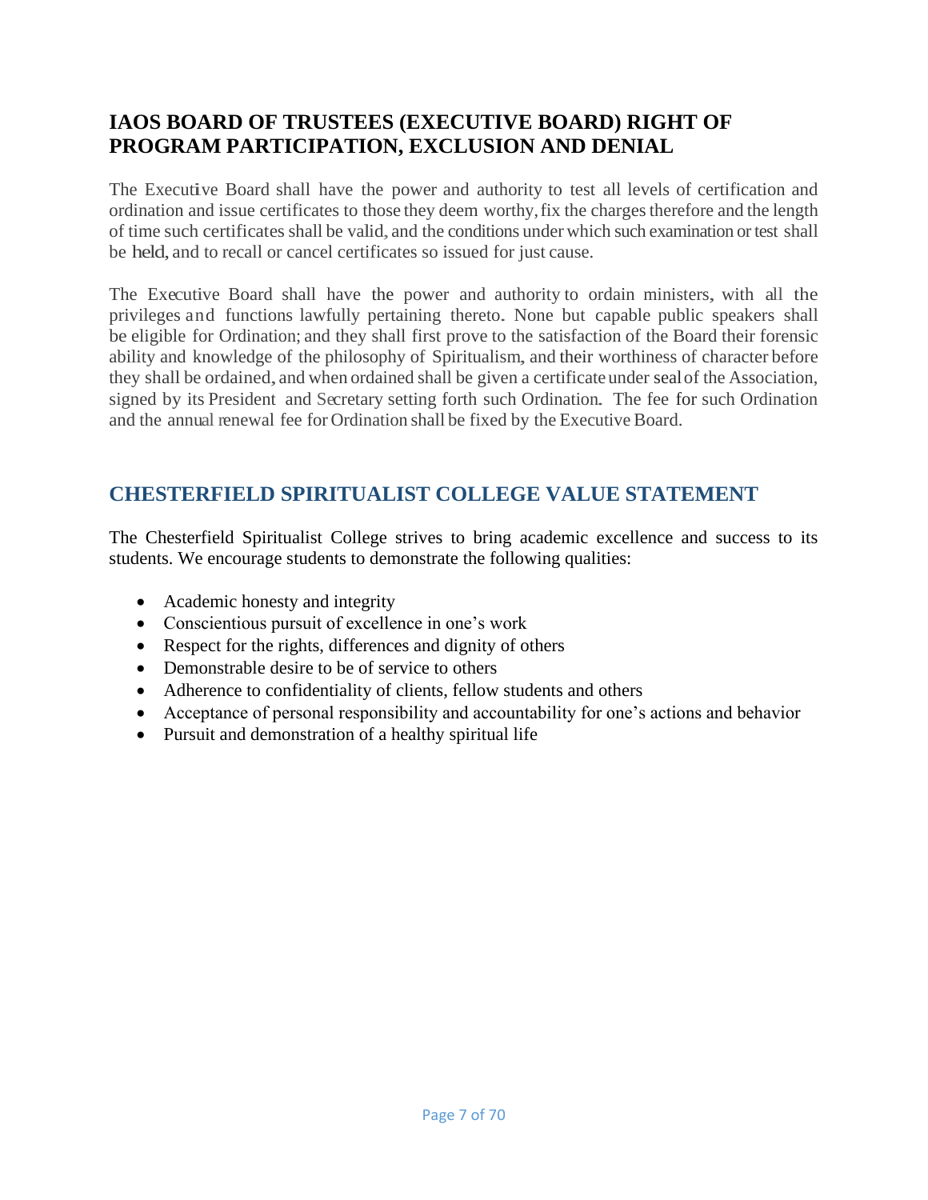## IAOS BOARD OF TRUSTEES (EXECUTIVE BOARD) RIGHT OF PROGRAM PARTICIPATION, EXCLUSION AND DENIAL

The Executive Board shall have the power and authority to test all levels of certification and ordination and issue certificates to those they deem worthy, fix the charges therefore and the length of time such certificates shall be valid, and the conditions under which such examination or test shall be held, and to recall or cancel certificates so issued for just cause.

The Executive Board shall have the power and authority to ordain ministers, with all the privileges and functions lawfully pertaining thereto. None but capable public speakers shall be eligible for Ordination; and they shall first prove to the satisfaction of the Board their forensic ability and knowledge of the philosophy of Spiritualism, and their worthiness of character before they shall be ordained, and when ordained shall be given a certificate under seal of the Association, signed by its President and Secretary setting forth such Ordination. The fee for such Ordination and the annual renewal fee for Ordination shall be fixed by the Executive Board.

## CHESTERFIELD SPIRITUALIST COLLEGE VALUE STATEMENT

The Chesterfield Spiritualist College strives to bring academic excellence and success to its students. We encourage students to demonstrate the following qualities:

- Academic honesty and integrity
- Conscientious pursuit of excellence in one's work
- Respect for the rights, differences and dignity of others
- Demonstrable desire to be of service to others
- Adherence to confidentiality of clients, fellow students and others
- Acceptance of personal responsibility and accountability for one's actions and behavior
- Pursuit and demonstration of a healthy spiritual life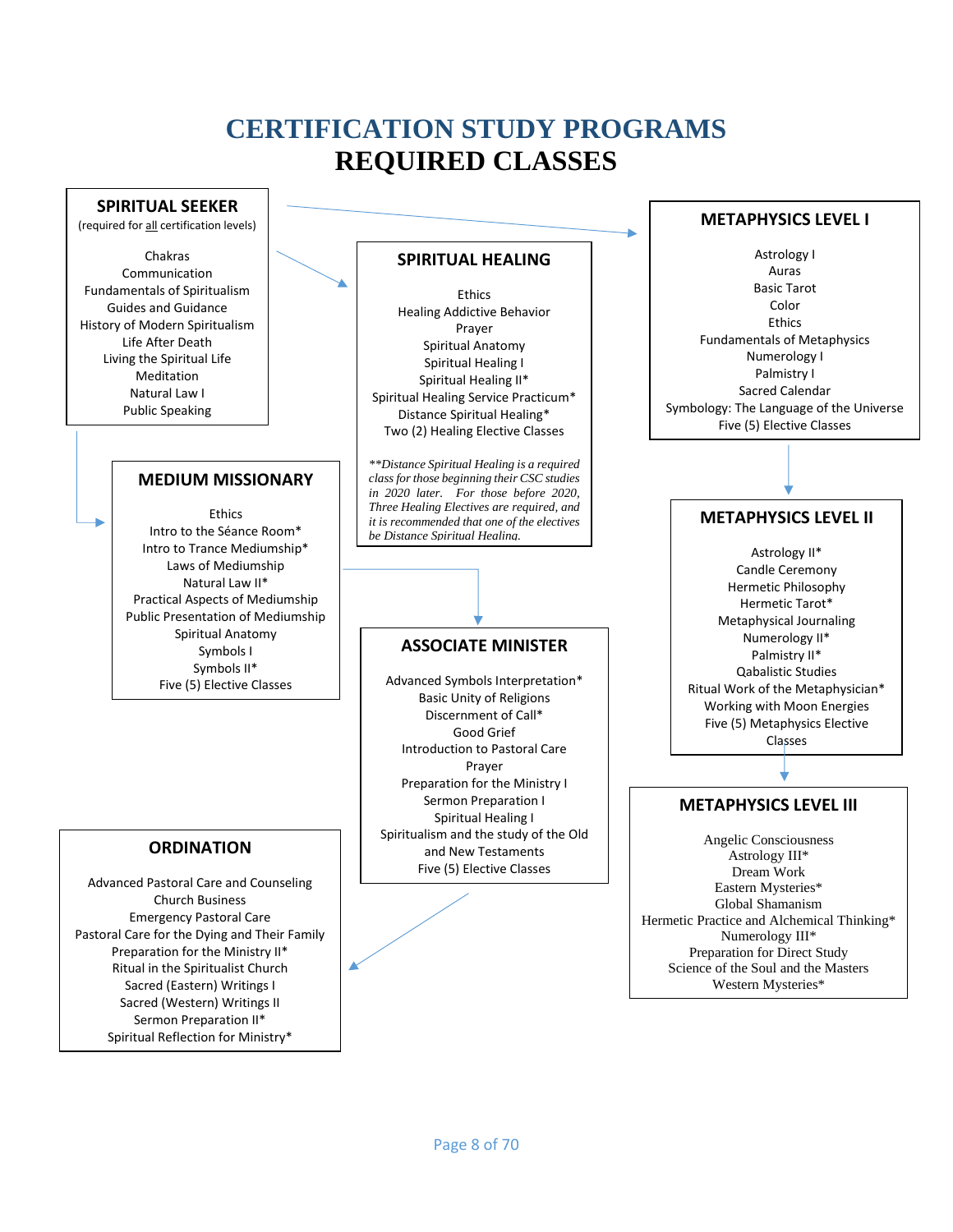# CERTIFICATION STUDY PROGRAMS
# REQUIRED CLASSES

### SPIRITUAL SEEKER

(required for all certification levels)

Chakras
Communication
Fundamentals of Spiritualism
Guides and Guidance
History of Modern Spiritualism
Life After Death
Living the Spiritual Life
Meditation
Natural Law I
Public Speaking

### SPIRITUAL HEALING

Ethics
Healing Addictive Behavior
Prayer
Spiritual Anatomy
Spiritual Healing I
Spiritual Healing II*
Spiritual Healing Service Practicum*
Distance Spiritual Healing*
Two (2) Healing Elective Classes

*\*\*Distance Spiritual Healing is a required class for those beginning their CSC studies in 2020 later. For those before 2020, Three Healing Electives are required, and it is recommended that one of the electives be Distance Spiritual Healing.*

### METAPHYSICS LEVEL I

Astrology I
Auras
Basic Tarot
Color
Ethics
Fundamentals of Metaphysics
Numerology I
Palmistry I
Sacred Calendar
Symbology: The Language of the Universe
Five (5) Elective Classes

### MEDIUM MISSIONARY

Ethics
Intro to the Séance Room*
Intro to Trance Mediumship*
Laws of Mediumship
Natural Law II*
Practical Aspects of Mediumship
Public Presentation of Mediumship
Spiritual Anatomy
Symbols I
Symbols II*
Five (5) Elective Classes

### METAPHYSICS LEVEL II

Astrology II*
Candle Ceremony
Hermetic Philosophy
Hermetic Tarot*
Metaphysical Journaling
Numerology II*
Palmistry II*
Qabalistic Studies
Ritual Work of the Metaphysician*
Working with Moon Energies
Five (5) Metaphysics Elective Classes

### ASSOCIATE MINISTER

Advanced Symbols Interpretation*
Basic Unity of Religions
Discernment of Call*
Good Grief
Introduction to Pastoral Care
Prayer
Preparation for the Ministry I
Sermon Preparation I
Spiritual Healing I
Spiritualism and the study of the Old and New Testaments
Five (5) Elective Classes

### METAPHYSICS LEVEL III

Angelic Consciousness
Astrology III*
Dream Work
Eastern Mysteries*
Global Shamanism
Hermetic Practice and Alchemical Thinking*
Numerology III*
Preparation for Direct Study
Science of the Soul and the Masters
Western Mysteries*

### ORDINATION

Advanced Pastoral Care and Counseling
Church Business
Emergency Pastoral Care
Pastoral Care for the Dying and Their Family
Preparation for the Ministry II*
Ritual in the Spiritualist Church
Sacred (Eastern) Writings I
Sacred (Western) Writings II
Sermon Preparation II*
Spiritual Reflection for Ministry*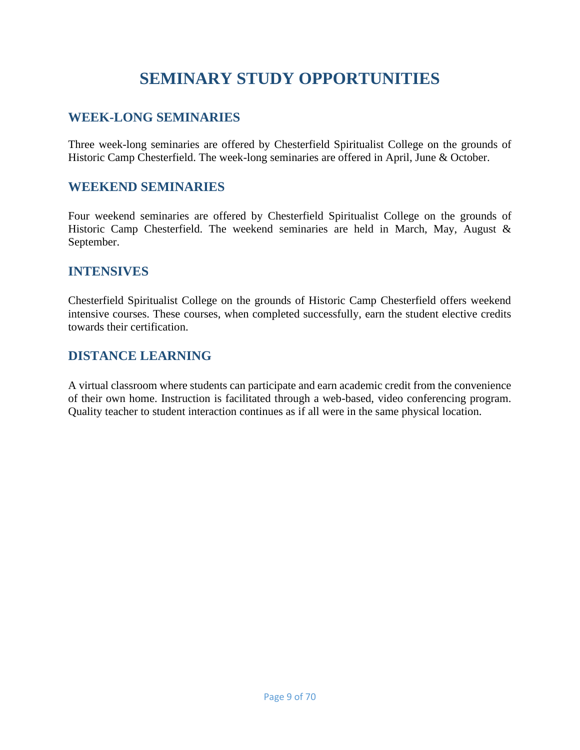# SEMINARY STUDY OPPORTUNITIES

## WEEK-LONG SEMINARIES

Three week-long seminaries are offered by Chesterfield Spiritualist College on the grounds of Historic Camp Chesterfield. The week-long seminaries are offered in April, June & October.

## WEEKEND SEMINARIES

Four weekend seminaries are offered by Chesterfield Spiritualist College on the grounds of Historic Camp Chesterfield. The weekend seminaries are held in March, May, August & September.

## INTENSIVES

Chesterfield Spiritualist College on the grounds of Historic Camp Chesterfield offers weekend intensive courses. These courses, when completed successfully, earn the student elective credits towards their certification.

## DISTANCE LEARNING

A virtual classroom where students can participate and earn academic credit from the convenience of their own home. Instruction is facilitated through a web-based, video conferencing program. Quality teacher to student interaction continues as if all were in the same physical location.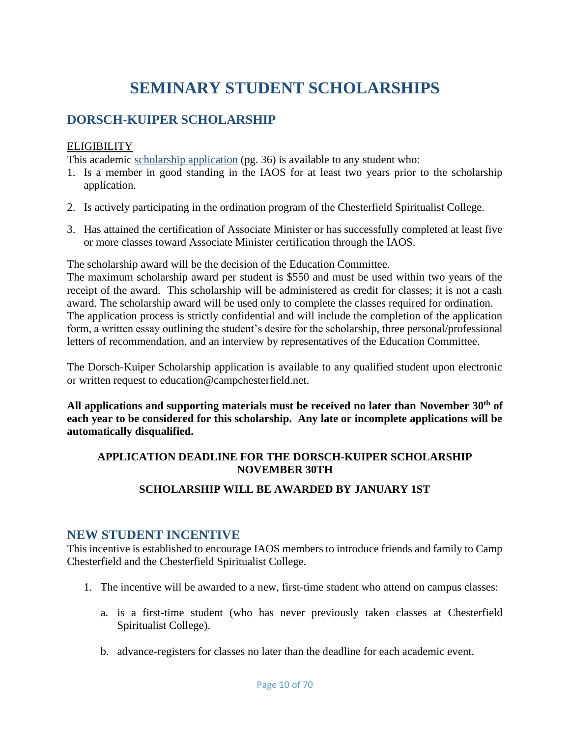# SEMINARY STUDENT SCHOLARSHIPS

## DORSCH-KUIPER SCHOLARSHIP

ELIGIBILITY

This academic scholarship application (pg. 36) is available to any student who:

1. Is a member in good standing in the IAOS for at least two years prior to the scholarship application.

2. Is actively participating in the ordination program of the Chesterfield Spiritualist College.

3. Has attained the certification of Associate Minister or has successfully completed at least five or more classes toward Associate Minister certification through the IAOS.

The scholarship award will be the decision of the Education Committee.

The maximum scholarship award per student is $550 and must be used within two years of the receipt of the award. This scholarship will be administered as credit for classes; it is not a cash award. The scholarship award will be used only to complete the classes required for ordination.

The application process is strictly confidential and will include the completion of the application form, a written essay outlining the student's desire for the scholarship, three personal/professional letters of recommendation, and an interview by representatives of the Education Committee.

The Dorsch-Kuiper Scholarship application is available to any qualified student upon electronic or written request to education@campchesterfield.net.

**All applications and supporting materials must be received no later than November 30th of each year to be considered for this scholarship. Any late or incomplete applications will be automatically disqualified.**

**APPLICATION DEADLINE FOR THE DORSCH-KUIPER SCHOLARSHIP NOVEMBER 30TH**

**SCHOLARSHIP WILL BE AWARDED BY JANUARY 1ST**

## NEW STUDENT INCENTIVE

This incentive is established to encourage IAOS members to introduce friends and family to Camp Chesterfield and the Chesterfield Spiritualist College.

1. The incentive will be awarded to a new, first-time student who attend on campus classes:

   a. is a first-time student (who has never previously taken classes at Chesterfield Spiritualist College).

   b. advance-registers for classes no later than the deadline for each academic event.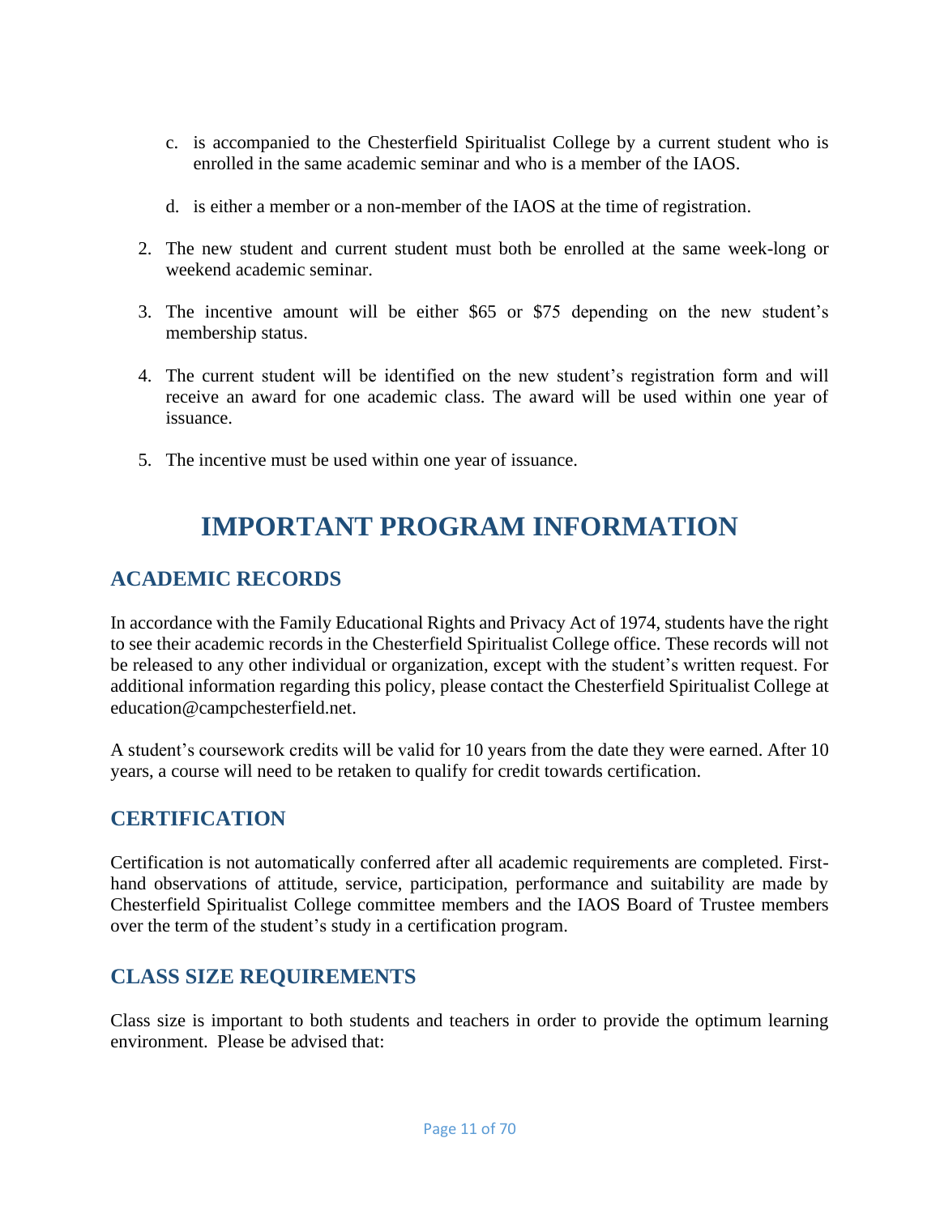c. is accompanied to the Chesterfield Spiritualist College by a current student who is enrolled in the same academic seminar and who is a member of the IAOS.

d. is either a member or a non-member of the IAOS at the time of registration.

2. The new student and current student must both be enrolled at the same week-long or weekend academic seminar.

3. The incentive amount will be either $65 or $75 depending on the new student's membership status.

4. The current student will be identified on the new student's registration form and will receive an award for one academic class. The award will be used within one year of issuance.

5. The incentive must be used within one year of issuance.

# IMPORTANT PROGRAM INFORMATION

## ACADEMIC RECORDS

In accordance with the Family Educational Rights and Privacy Act of 1974, students have the right to see their academic records in the Chesterfield Spiritualist College office. These records will not be released to any other individual or organization, except with the student's written request. For additional information regarding this policy, please contact the Chesterfield Spiritualist College at education@campchesterfield.net.

A student's coursework credits will be valid for 10 years from the date they were earned. After 10 years, a course will need to be retaken to qualify for credit towards certification.

## CERTIFICATION

Certification is not automatically conferred after all academic requirements are completed. First-hand observations of attitude, service, participation, performance and suitability are made by Chesterfield Spiritualist College committee members and the IAOS Board of Trustee members over the term of the student's study in a certification program.

## CLASS SIZE REQUIREMENTS

Class size is important to both students and teachers in order to provide the optimum learning environment. Please be advised that: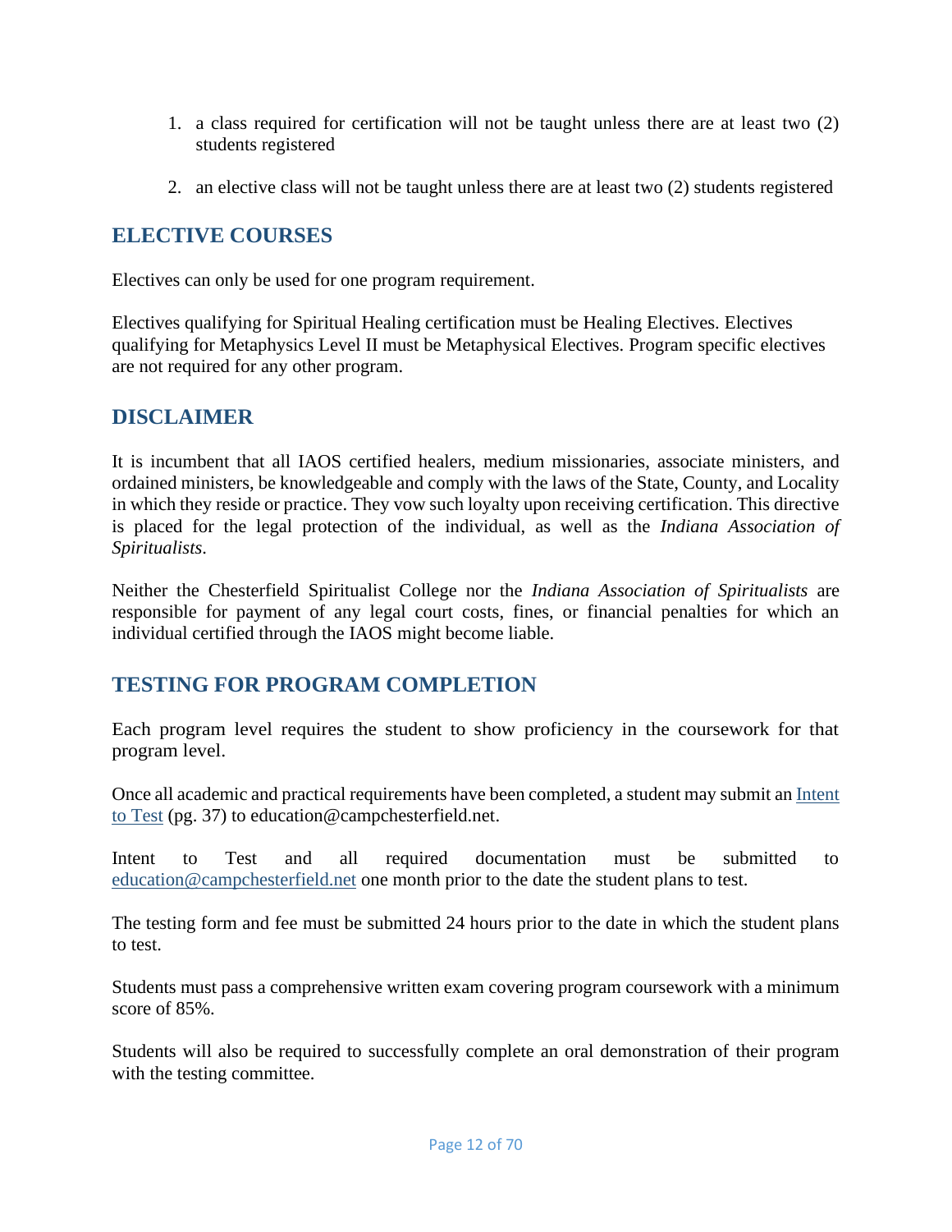1. a class required for certification will not be taught unless there are at least two (2) students registered

2. an elective class will not be taught unless there are at least two (2) students registered

## ELECTIVE COURSES

Electives can only be used for one program requirement.

Electives qualifying for Spiritual Healing certification must be Healing Electives. Electives qualifying for Metaphysics Level II must be Metaphysical Electives. Program specific electives are not required for any other program.

## DISCLAIMER

It is incumbent that all IAOS certified healers, medium missionaries, associate ministers, and ordained ministers, be knowledgeable and comply with the laws of the State, County, and Locality in which they reside or practice. They vow such loyalty upon receiving certification. This directive is placed for the legal protection of the individual, as well as the *Indiana Association of Spiritualists*.

Neither the Chesterfield Spiritualist College nor the *Indiana Association of Spiritualists* are responsible for payment of any legal court costs, fines, or financial penalties for which an individual certified through the IAOS might become liable.

## TESTING FOR PROGRAM COMPLETION

Each program level requires the student to show proficiency in the coursework for that program level.

Once all academic and practical requirements have been completed, a student may submit an Intent to Test (pg. 37) to education@campchesterfield.net.

Intent to Test and all required documentation must be submitted to education@campchesterfield.net one month prior to the date the student plans to test.

The testing form and fee must be submitted 24 hours prior to the date in which the student plans to test.

Students must pass a comprehensive written exam covering program coursework with a minimum score of 85%.

Students will also be required to successfully complete an oral demonstration of their program with the testing committee.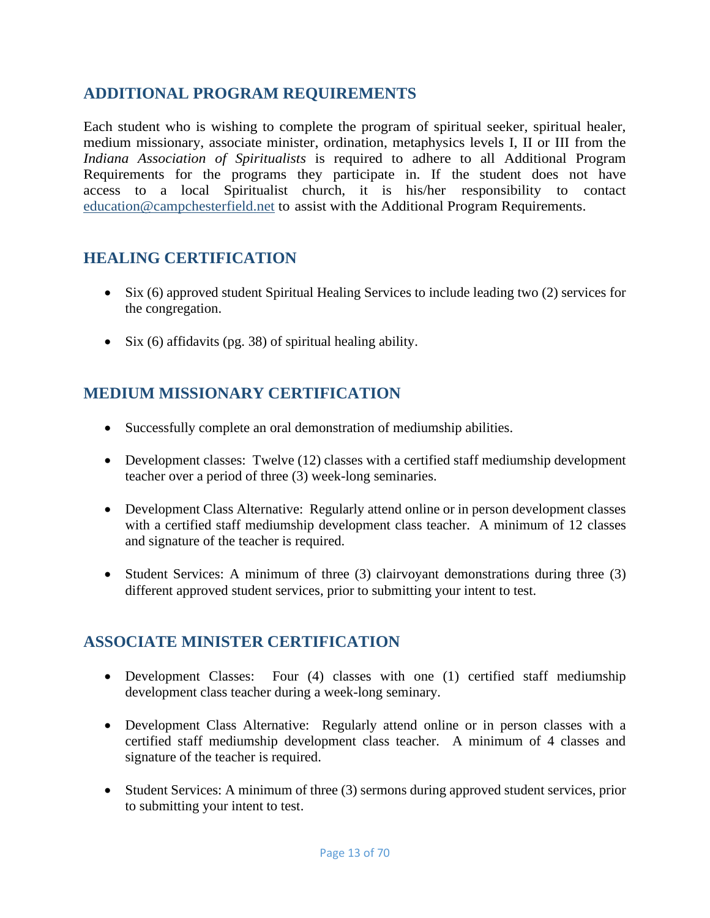## ADDITIONAL PROGRAM REQUIREMENTS

Each student who is wishing to complete the program of spiritual seeker, spiritual healer, medium missionary, associate minister, ordination, metaphysics levels I, II or III from the *Indiana Association of Spiritualists* is required to adhere to all Additional Program Requirements for the programs they participate in. If the student does not have access to a local Spiritualist church, it is his/her responsibility to contact education@campchesterfield.net to assist with the Additional Program Requirements.

## HEALING CERTIFICATION

- Six (6) approved student Spiritual Healing Services to include leading two (2) services for the congregation.
- Six (6) affidavits (pg. 38) of spiritual healing ability.

## MEDIUM MISSIONARY CERTIFICATION

- Successfully complete an oral demonstration of mediumship abilities.
- Development classes: Twelve (12) classes with a certified staff mediumship development teacher over a period of three (3) week-long seminaries.
- Development Class Alternative: Regularly attend online or in person development classes with a certified staff mediumship development class teacher. A minimum of 12 classes and signature of the teacher is required.
- Student Services: A minimum of three (3) clairvoyant demonstrations during three (3) different approved student services, prior to submitting your intent to test.

## ASSOCIATE MINISTER CERTIFICATION

- Development Classes: Four (4) classes with one (1) certified staff mediumship development class teacher during a week-long seminary.
- Development Class Alternative: Regularly attend online or in person classes with a certified staff mediumship development class teacher. A minimum of 4 classes and signature of the teacher is required.
- Student Services: A minimum of three (3) sermons during approved student services, prior to submitting your intent to test.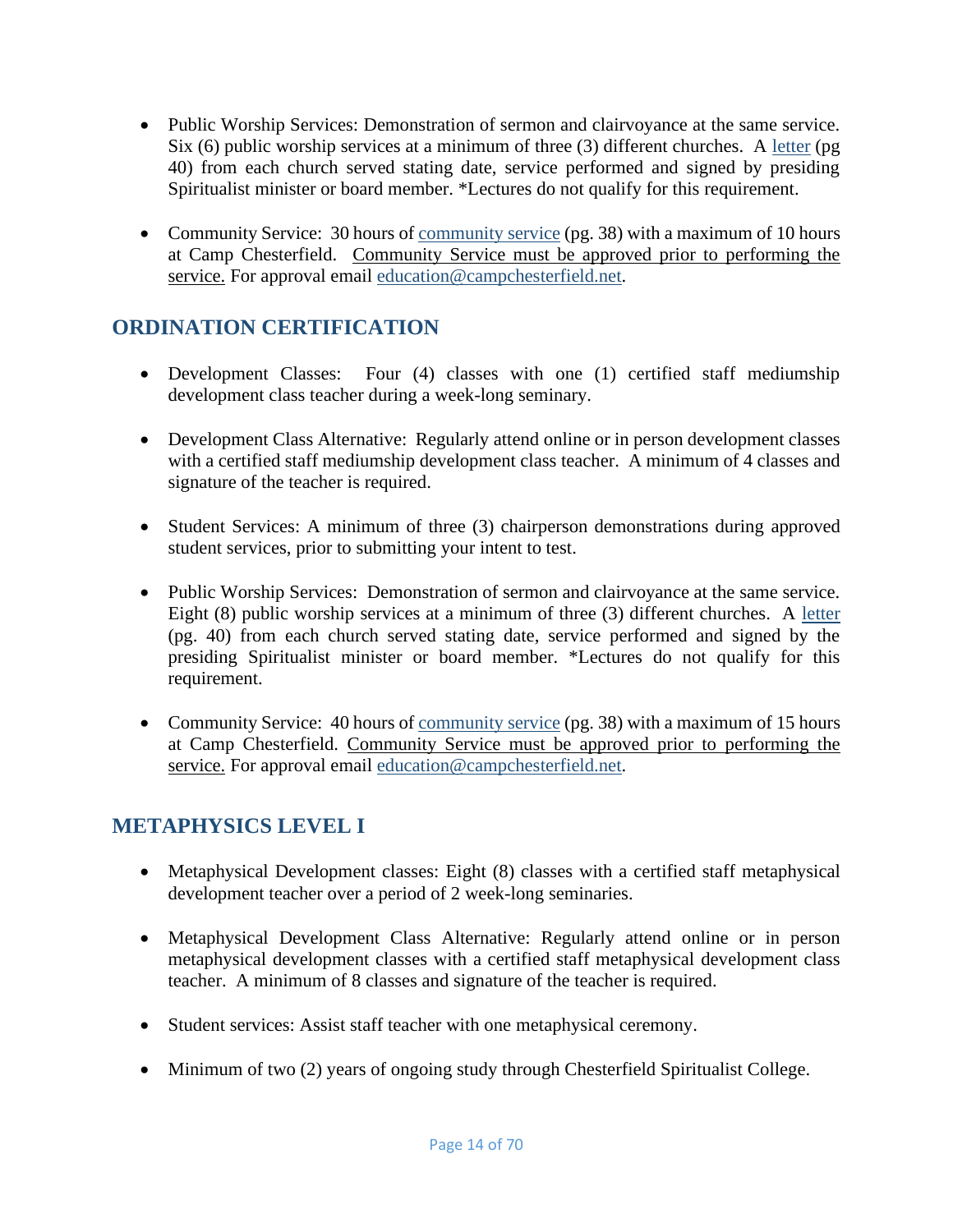- Public Worship Services: Demonstration of sermon and clairvoyance at the same service. Six (6) public worship services at a minimum of three (3) different churches. A letter (pg 40) from each church served stating date, service performed and signed by presiding Spiritualist minister or board member. *Lectures do not qualify for this requirement.

- Community Service: 30 hours of community service (pg. 38) with a maximum of 10 hours at Camp Chesterfield. Community Service must be approved prior to performing the service. For approval email education@campchesterfield.net.

## ORDINATION CERTIFICATION

- Development Classes: Four (4) classes with one (1) certified staff mediumship development class teacher during a week-long seminary.

- Development Class Alternative: Regularly attend online or in person development classes with a certified staff mediumship development class teacher. A minimum of 4 classes and signature of the teacher is required.

- Student Services: A minimum of three (3) chairperson demonstrations during approved student services, prior to submitting your intent to test.

- Public Worship Services: Demonstration of sermon and clairvoyance at the same service. Eight (8) public worship services at a minimum of three (3) different churches. A letter (pg. 40) from each church served stating date, service performed and signed by the presiding Spiritualist minister or board member. *Lectures do not qualify for this requirement.

- Community Service: 40 hours of community service (pg. 38) with a maximum of 15 hours at Camp Chesterfield. Community Service must be approved prior to performing the service. For approval email education@campchesterfield.net.

## METAPHYSICS LEVEL I

- Metaphysical Development classes: Eight (8) classes with a certified staff metaphysical development teacher over a period of 2 week-long seminaries.

- Metaphysical Development Class Alternative: Regularly attend online or in person metaphysical development classes with a certified staff metaphysical development class teacher. A minimum of 8 classes and signature of the teacher is required.

- Student services: Assist staff teacher with one metaphysical ceremony.

- Minimum of two (2) years of ongoing study through Chesterfield Spiritualist College.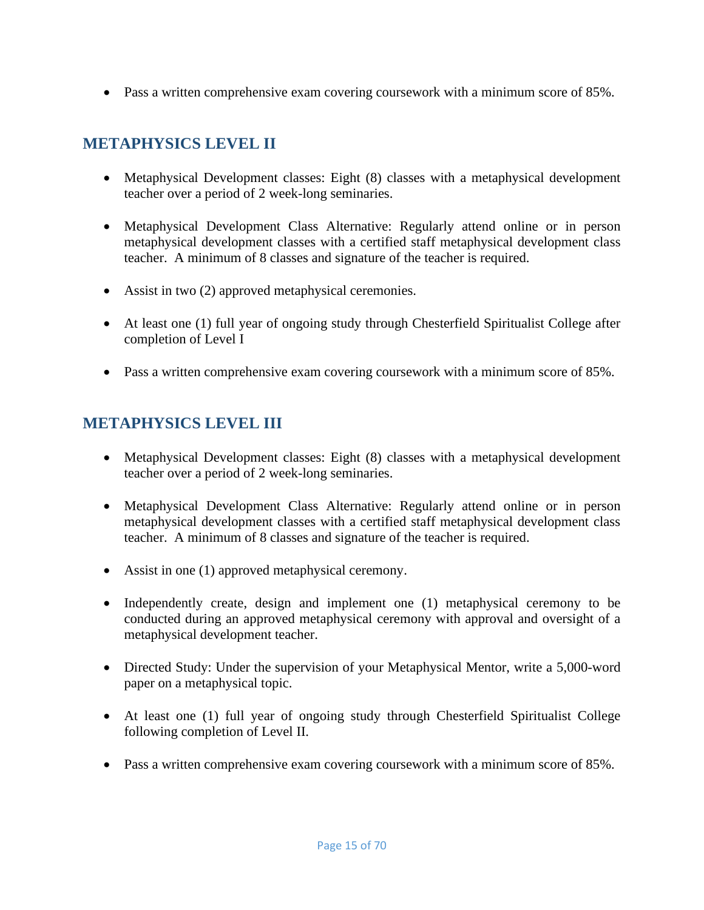- Pass a written comprehensive exam covering coursework with a minimum score of 85%.

## METAPHYSICS LEVEL II

- Metaphysical Development classes: Eight (8) classes with a metaphysical development teacher over a period of 2 week-long seminaries.

- Metaphysical Development Class Alternative: Regularly attend online or in person metaphysical development classes with a certified staff metaphysical development class teacher. A minimum of 8 classes and signature of the teacher is required.

- Assist in two (2) approved metaphysical ceremonies.

- At least one (1) full year of ongoing study through Chesterfield Spiritualist College after completion of Level I

- Pass a written comprehensive exam covering coursework with a minimum score of 85%.

## METAPHYSICS LEVEL III

- Metaphysical Development classes: Eight (8) classes with a metaphysical development teacher over a period of 2 week-long seminaries.

- Metaphysical Development Class Alternative: Regularly attend online or in person metaphysical development classes with a certified staff metaphysical development class teacher. A minimum of 8 classes and signature of the teacher is required.

- Assist in one (1) approved metaphysical ceremony.

- Independently create, design and implement one (1) metaphysical ceremony to be conducted during an approved metaphysical ceremony with approval and oversight of a metaphysical development teacher.

- Directed Study: Under the supervision of your Metaphysical Mentor, write a 5,000-word paper on a metaphysical topic.

- At least one (1) full year of ongoing study through Chesterfield Spiritualist College following completion of Level II.

- Pass a written comprehensive exam covering coursework with a minimum score of 85%.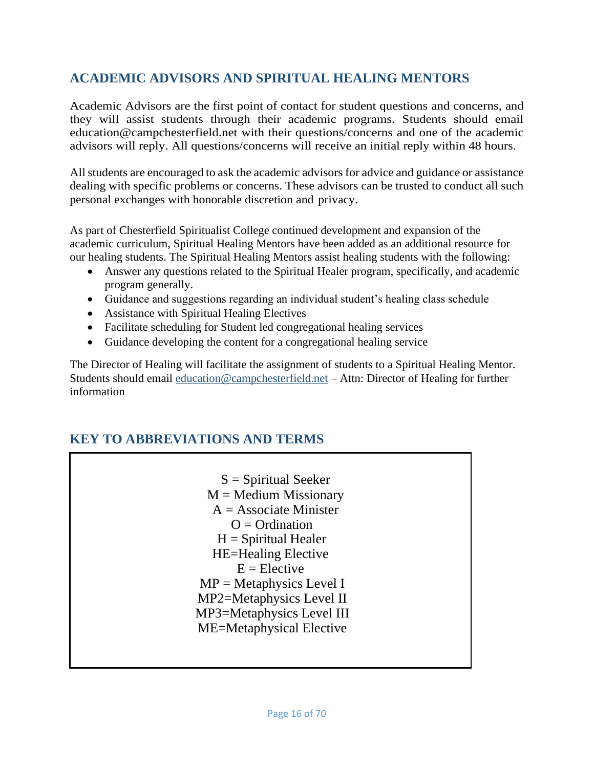## ACADEMIC ADVISORS AND SPIRITUAL HEALING MENTORS

Academic Advisors are the first point of contact for student questions and concerns, and they will assist students through their academic programs. Students should email education@campchesterfield.net with their questions/concerns and one of the academic advisors will reply. All questions/concerns will receive an initial reply within 48 hours.

All students are encouraged to ask the academic advisors for advice and guidance or assistance dealing with specific problems or concerns. These advisors can be trusted to conduct all such personal exchanges with honorable discretion and privacy.

As part of Chesterfield Spiritualist College continued development and expansion of the academic curriculum, Spiritual Healing Mentors have been added as an additional resource for our healing students. The Spiritual Healing Mentors assist healing students with the following:

- Answer any questions related to the Spiritual Healer program, specifically, and academic program generally.
- Guidance and suggestions regarding an individual student's healing class schedule
- Assistance with Spiritual Healing Electives
- Facilitate scheduling for Student led congregational healing services
- Guidance developing the content for a congregational healing service

The Director of Healing will facilitate the assignment of students to a Spiritual Healing Mentor. Students should email education@campchesterfield.net – Attn: Director of Healing for further information

## KEY TO ABBREVIATIONS AND TERMS

S = Spiritual Seeker
M = Medium Missionary
A = Associate Minister
O = Ordination
H = Spiritual Healer
HE=Healing Elective
E = Elective
MP = Metaphysics Level I
MP2=Metaphysics Level II
MP3=Metaphysics Level III
ME=Metaphysical Elective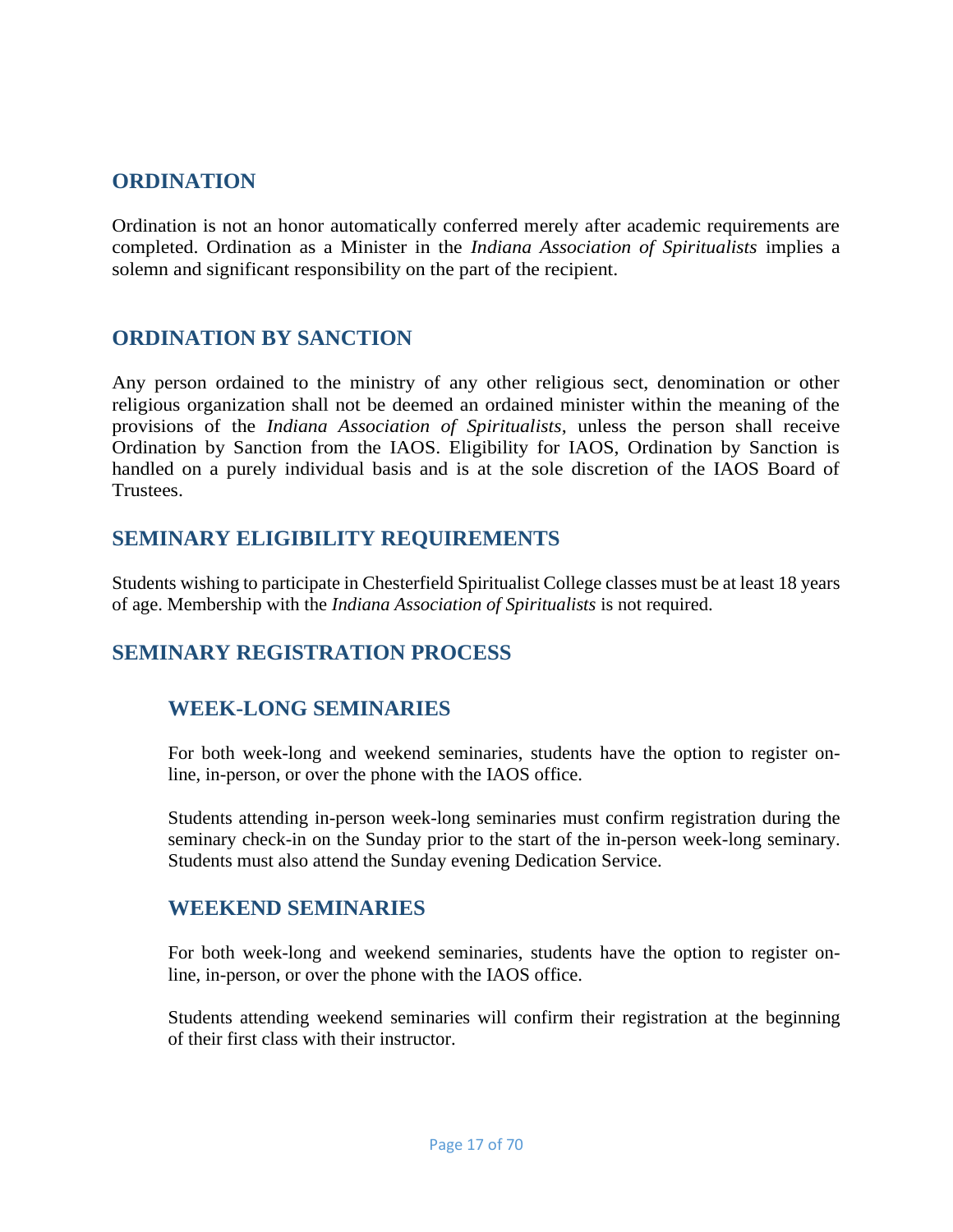## ORDINATION

Ordination is not an honor automatically conferred merely after academic requirements are completed. Ordination as a Minister in the *Indiana Association of Spiritualists* implies a solemn and significant responsibility on the part of the recipient.

## ORDINATION BY SANCTION

Any person ordained to the ministry of any other religious sect, denomination or other religious organization shall not be deemed an ordained minister within the meaning of the provisions of the *Indiana Association of Spiritualists*, unless the person shall receive Ordination by Sanction from the IAOS. Eligibility for IAOS, Ordination by Sanction is handled on a purely individual basis and is at the sole discretion of the IAOS Board of Trustees.

## SEMINARY ELIGIBILITY REQUIREMENTS

Students wishing to participate in Chesterfield Spiritualist College classes must be at least 18 years of age. Membership with the *Indiana Association of Spiritualists* is not required.

## SEMINARY REGISTRATION PROCESS

### WEEK-LONG SEMINARIES

For both week-long and weekend seminaries, students have the option to register on-line, in-person, or over the phone with the IAOS office.

Students attending in-person week-long seminaries must confirm registration during the seminary check-in on the Sunday prior to the start of the in-person week-long seminary. Students must also attend the Sunday evening Dedication Service.

### WEEKEND SEMINARIES

For both week-long and weekend seminaries, students have the option to register on-line, in-person, or over the phone with the IAOS office.

Students attending weekend seminaries will confirm their registration at the beginning of their first class with their instructor.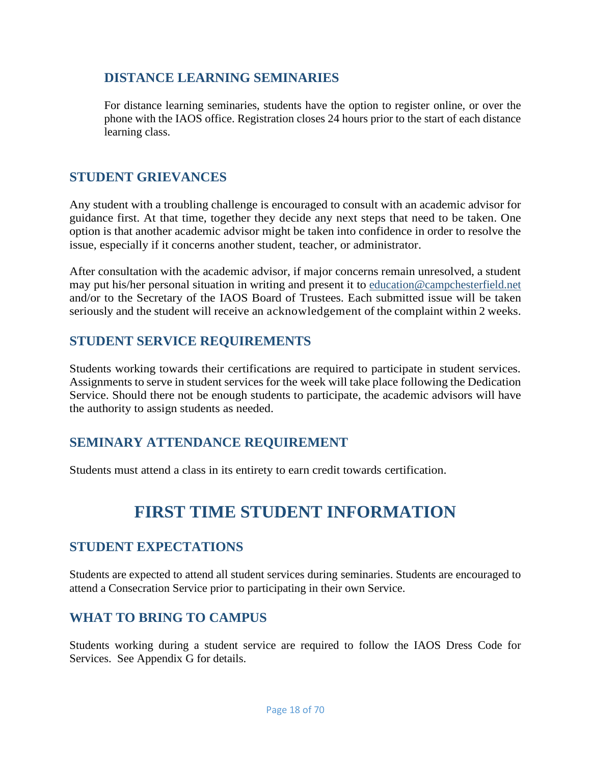### DISTANCE LEARNING SEMINARIES

For distance learning seminaries, students have the option to register online, or over the phone with the IAOS office. Registration closes 24 hours prior to the start of each distance learning class.

## STUDENT GRIEVANCES

Any student with a troubling challenge is encouraged to consult with an academic advisor for guidance first. At that time, together they decide any next steps that need to be taken. One option is that another academic advisor might be taken into confidence in order to resolve the issue, especially if it concerns another student, teacher, or administrator.

After consultation with the academic advisor, if major concerns remain unresolved, a student may put his/her personal situation in writing and present it to education@campchesterfield.net and/or to the Secretary of the IAOS Board of Trustees. Each submitted issue will be taken seriously and the student will receive an acknowledgement of the complaint within 2 weeks.

## STUDENT SERVICE REQUIREMENTS

Students working towards their certifications are required to participate in student services. Assignments to serve in student services for the week will take place following the Dedication Service. Should there not be enough students to participate, the academic advisors will have the authority to assign students as needed.

## SEMINARY ATTENDANCE REQUIREMENT

Students must attend a class in its entirety to earn credit towards certification.

# FIRST TIME STUDENT INFORMATION

## STUDENT EXPECTATIONS

Students are expected to attend all student services during seminaries. Students are encouraged to attend a Consecration Service prior to participating in their own Service.

## WHAT TO BRING TO CAMPUS

Students working during a student service are required to follow the IAOS Dress Code for Services. See Appendix G for details.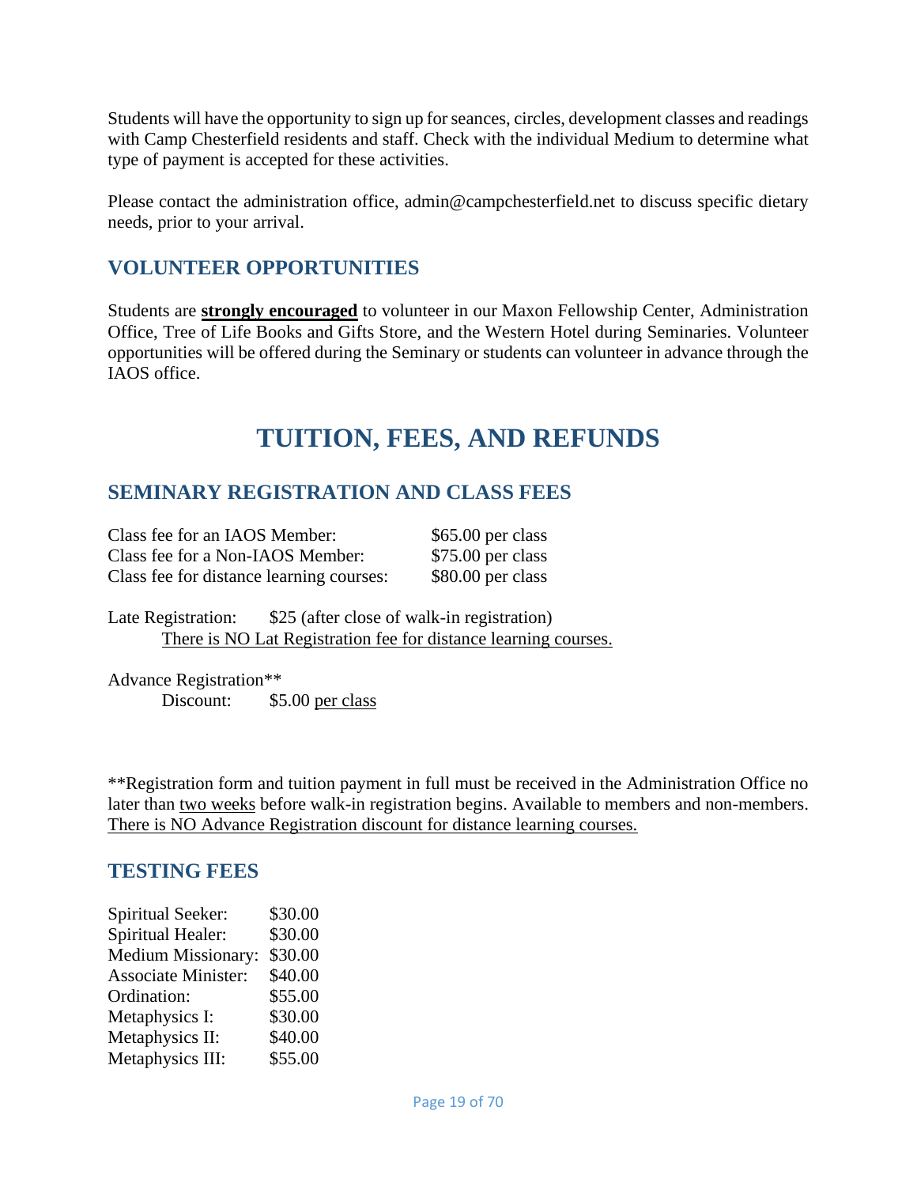Students will have the opportunity to sign up for seances, circles, development classes and readings with Camp Chesterfield residents and staff. Check with the individual Medium to determine what type of payment is accepted for these activities.

Please contact the administration office, admin@campchesterfield.net to discuss specific dietary needs, prior to your arrival.

## VOLUNTEER OPPORTUNITIES

Students are **strongly encouraged** to volunteer in our Maxon Fellowship Center, Administration Office, Tree of Life Books and Gifts Store, and the Western Hotel during Seminaries. Volunteer opportunities will be offered during the Seminary or students can volunteer in advance through the IAOS office.

# TUITION, FEES, AND REFUNDS

## SEMINARY REGISTRATION AND CLASS FEES

| | |
|---|---|
| Class fee for an IAOS Member: | $65.00 per class |
| Class fee for a Non-IAOS Member: | $75.00 per class |
| Class fee for distance learning courses: | $80.00 per class |

Late Registration: $25 (after close of walk-in registration)
There is NO Lat Registration fee for distance learning courses.

Advance Registration**
Discount: $5.00 per class

**Registration form and tuition payment in full must be received in the Administration Office no later than two weeks before walk-in registration begins. Available to members and non-members. There is NO Advance Registration discount for distance learning courses.

## TESTING FEES

| | |
|---|---|
| Spiritual Seeker: | $30.00 |
| Spiritual Healer: | $30.00 |
| Medium Missionary: | $30.00 |
| Associate Minister: | $40.00 |
| Ordination: | $55.00 |
| Metaphysics I: | $30.00 |
| Metaphysics II: | $40.00 |
| Metaphysics III: | $55.00 |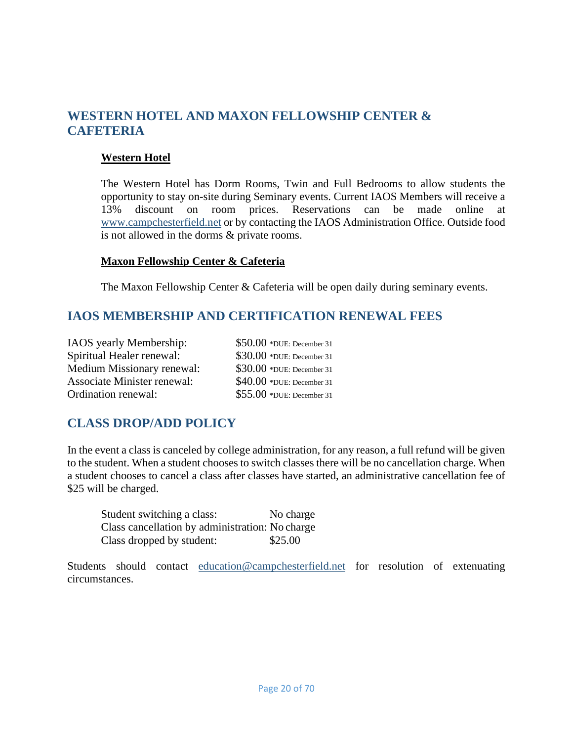## WESTERN HOTEL AND MAXON FELLOWSHIP CENTER & CAFETERIA

### Western Hotel

The Western Hotel has Dorm Rooms, Twin and Full Bedrooms to allow students the opportunity to stay on-site during Seminary events. Current IAOS Members will receive a 13% discount on room prices. Reservations can be made online at www.campchesterfield.net or by contacting the IAOS Administration Office. Outside food is not allowed in the dorms & private rooms.

### Maxon Fellowship Center & Cafeteria

The Maxon Fellowship Center & Cafeteria will be open daily during seminary events.

## IAOS MEMBERSHIP AND CERTIFICATION RENEWAL FEES

| | |
|---|---|
| IAOS yearly Membership: | $50.00 *DUE: December 31 |
| Spiritual Healer renewal: | $30.00 *DUE: December 31 |
| Medium Missionary renewal: | $30.00 *DUE: December 31 |
| Associate Minister renewal: | $40.00 *DUE: December 31 |
| Ordination renewal: | $55.00 *DUE: December 31 |

## CLASS DROP/ADD POLICY

In the event a class is canceled by college administration, for any reason, a full refund will be given to the student. When a student chooses to switch classes there will be no cancellation charge. When a student chooses to cancel a class after classes have started, an administrative cancellation fee of $25 will be charged.

| | |
|---|---|
| Student switching a class: | No charge |
| Class cancellation by administration: | No charge |
| Class dropped by student: | $25.00 |

Students should contact education@campchesterfield.net for resolution of extenuating circumstances.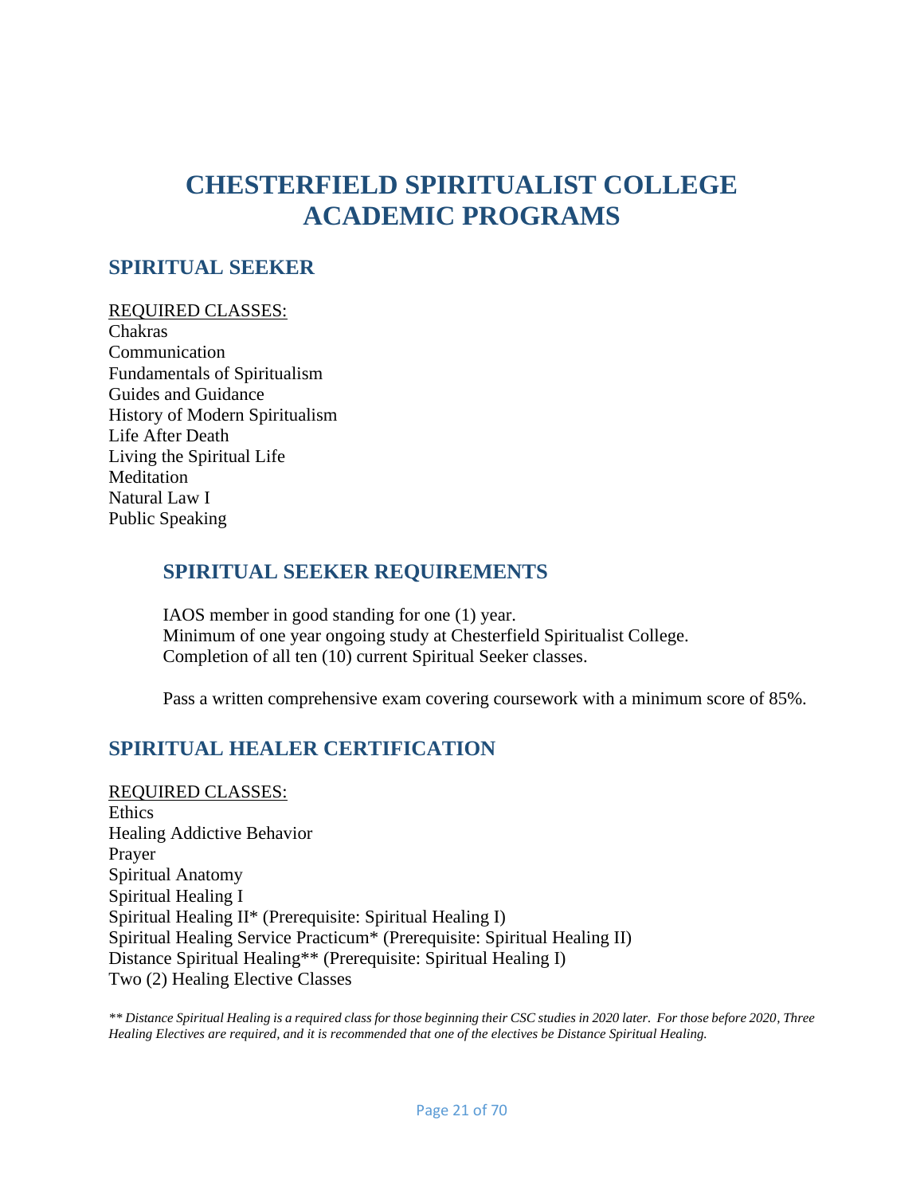# CHESTERFIELD SPIRITUALIST COLLEGE ACADEMIC PROGRAMS

## SPIRITUAL SEEKER

<u>REQUIRED CLASSES:</u>
Chakras
Communication
Fundamentals of Spiritualism
Guides and Guidance
History of Modern Spiritualism
Life After Death
Living the Spiritual Life
Meditation
Natural Law I
Public Speaking

### SPIRITUAL SEEKER REQUIREMENTS

IAOS member in good standing for one (1) year.
Minimum of one year ongoing study at Chesterfield Spiritualist College.
Completion of all ten (10) current Spiritual Seeker classes.

Pass a written comprehensive exam covering coursework with a minimum score of 85%.

## SPIRITUAL HEALER CERTIFICATION

<u>REQUIRED CLASSES:</u>
Ethics
Healing Addictive Behavior
Prayer
Spiritual Anatomy
Spiritual Healing I
Spiritual Healing II* (Prerequisite: Spiritual Healing I)
Spiritual Healing Service Practicum* (Prerequisite: Spiritual Healing II)
Distance Spiritual Healing** (Prerequisite: Spiritual Healing I)
Two (2) Healing Elective Classes

*\*\* Distance Spiritual Healing is a required class for those beginning their CSC studies in 2020 later. For those before 2020, Three Healing Electives are required, and it is recommended that one of the electives be Distance Spiritual Healing.*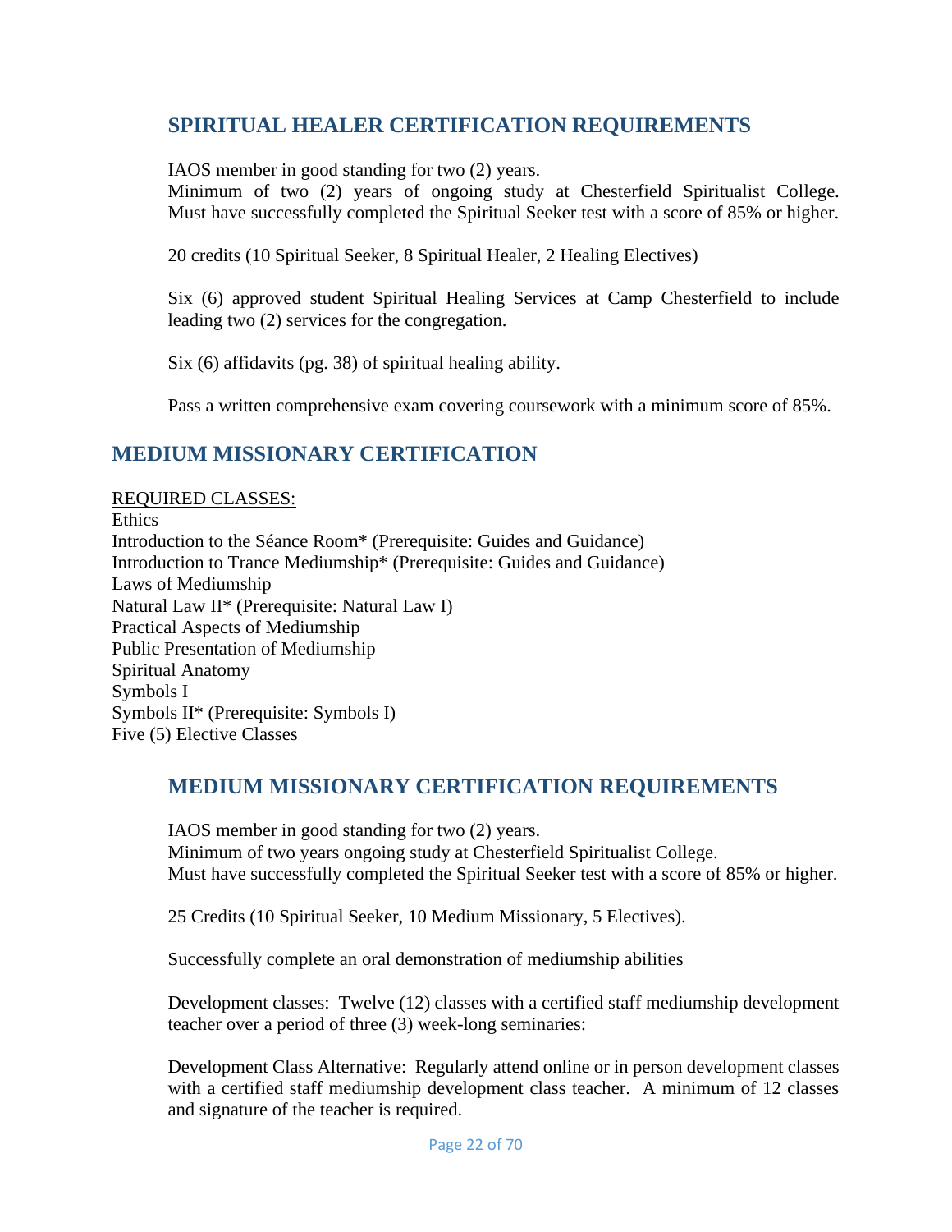## SPIRITUAL HEALER CERTIFICATION REQUIREMENTS

IAOS member in good standing for two (2) years.
Minimum of two (2) years of ongoing study at Chesterfield Spiritualist College. Must have successfully completed the Spiritual Seeker test with a score of 85% or higher.

20 credits (10 Spiritual Seeker, 8 Spiritual Healer, 2 Healing Electives)

Six (6) approved student Spiritual Healing Services at Camp Chesterfield to include leading two (2) services for the congregation.

Six (6) affidavits (pg. 38) of spiritual healing ability.

Pass a written comprehensive exam covering coursework with a minimum score of 85%.

## MEDIUM MISSIONARY CERTIFICATION

<u>REQUIRED CLASSES:</u>
Ethics
Introduction to the Séance Room* (Prerequisite: Guides and Guidance)
Introduction to Trance Mediumship* (Prerequisite: Guides and Guidance)
Laws of Mediumship
Natural Law II* (Prerequisite: Natural Law I)
Practical Aspects of Mediumship
Public Presentation of Mediumship
Spiritual Anatomy
Symbols I
Symbols II* (Prerequisite: Symbols I)
Five (5) Elective Classes

## MEDIUM MISSIONARY CERTIFICATION REQUIREMENTS

IAOS member in good standing for two (2) years.
Minimum of two years ongoing study at Chesterfield Spiritualist College.
Must have successfully completed the Spiritual Seeker test with a score of 85% or higher.

25 Credits (10 Spiritual Seeker, 10 Medium Missionary, 5 Electives).

Successfully complete an oral demonstration of mediumship abilities

Development classes: Twelve (12) classes with a certified staff mediumship development teacher over a period of three (3) week-long seminaries:

Development Class Alternative: Regularly attend online or in person development classes with a certified staff mediumship development class teacher. A minimum of 12 classes and signature of the teacher is required.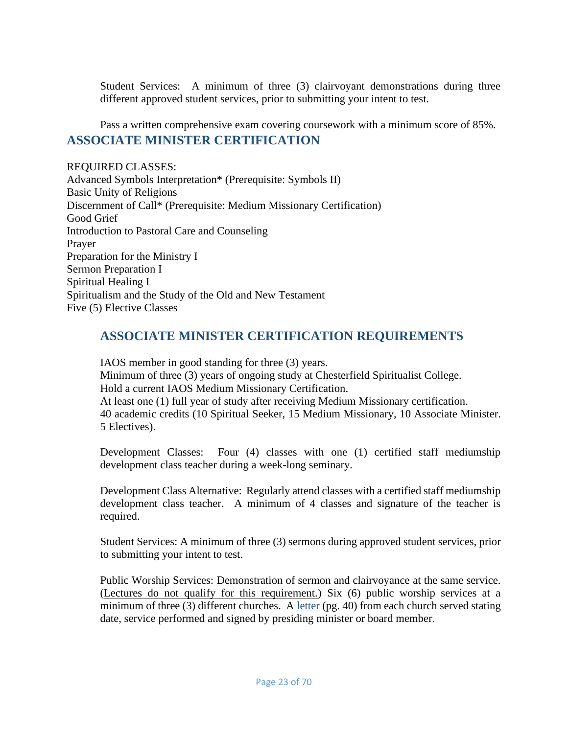Student Services: A minimum of three (3) clairvoyant demonstrations during three different approved student services, prior to submitting your intent to test.

Pass a written comprehensive exam covering coursework with a minimum score of 85%.

## ASSOCIATE MINISTER CERTIFICATION

REQUIRED CLASSES:

Advanced Symbols Interpretation* (Prerequisite: Symbols II)
Basic Unity of Religions
Discernment of Call* (Prerequisite: Medium Missionary Certification)
Good Grief
Introduction to Pastoral Care and Counseling
Prayer
Preparation for the Ministry I
Sermon Preparation I
Spiritual Healing I
Spiritualism and the Study of the Old and New Testament
Five (5) Elective Classes

### ASSOCIATE MINISTER CERTIFICATION REQUIREMENTS

IAOS member in good standing for three (3) years.
Minimum of three (3) years of ongoing study at Chesterfield Spiritualist College.
Hold a current IAOS Medium Missionary Certification.
At least one (1) full year of study after receiving Medium Missionary certification.
40 academic credits (10 Spiritual Seeker, 15 Medium Missionary, 10 Associate Minister. 5 Electives).

Development Classes: Four (4) classes with one (1) certified staff mediumship development class teacher during a week-long seminary.

Development Class Alternative: Regularly attend classes with a certified staff mediumship development class teacher. A minimum of 4 classes and signature of the teacher is required.

Student Services: A minimum of three (3) sermons during approved student services, prior to submitting your intent to test.

Public Worship Services: Demonstration of sermon and clairvoyance at the same service. (Lectures do not qualify for this requirement.) Six (6) public worship services at a minimum of three (3) different churches. A letter (pg. 40) from each church served stating date, service performed and signed by presiding minister or board member.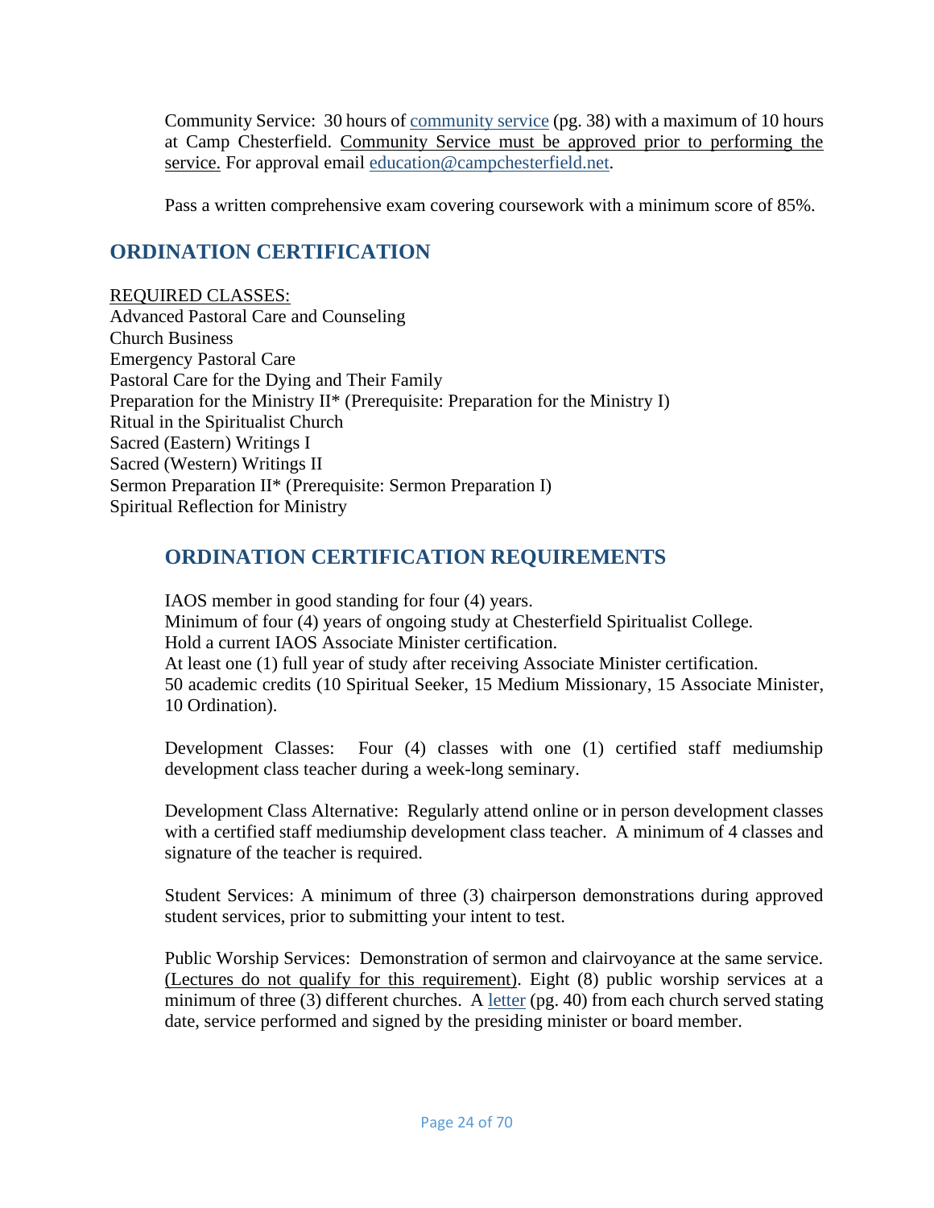Community Service: 30 hours of community service (pg. 38) with a maximum of 10 hours at Camp Chesterfield. Community Service must be approved prior to performing the service. For approval email education@campchesterfield.net.

Pass a written comprehensive exam covering coursework with a minimum score of 85%.

## ORDINATION CERTIFICATION

REQUIRED CLASSES:
Advanced Pastoral Care and Counseling
Church Business
Emergency Pastoral Care
Pastoral Care for the Dying and Their Family
Preparation for the Ministry II* (Prerequisite: Preparation for the Ministry I)
Ritual in the Spiritualist Church
Sacred (Eastern) Writings I
Sacred (Western) Writings II
Sermon Preparation II* (Prerequisite: Sermon Preparation I)
Spiritual Reflection for Ministry

## ORDINATION CERTIFICATION REQUIREMENTS

IAOS member in good standing for four (4) years.
Minimum of four (4) years of ongoing study at Chesterfield Spiritualist College.
Hold a current IAOS Associate Minister certification.
At least one (1) full year of study after receiving Associate Minister certification.
50 academic credits (10 Spiritual Seeker, 15 Medium Missionary, 15 Associate Minister, 10 Ordination).

Development Classes: Four (4) classes with one (1) certified staff mediumship development class teacher during a week-long seminary.

Development Class Alternative: Regularly attend online or in person development classes with a certified staff mediumship development class teacher. A minimum of 4 classes and signature of the teacher is required.

Student Services: A minimum of three (3) chairperson demonstrations during approved student services, prior to submitting your intent to test.

Public Worship Services: Demonstration of sermon and clairvoyance at the same service. (Lectures do not qualify for this requirement). Eight (8) public worship services at a minimum of three (3) different churches. A letter (pg. 40) from each church served stating date, service performed and signed by the presiding minister or board member.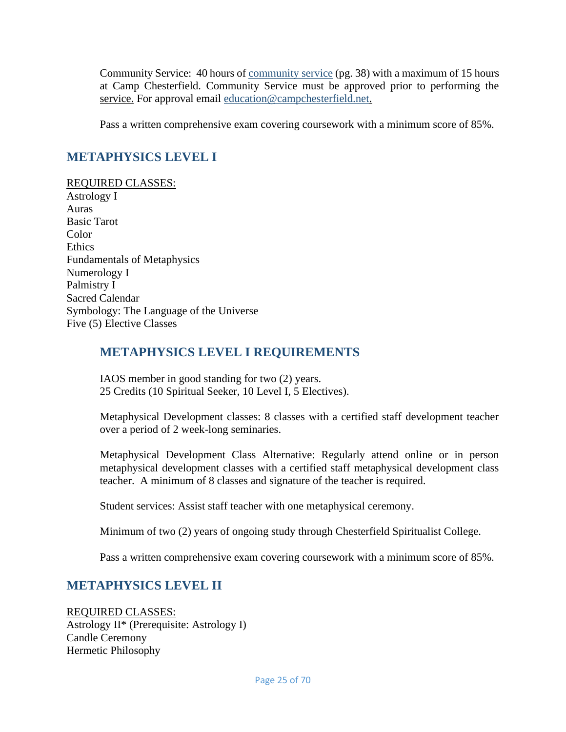Community Service: 40 hours of community service (pg. 38) with a maximum of 15 hours at Camp Chesterfield. Community Service must be approved prior to performing the service. For approval email education@campchesterfield.net.

Pass a written comprehensive exam covering coursework with a minimum score of 85%.

## METAPHYSICS LEVEL I

REQUIRED CLASSES:
Astrology I
Auras
Basic Tarot
Color
Ethics
Fundamentals of Metaphysics
Numerology I
Palmistry I
Sacred Calendar
Symbology: The Language of the Universe
Five (5) Elective Classes

### METAPHYSICS LEVEL I REQUIREMENTS

IAOS member in good standing for two (2) years.
25 Credits (10 Spiritual Seeker, 10 Level I, 5 Electives).

Metaphysical Development classes: 8 classes with a certified staff development teacher over a period of 2 week-long seminaries.

Metaphysical Development Class Alternative: Regularly attend online or in person metaphysical development classes with a certified staff metaphysical development class teacher. A minimum of 8 classes and signature of the teacher is required.

Student services: Assist staff teacher with one metaphysical ceremony.

Minimum of two (2) years of ongoing study through Chesterfield Spiritualist College.

Pass a written comprehensive exam covering coursework with a minimum score of 85%.

## METAPHYSICS LEVEL II

REQUIRED CLASSES:
Astrology II* (Prerequisite: Astrology I)
Candle Ceremony
Hermetic Philosophy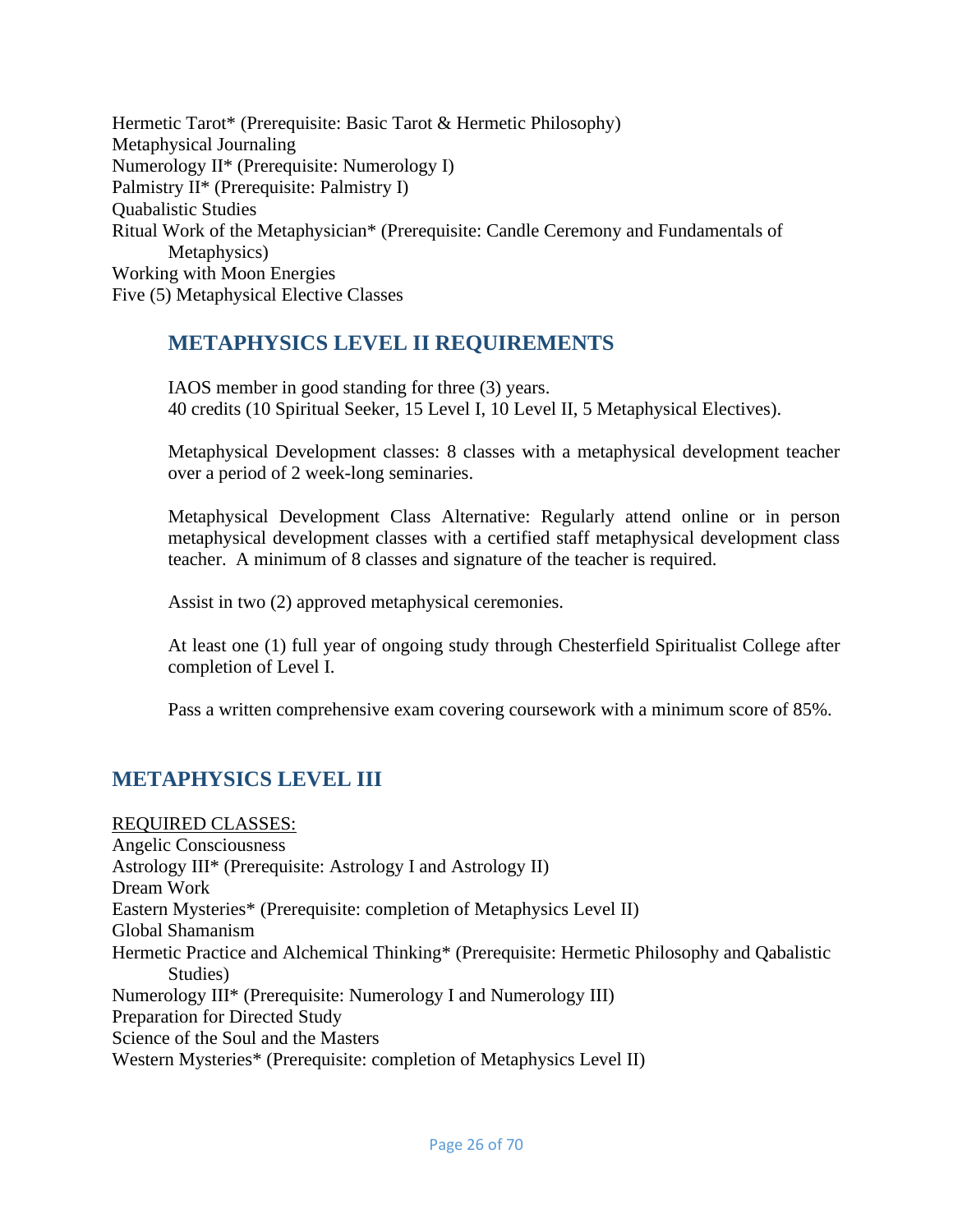Hermetic Tarot* (Prerequisite: Basic Tarot & Hermetic Philosophy)
Metaphysical Journaling
Numerology II* (Prerequisite: Numerology I)
Palmistry II* (Prerequisite: Palmistry I)
Quabalistic Studies
Ritual Work of the Metaphysician* (Prerequisite: Candle Ceremony and Fundamentals of Metaphysics)
Working with Moon Energies
Five (5) Metaphysical Elective Classes

### METAPHYSICS LEVEL II REQUIREMENTS

IAOS member in good standing for three (3) years.
40 credits (10 Spiritual Seeker, 15 Level I, 10 Level II, 5 Metaphysical Electives).

Metaphysical Development classes: 8 classes with a metaphysical development teacher over a period of 2 week-long seminaries.

Metaphysical Development Class Alternative: Regularly attend online or in person metaphysical development classes with a certified staff metaphysical development class teacher. A minimum of 8 classes and signature of the teacher is required.

Assist in two (2) approved metaphysical ceremonies.

At least one (1) full year of ongoing study through Chesterfield Spiritualist College after completion of Level I.

Pass a written comprehensive exam covering coursework with a minimum score of 85%.

## METAPHYSICS LEVEL III

<u>REQUIRED CLASSES:</u>
Angelic Consciousness
Astrology III* (Prerequisite: Astrology I and Astrology II)
Dream Work
Eastern Mysteries* (Prerequisite: completion of Metaphysics Level II)
Global Shamanism
Hermetic Practice and Alchemical Thinking* (Prerequisite: Hermetic Philosophy and Qabalistic Studies)
Numerology III* (Prerequisite: Numerology I and Numerology III)
Preparation for Directed Study
Science of the Soul and the Masters
Western Mysteries* (Prerequisite: completion of Metaphysics Level II)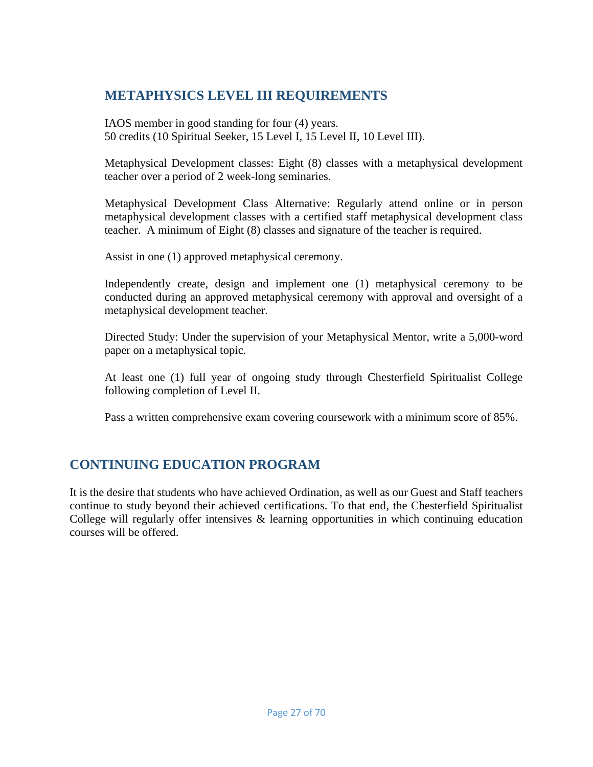## METAPHYSICS LEVEL III REQUIREMENTS

IAOS member in good standing for four (4) years.
50 credits (10 Spiritual Seeker, 15 Level I, 15 Level II, 10 Level III).

Metaphysical Development classes: Eight (8) classes with a metaphysical development teacher over a period of 2 week-long seminaries.

Metaphysical Development Class Alternative: Regularly attend online or in person metaphysical development classes with a certified staff metaphysical development class teacher. A minimum of Eight (8) classes and signature of the teacher is required.

Assist in one (1) approved metaphysical ceremony.

Independently create, design and implement one (1) metaphysical ceremony to be conducted during an approved metaphysical ceremony with approval and oversight of a metaphysical development teacher.

Directed Study: Under the supervision of your Metaphysical Mentor, write a 5,000-word paper on a metaphysical topic.

At least one (1) full year of ongoing study through Chesterfield Spiritualist College following completion of Level II.

Pass a written comprehensive exam covering coursework with a minimum score of 85%.

## CONTINUING EDUCATION PROGRAM

It is the desire that students who have achieved Ordination, as well as our Guest and Staff teachers continue to study beyond their achieved certifications. To that end, the Chesterfield Spiritualist College will regularly offer intensives & learning opportunities in which continuing education courses will be offered.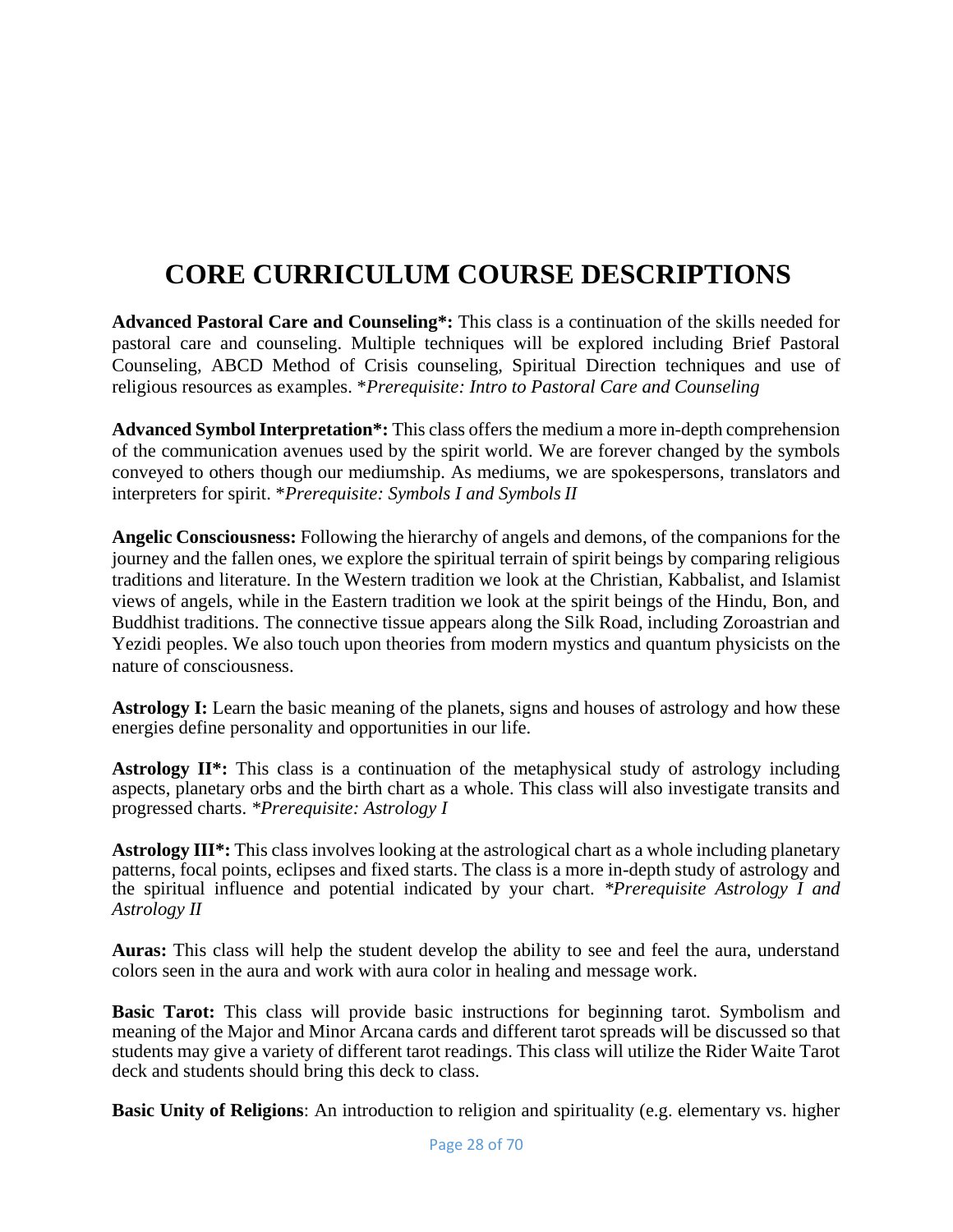# CORE CURRICULUM COURSE DESCRIPTIONS

**Advanced Pastoral Care and Counseling*:** This class is a continuation of the skills needed for pastoral care and counseling. Multiple techniques will be explored including Brief Pastoral Counseling, ABCD Method of Crisis counseling, Spiritual Direction techniques and use of religious resources as examples. *\*Prerequisite: Intro to Pastoral Care and Counseling*

**Advanced Symbol Interpretation*:** This class offers the medium a more in-depth comprehension of the communication avenues used by the spirit world. We are forever changed by the symbols conveyed to others though our mediumship. As mediums, we are spokespersons, translators and interpreters for spirit. *\*Prerequisite: Symbols I and Symbols II*

**Angelic Consciousness:** Following the hierarchy of angels and demons, of the companions for the journey and the fallen ones, we explore the spiritual terrain of spirit beings by comparing religious traditions and literature. In the Western tradition we look at the Christian, Kabbalist, and Islamist views of angels, while in the Eastern tradition we look at the spirit beings of the Hindu, Bon, and Buddhist traditions. The connective tissue appears along the Silk Road, including Zoroastrian and Yezidi peoples. We also touch upon theories from modern mystics and quantum physicists on the nature of consciousness.

**Astrology I:** Learn the basic meaning of the planets, signs and houses of astrology and how these energies define personality and opportunities in our life.

**Astrology II*:** This class is a continuation of the metaphysical study of astrology including aspects, planetary orbs and the birth chart as a whole. This class will also investigate transits and progressed charts. *\*Prerequisite: Astrology I*

**Astrology III*:** This class involves looking at the astrological chart as a whole including planetary patterns, focal points, eclipses and fixed starts. The class is a more in-depth study of astrology and the spiritual influence and potential indicated by your chart. *\*Prerequisite Astrology I and Astrology II*

**Auras:** This class will help the student develop the ability to see and feel the aura, understand colors seen in the aura and work with aura color in healing and message work.

**Basic Tarot:** This class will provide basic instructions for beginning tarot. Symbolism and meaning of the Major and Minor Arcana cards and different tarot spreads will be discussed so that students may give a variety of different tarot readings. This class will utilize the Rider Waite Tarot deck and students should bring this deck to class.

**Basic Unity of Religions**: An introduction to religion and spirituality (e.g. elementary vs. higher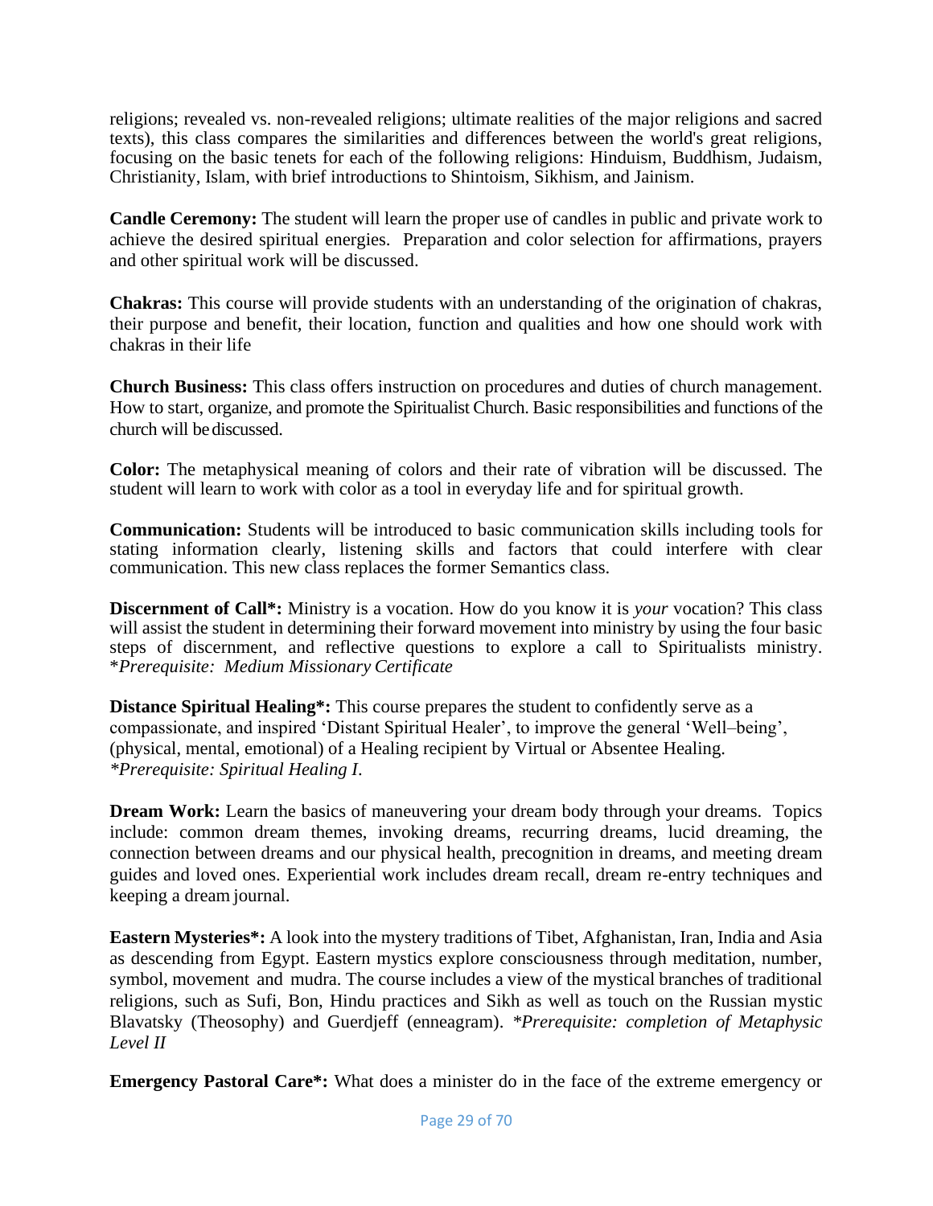religions; revealed vs. non-revealed religions; ultimate realities of the major religions and sacred texts), this class compares the similarities and differences between the world's great religions, focusing on the basic tenets for each of the following religions: Hinduism, Buddhism, Judaism, Christianity, Islam, with brief introductions to Shintoism, Sikhism, and Jainism.

**Candle Ceremony:** The student will learn the proper use of candles in public and private work to achieve the desired spiritual energies. Preparation and color selection for affirmations, prayers and other spiritual work will be discussed.

**Chakras:** This course will provide students with an understanding of the origination of chakras, their purpose and benefit, their location, function and qualities and how one should work with chakras in their life

**Church Business:** This class offers instruction on procedures and duties of church management. How to start, organize, and promote the Spiritualist Church. Basic responsibilities and functions of the church will be discussed.

**Color:** The metaphysical meaning of colors and their rate of vibration will be discussed. The student will learn to work with color as a tool in everyday life and for spiritual growth.

**Communication:** Students will be introduced to basic communication skills including tools for stating information clearly, listening skills and factors that could interfere with clear communication. This new class replaces the former Semantics class.

**Discernment of Call*:** Ministry is a vocation. How do you know it is *your* vocation? This class will assist the student in determining their forward movement into ministry by using the four basic steps of discernment, and reflective questions to explore a call to Spiritualists ministry. **Prerequisite: Medium Missionary Certificate*

**Distance Spiritual Healing*:** This course prepares the student to confidently serve as a compassionate, and inspired 'Distant Spiritual Healer', to improve the general 'Well–being', (physical, mental, emotional) of a Healing recipient by Virtual or Absentee Healing. **Prerequisite: Spiritual Healing I.*

**Dream Work:** Learn the basics of maneuvering your dream body through your dreams. Topics include: common dream themes, invoking dreams, recurring dreams, lucid dreaming, the connection between dreams and our physical health, precognition in dreams, and meeting dream guides and loved ones. Experiential work includes dream recall, dream re-entry techniques and keeping a dream journal.

**Eastern Mysteries*:** A look into the mystery traditions of Tibet, Afghanistan, Iran, India and Asia as descending from Egypt. Eastern mystics explore consciousness through meditation, number, symbol, movement and mudra. The course includes a view of the mystical branches of traditional religions, such as Sufi, Bon, Hindu practices and Sikh as well as touch on the Russian mystic Blavatsky (Theosophy) and Guerdjeff (enneagram). **Prerequisite: completion of Metaphysic Level II*

**Emergency Pastoral Care*:** What does a minister do in the face of the extreme emergency or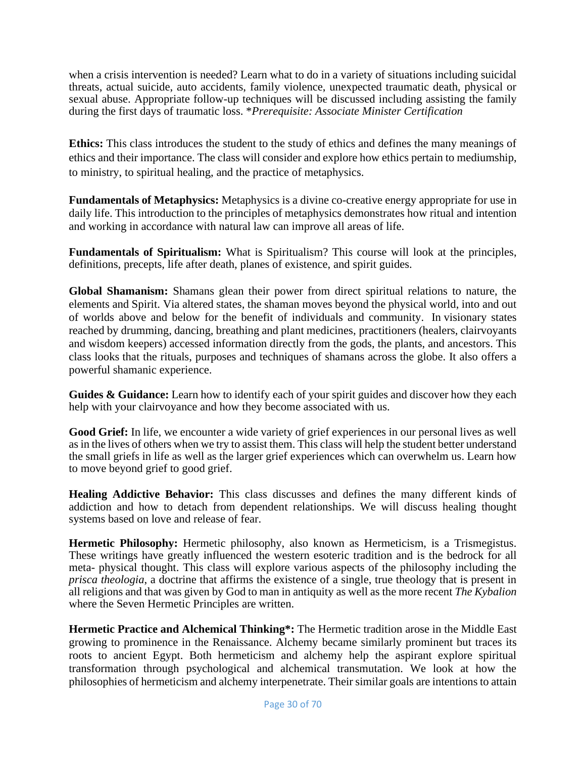when a crisis intervention is needed? Learn what to do in a variety of situations including suicidal threats, actual suicide, auto accidents, family violence, unexpected traumatic death, physical or sexual abuse. Appropriate follow-up techniques will be discussed including assisting the family during the first days of traumatic loss. *\*Prerequisite: Associate Minister Certification*

**Ethics:** This class introduces the student to the study of ethics and defines the many meanings of ethics and their importance. The class will consider and explore how ethics pertain to mediumship, to ministry, to spiritual healing, and the practice of metaphysics.

**Fundamentals of Metaphysics:** Metaphysics is a divine co-creative energy appropriate for use in daily life. This introduction to the principles of metaphysics demonstrates how ritual and intention and working in accordance with natural law can improve all areas of life.

**Fundamentals of Spiritualism:** What is Spiritualism? This course will look at the principles, definitions, precepts, life after death, planes of existence, and spirit guides.

**Global Shamanism:** Shamans glean their power from direct spiritual relations to nature, the elements and Spirit. Via altered states, the shaman moves beyond the physical world, into and out of worlds above and below for the benefit of individuals and community. In visionary states reached by drumming, dancing, breathing and plant medicines, practitioners (healers, clairvoyants and wisdom keepers) accessed information directly from the gods, the plants, and ancestors. This class looks that the rituals, purposes and techniques of shamans across the globe. It also offers a powerful shamanic experience.

**Guides & Guidance:** Learn how to identify each of your spirit guides and discover how they each help with your clairvoyance and how they become associated with us.

**Good Grief:** In life, we encounter a wide variety of grief experiences in our personal lives as well as in the lives of others when we try to assist them. This class will help the student better understand the small griefs in life as well as the larger grief experiences which can overwhelm us. Learn how to move beyond grief to good grief.

**Healing Addictive Behavior:** This class discusses and defines the many different kinds of addiction and how to detach from dependent relationships. We will discuss healing thought systems based on love and release of fear.

**Hermetic Philosophy:** Hermetic philosophy, also known as Hermeticism, is a Trismegistus. These writings have greatly influenced the western esoteric tradition and is the bedrock for all meta- physical thought. This class will explore various aspects of the philosophy including the *prisca theologia*, a doctrine that affirms the existence of a single, true theology that is present in all religions and that was given by God to man in antiquity as well as the more recent *The Kybalion* where the Seven Hermetic Principles are written.

**Hermetic Practice and Alchemical Thinking\*:** The Hermetic tradition arose in the Middle East growing to prominence in the Renaissance. Alchemy became similarly prominent but traces its roots to ancient Egypt. Both hermeticism and alchemy help the aspirant explore spiritual transformation through psychological and alchemical transmutation. We look at how the philosophies of hermeticism and alchemy interpenetrate. Their similar goals are intentions to attain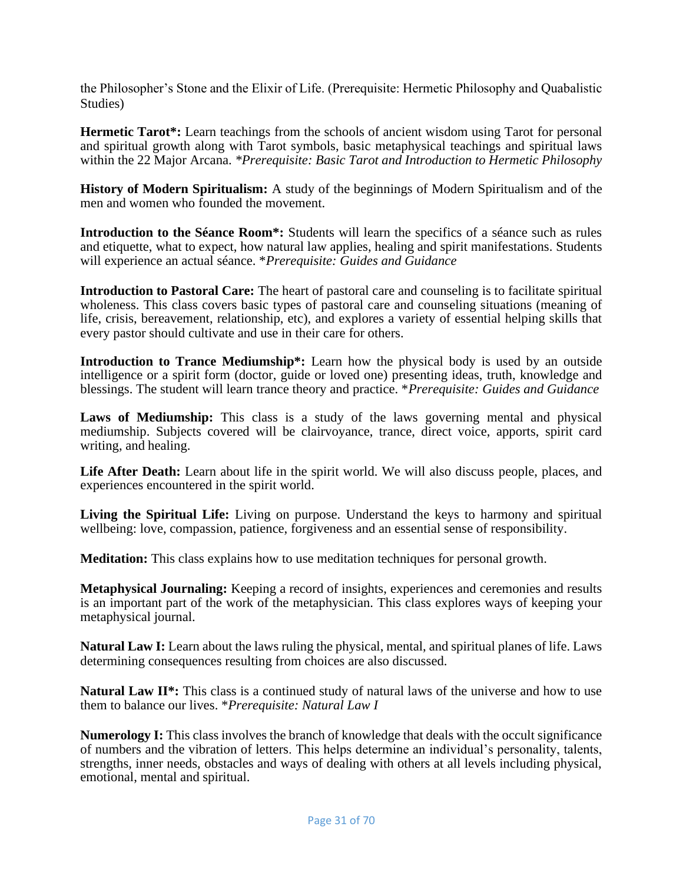the Philosopher's Stone and the Elixir of Life. (Prerequisite: Hermetic Philosophy and Quabalistic Studies)

**Hermetic Tarot*:** Learn teachings from the schools of ancient wisdom using Tarot for personal and spiritual growth along with Tarot symbols, basic metaphysical teachings and spiritual laws within the 22 Major Arcana. *\*Prerequisite: Basic Tarot and Introduction to Hermetic Philosophy*

**History of Modern Spiritualism:** A study of the beginnings of Modern Spiritualism and of the men and women who founded the movement.

**Introduction to the Séance Room*:** Students will learn the specifics of a séance such as rules and etiquette, what to expect, how natural law applies, healing and spirit manifestations. Students will experience an actual séance. *\*Prerequisite: Guides and Guidance*

**Introduction to Pastoral Care:** The heart of pastoral care and counseling is to facilitate spiritual wholeness. This class covers basic types of pastoral care and counseling situations (meaning of life, crisis, bereavement, relationship, etc), and explores a variety of essential helping skills that every pastor should cultivate and use in their care for others.

**Introduction to Trance Mediumship*:** Learn how the physical body is used by an outside intelligence or a spirit form (doctor, guide or loved one) presenting ideas, truth, knowledge and blessings. The student will learn trance theory and practice. *\*Prerequisite: Guides and Guidance*

**Laws of Mediumship:** This class is a study of the laws governing mental and physical mediumship. Subjects covered will be clairvoyance, trance, direct voice, apports, spirit card writing, and healing.

**Life After Death:** Learn about life in the spirit world. We will also discuss people, places, and experiences encountered in the spirit world.

**Living the Spiritual Life:** Living on purpose. Understand the keys to harmony and spiritual wellbeing: love, compassion, patience, forgiveness and an essential sense of responsibility.

**Meditation:** This class explains how to use meditation techniques for personal growth.

**Metaphysical Journaling:** Keeping a record of insights, experiences and ceremonies and results is an important part of the work of the metaphysician. This class explores ways of keeping your metaphysical journal.

**Natural Law I:** Learn about the laws ruling the physical, mental, and spiritual planes of life. Laws determining consequences resulting from choices are also discussed.

**Natural Law II*:** This class is a continued study of natural laws of the universe and how to use them to balance our lives. *\*Prerequisite: Natural Law I*

**Numerology I:** This class involves the branch of knowledge that deals with the occult significance of numbers and the vibration of letters. This helps determine an individual's personality, talents, strengths, inner needs, obstacles and ways of dealing with others at all levels including physical, emotional, mental and spiritual.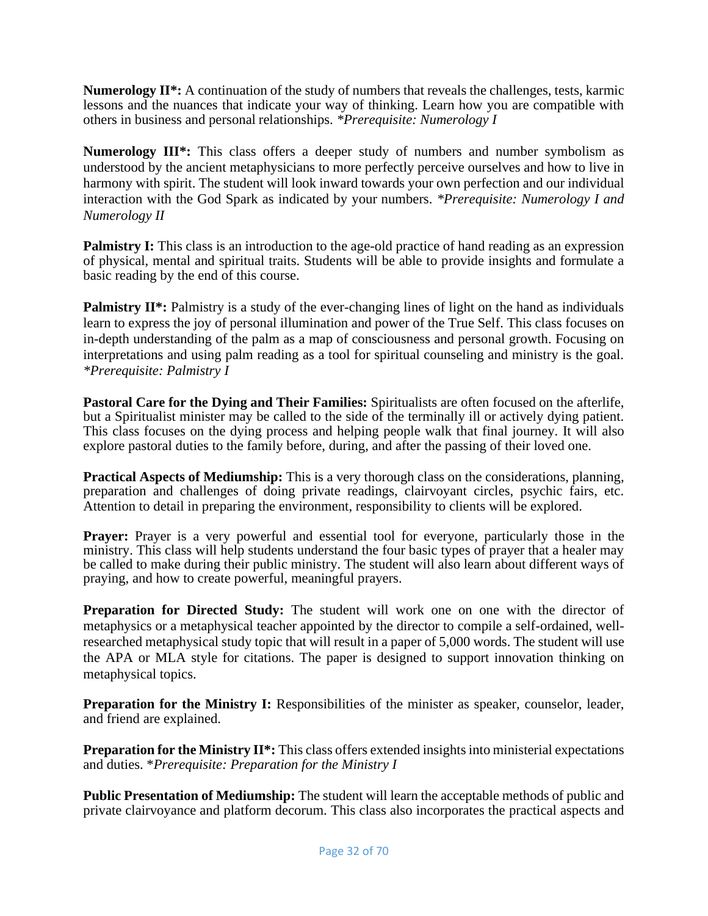**Numerology II*:** A continuation of the study of numbers that reveals the challenges, tests, karmic lessons and the nuances that indicate your way of thinking. Learn how you are compatible with others in business and personal relationships. *\*Prerequisite: Numerology I*

**Numerology III*:** This class offers a deeper study of numbers and number symbolism as understood by the ancient metaphysicians to more perfectly perceive ourselves and how to live in harmony with spirit. The student will look inward towards your own perfection and our individual interaction with the God Spark as indicated by your numbers. *\*Prerequisite: Numerology I and Numerology II*

**Palmistry I:** This class is an introduction to the age-old practice of hand reading as an expression of physical, mental and spiritual traits. Students will be able to provide insights and formulate a basic reading by the end of this course.

**Palmistry II*:** Palmistry is a study of the ever-changing lines of light on the hand as individuals learn to express the joy of personal illumination and power of the True Self. This class focuses on in-depth understanding of the palm as a map of consciousness and personal growth. Focusing on interpretations and using palm reading as a tool for spiritual counseling and ministry is the goal. *\*Prerequisite: Palmistry I*

**Pastoral Care for the Dying and Their Families:** Spiritualists are often focused on the afterlife, but a Spiritualist minister may be called to the side of the terminally ill or actively dying patient. This class focuses on the dying process and helping people walk that final journey. It will also explore pastoral duties to the family before, during, and after the passing of their loved one.

**Practical Aspects of Mediumship:** This is a very thorough class on the considerations, planning, preparation and challenges of doing private readings, clairvoyant circles, psychic fairs, etc. Attention to detail in preparing the environment, responsibility to clients will be explored.

**Prayer:** Prayer is a very powerful and essential tool for everyone, particularly those in the ministry. This class will help students understand the four basic types of prayer that a healer may be called to make during their public ministry. The student will also learn about different ways of praying, and how to create powerful, meaningful prayers.

**Preparation for Directed Study:** The student will work one on one with the director of metaphysics or a metaphysical teacher appointed by the director to compile a self-ordained, well-researched metaphysical study topic that will result in a paper of 5,000 words. The student will use the APA or MLA style for citations. The paper is designed to support innovation thinking on metaphysical topics.

**Preparation for the Ministry I:** Responsibilities of the minister as speaker, counselor, leader, and friend are explained.

**Preparation for the Ministry II*:** This class offers extended insights into ministerial expectations and duties. \**Prerequisite: Preparation for the Ministry I*

**Public Presentation of Mediumship:** The student will learn the acceptable methods of public and private clairvoyance and platform decorum. This class also incorporates the practical aspects and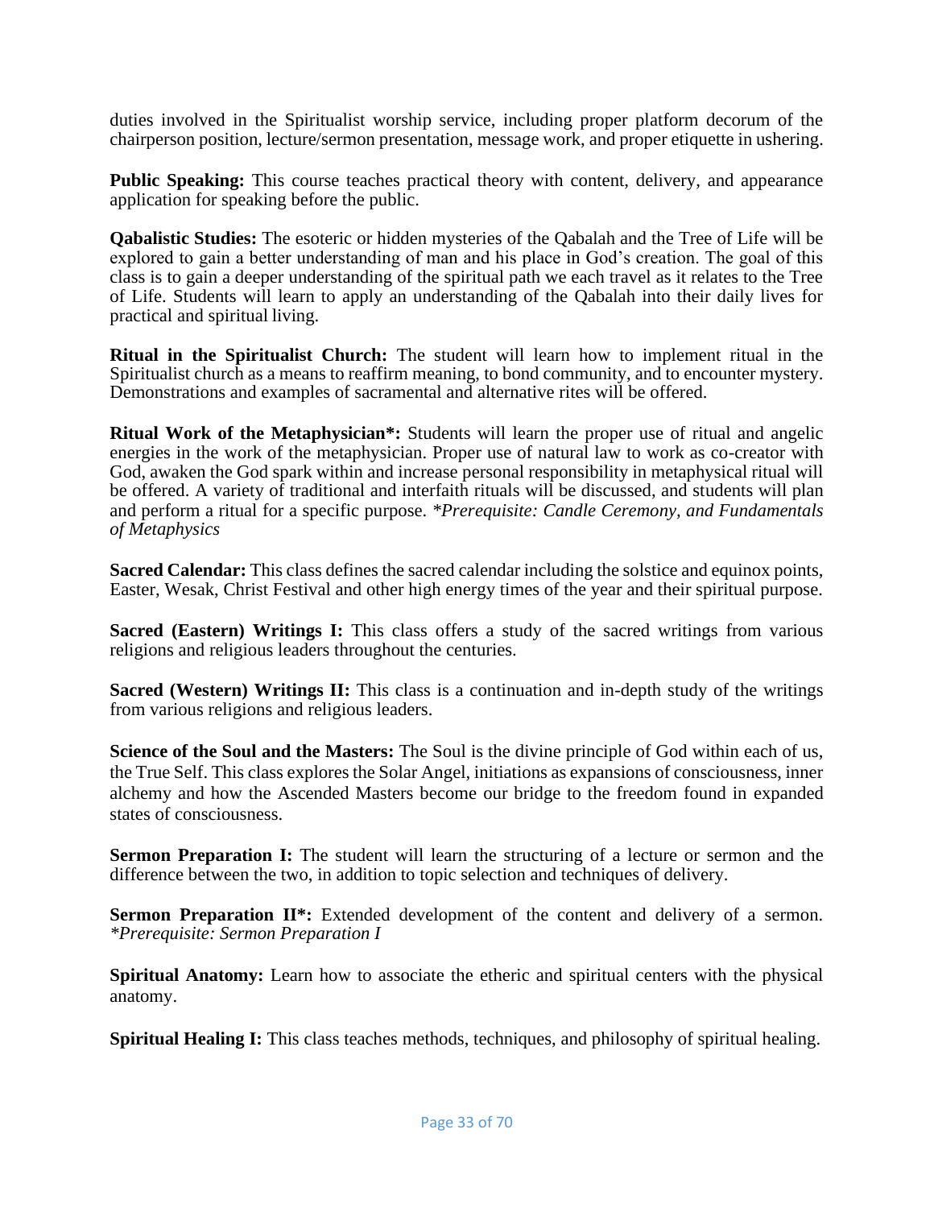duties involved in the Spiritualist worship service, including proper platform decorum of the chairperson position, lecture/sermon presentation, message work, and proper etiquette in ushering.

**Public Speaking:** This course teaches practical theory with content, delivery, and appearance application for speaking before the public.

**Qabalistic Studies:** The esoteric or hidden mysteries of the Qabalah and the Tree of Life will be explored to gain a better understanding of man and his place in God's creation. The goal of this class is to gain a deeper understanding of the spiritual path we each travel as it relates to the Tree of Life. Students will learn to apply an understanding of the Qabalah into their daily lives for practical and spiritual living.

**Ritual in the Spiritualist Church:** The student will learn how to implement ritual in the Spiritualist church as a means to reaffirm meaning, to bond community, and to encounter mystery. Demonstrations and examples of sacramental and alternative rites will be offered.

**Ritual Work of the Metaphysician*:** Students will learn the proper use of ritual and angelic energies in the work of the metaphysician. Proper use of natural law to work as co-creator with God, awaken the God spark within and increase personal responsibility in metaphysical ritual will be offered. A variety of traditional and interfaith rituals will be discussed, and students will plan and perform a ritual for a specific purpose. *\*Prerequisite: Candle Ceremony, and Fundamentals of Metaphysics*

**Sacred Calendar:** This class defines the sacred calendar including the solstice and equinox points, Easter, Wesak, Christ Festival and other high energy times of the year and their spiritual purpose.

**Sacred (Eastern) Writings I:** This class offers a study of the sacred writings from various religions and religious leaders throughout the centuries.

**Sacred (Western) Writings II:** This class is a continuation and in-depth study of the writings from various religions and religious leaders.

**Science of the Soul and the Masters:** The Soul is the divine principle of God within each of us, the True Self. This class explores the Solar Angel, initiations as expansions of consciousness, inner alchemy and how the Ascended Masters become our bridge to the freedom found in expanded states of consciousness.

**Sermon Preparation I:** The student will learn the structuring of a lecture or sermon and the difference between the two, in addition to topic selection and techniques of delivery.

**Sermon Preparation II*:** Extended development of the content and delivery of a sermon. *\*Prerequisite: Sermon Preparation I*

**Spiritual Anatomy:** Learn how to associate the etheric and spiritual centers with the physical anatomy.

**Spiritual Healing I:** This class teaches methods, techniques, and philosophy of spiritual healing.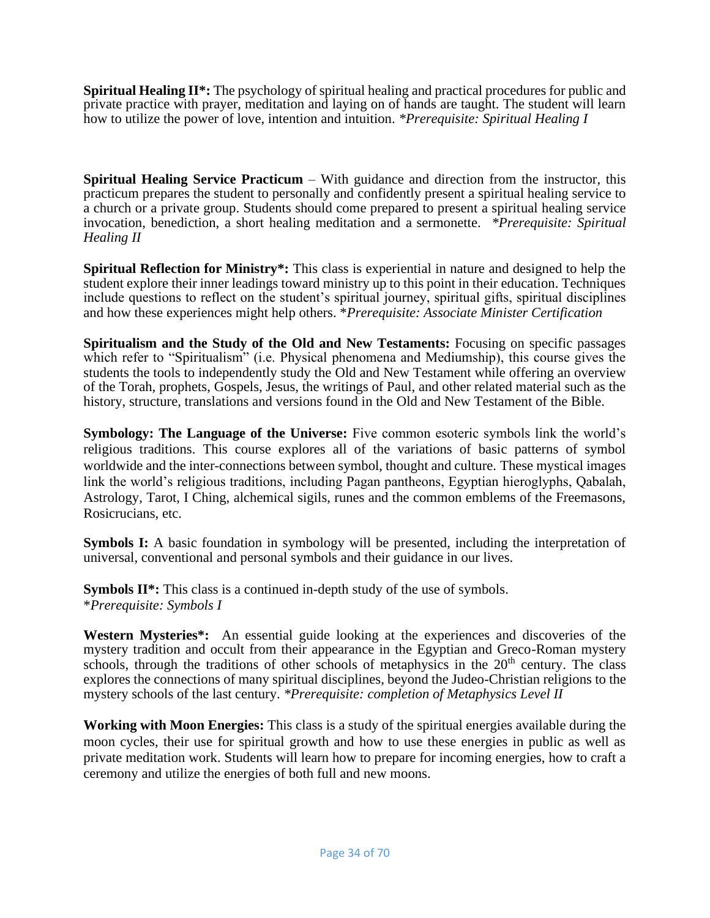**Spiritual Healing II*:** The psychology of spiritual healing and practical procedures for public and private practice with prayer, meditation and laying on of hands are taught. The student will learn how to utilize the power of love, intention and intuition. **Prerequisite: Spiritual Healing I*

**Spiritual Healing Service Practicum** – With guidance and direction from the instructor, this practicum prepares the student to personally and confidently present a spiritual healing service to a church or a private group. Students should come prepared to present a spiritual healing service invocation, benediction, a short healing meditation and a sermonette. **Prerequisite: Spiritual Healing II*

**Spiritual Reflection for Ministry*:** This class is experiential in nature and designed to help the student explore their inner leadings toward ministry up to this point in their education. Techniques include questions to reflect on the student's spiritual journey, spiritual gifts, spiritual disciplines and how these experiences might help others. \**Prerequisite: Associate Minister Certification*

**Spiritualism and the Study of the Old and New Testaments:** Focusing on specific passages which refer to "Spiritualism" (i.e. Physical phenomena and Mediumship), this course gives the students the tools to independently study the Old and New Testament while offering an overview of the Torah, prophets, Gospels, Jesus, the writings of Paul, and other related material such as the history, structure, translations and versions found in the Old and New Testament of the Bible.

**Symbology: The Language of the Universe:** Five common esoteric symbols link the world's religious traditions. This course explores all of the variations of basic patterns of symbol worldwide and the inter-connections between symbol, thought and culture. These mystical images link the world's religious traditions, including Pagan pantheons, Egyptian hieroglyphs, Qabalah, Astrology, Tarot, I Ching, alchemical sigils, runes and the common emblems of the Freemasons, Rosicrucians, etc.

**Symbols I:** A basic foundation in symbology will be presented, including the interpretation of universal, conventional and personal symbols and their guidance in our lives.

**Symbols II*:** This class is a continued in-depth study of the use of symbols.
\**Prerequisite: Symbols I*

**Western Mysteries*:** An essential guide looking at the experiences and discoveries of the mystery tradition and occult from their appearance in the Egyptian and Greco-Roman mystery schools, through the traditions of other schools of metaphysics in the 20th century. The class explores the connections of many spiritual disciplines, beyond the Judeo-Christian religions to the mystery schools of the last century. **Prerequisite: completion of Metaphysics Level II*

**Working with Moon Energies:** This class is a study of the spiritual energies available during the moon cycles, their use for spiritual growth and how to use these energies in public as well as private meditation work. Students will learn how to prepare for incoming energies, how to craft a ceremony and utilize the energies of both full and new moons.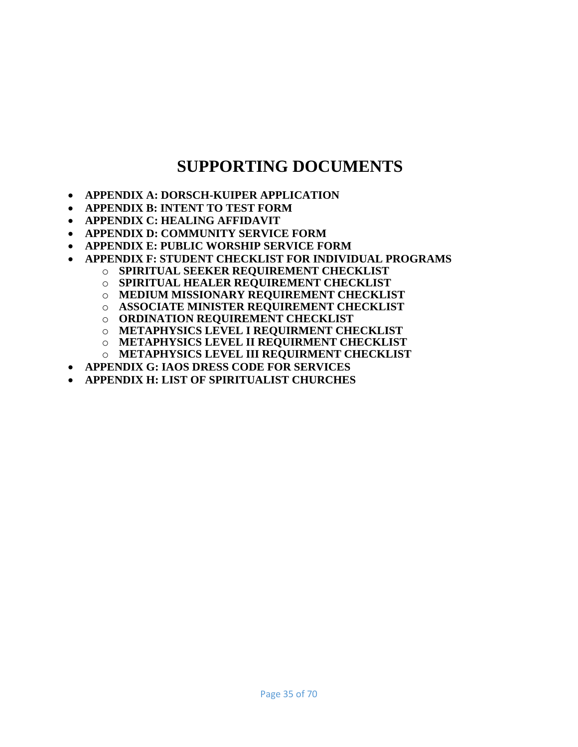# SUPPORTING DOCUMENTS

- **APPENDIX A: DORSCH-KUIPER APPLICATION**
- **APPENDIX B: INTENT TO TEST FORM**
- **APPENDIX C: HEALING AFFIDAVIT**
- **APPENDIX D: COMMUNITY SERVICE FORM**
- **APPENDIX E: PUBLIC WORSHIP SERVICE FORM**
- **APPENDIX F: STUDENT CHECKLIST FOR INDIVIDUAL PROGRAMS**
  - **SPIRITUAL SEEKER REQUIREMENT CHECKLIST**
  - **SPIRITUAL HEALER REQUIREMENT CHECKLIST**
  - **MEDIUM MISSIONARY REQUIREMENT CHECKLIST**
  - **ASSOCIATE MINISTER REQUIREMENT CHECKLIST**
  - **ORDINATION REQUIREMENT CHECKLIST**
  - **METAPHYSICS LEVEL I REQUIRMENT CHECKLIST**
  - **METAPHYSICS LEVEL II REQUIRMENT CHECKLIST**
  - **METAPHYSICS LEVEL III REQUIRMENT CHECKLIST**
- **APPENDIX G: IAOS DRESS CODE FOR SERVICES**
- **APPENDIX H: LIST OF SPIRITUALIST CHURCHES**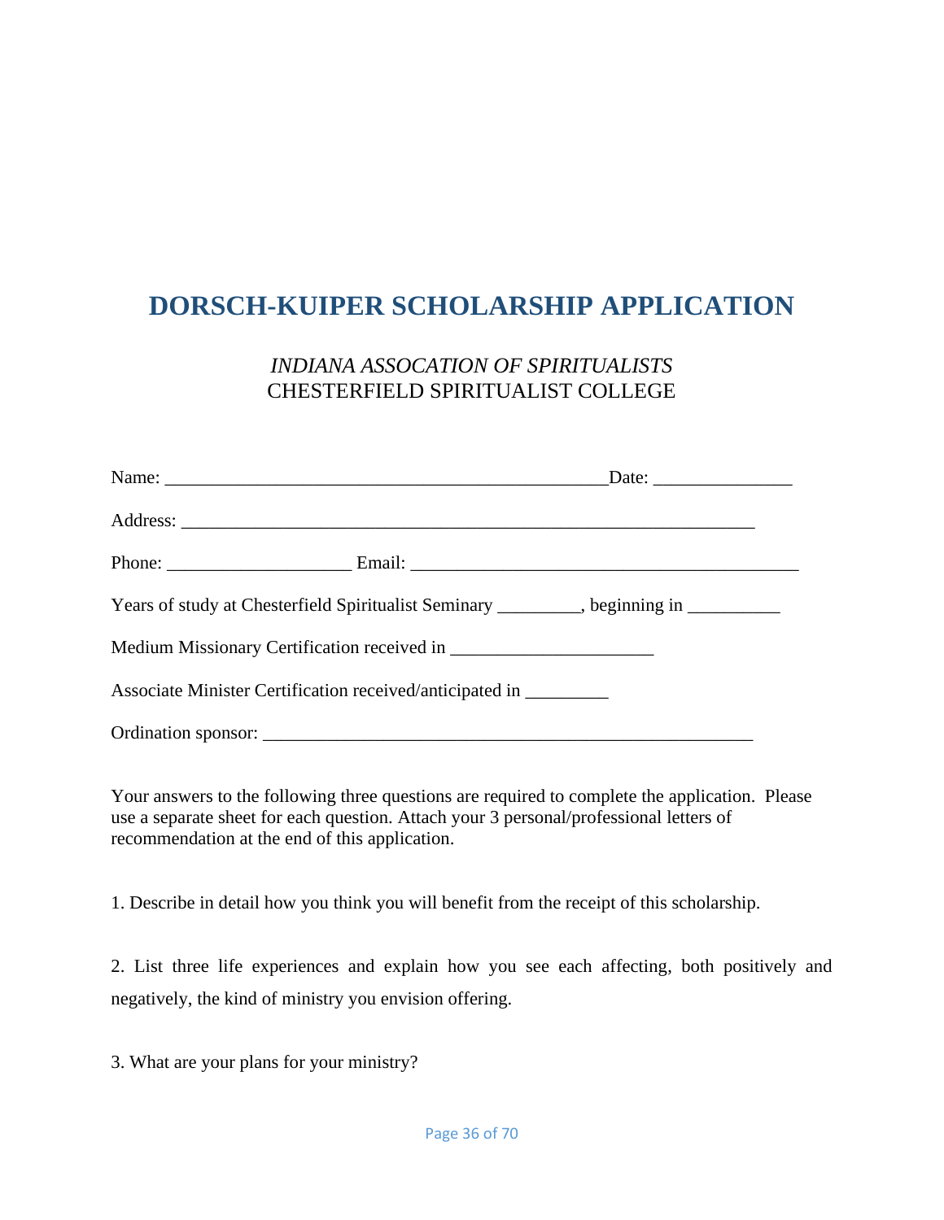# DORSCH-KUIPER SCHOLARSHIP APPLICATION

*INDIANA ASSOCATION OF SPIRITUALISTS*
CHESTERFIELD SPIRITUALIST COLLEGE

Name: ________________________________________________Date: _______________

Address: _______________________________________________________________

Phone: ____________________ Email: __________________________________________

Years of study at Chesterfield Spiritualist Seminary _________, beginning in __________

Medium Missionary Certification received in ______________________

Associate Minister Certification received/anticipated in _________

Ordination sponsor: _____________________________________________________

Your answers to the following three questions are required to complete the application. Please use a separate sheet for each question. Attach your 3 personal/professional letters of recommendation at the end of this application.

1. Describe in detail how you think you will benefit from the receipt of this scholarship.

2. List three life experiences and explain how you see each affecting, both positively and negatively, the kind of ministry you envision offering.

3. What are your plans for your ministry?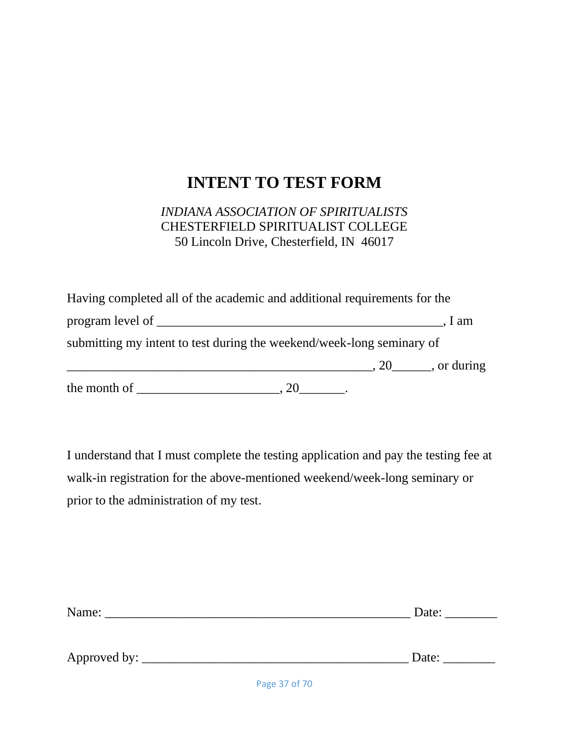# INTENT TO TEST FORM

*INDIANA ASSOCIATION OF SPIRITUALISTS*
CHESTERFIELD SPIRITUALIST COLLEGE
50 Lincoln Drive, Chesterfield, IN 46017

Having completed all of the academic and additional requirements for the program level of _____________________________________________, I am submitting my intent to test during the weekend/week-long seminary of ________________________________________________, 20______, or during the month of ______________________, 20_______.

I understand that I must complete the testing application and pay the testing fee at walk-in registration for the above-mentioned weekend/week-long seminary or prior to the administration of my test.

Name: ________________________________________________ Date: ________

Approved by: __________________________________________ Date: ________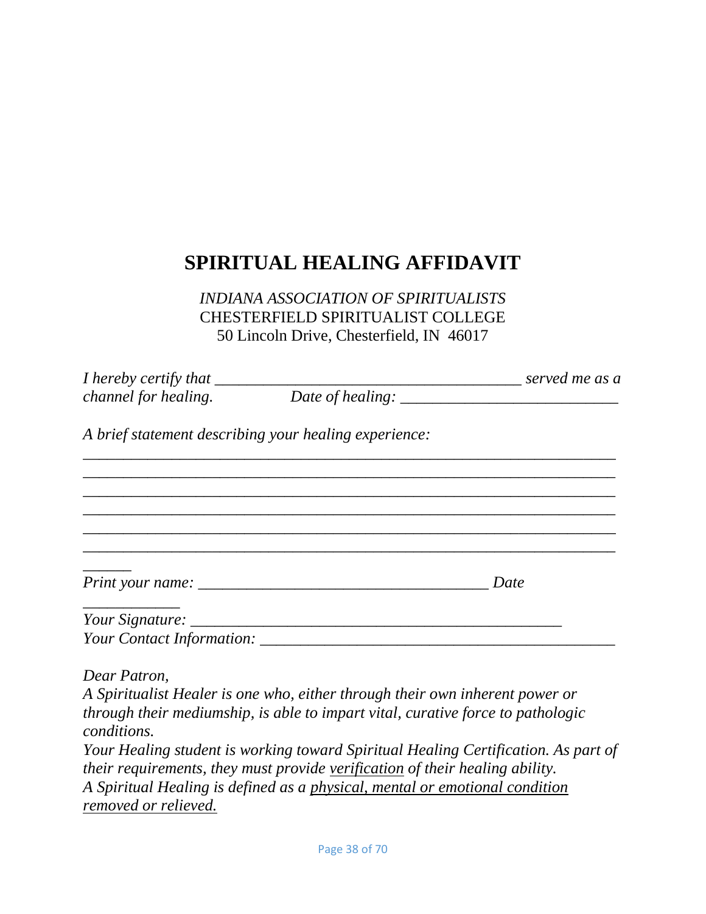# SPIRITUAL HEALING AFFIDAVIT

*INDIANA ASSOCIATION OF SPIRITUALISTS*
CHESTERFIELD SPIRITUALIST COLLEGE
50 Lincoln Drive, Chesterfield, IN 46017

*I hereby certify that _______________________________________ served me as a channel for healing.* *Date of healing: ___________________________*

*A brief statement describing your healing experience:*

_________________________________________________________________
_________________________________________________________________
_________________________________________________________________
_________________________________________________________________
_________________________________________________________________
_________________________________________________________________
______

*Print your name: _____________________________________ Date*
____________

*Your Signature: ________________________________________________*
*Your Contact Information: ______________________________________________*

*Dear Patron,*
*A Spiritualist Healer is one who, either through their own inherent power or through their mediumship, is able to impart vital, curative force to pathologic conditions.*
*Your Healing student is working toward Spiritual Healing Certification. As part of their requirements, they must provide verification of their healing ability.*
*A Spiritual Healing is defined as a physical, mental or emotional condition removed or relieved.*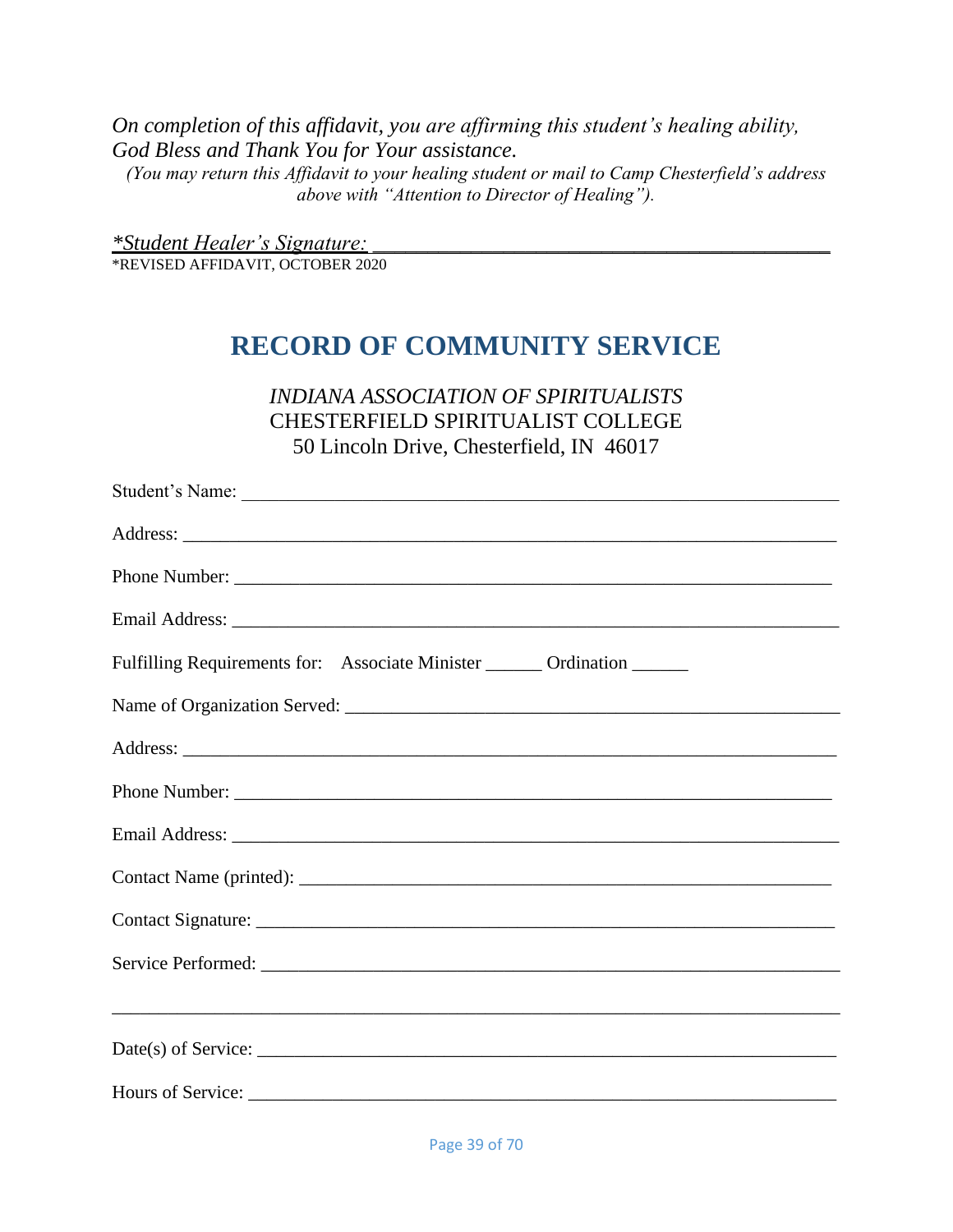*On completion of this affidavit, you are affirming this student's healing ability, God Bless and Thank You for Your assistance.*

*(You may return this Affidavit to your healing student or mail to Camp Chesterfield's address above with "Attention to Director of Healing").*

*Student Healer's Signature: ___________________________________________

*REVISED AFFIDAVIT, OCTOBER 2020

# RECORD OF COMMUNITY SERVICE

*INDIANA ASSOCIATION OF SPIRITUALISTS*
CHESTERFIELD SPIRITUALIST COLLEGE
50 Lincoln Drive, Chesterfield, IN 46017

Student's Name: ___________________________________________________________

Address: _________________________________________________________________

Phone Number: ____________________________________________________________

Email Address: ____________________________________________________________

Fulfilling Requirements for: Associate Minister ______ Ordination ______

Name of Organization Served: _______________________________________________

Address: _________________________________________________________________

Phone Number: ____________________________________________________________

Email Address: ____________________________________________________________

Contact Name (printed): ____________________________________________________

Contact Signature: _________________________________________________________

Service Performed: _________________________________________________________

_________________________________________________________________________

Date(s) of Service: _________________________________________________________

Hours of Service: __________________________________________________________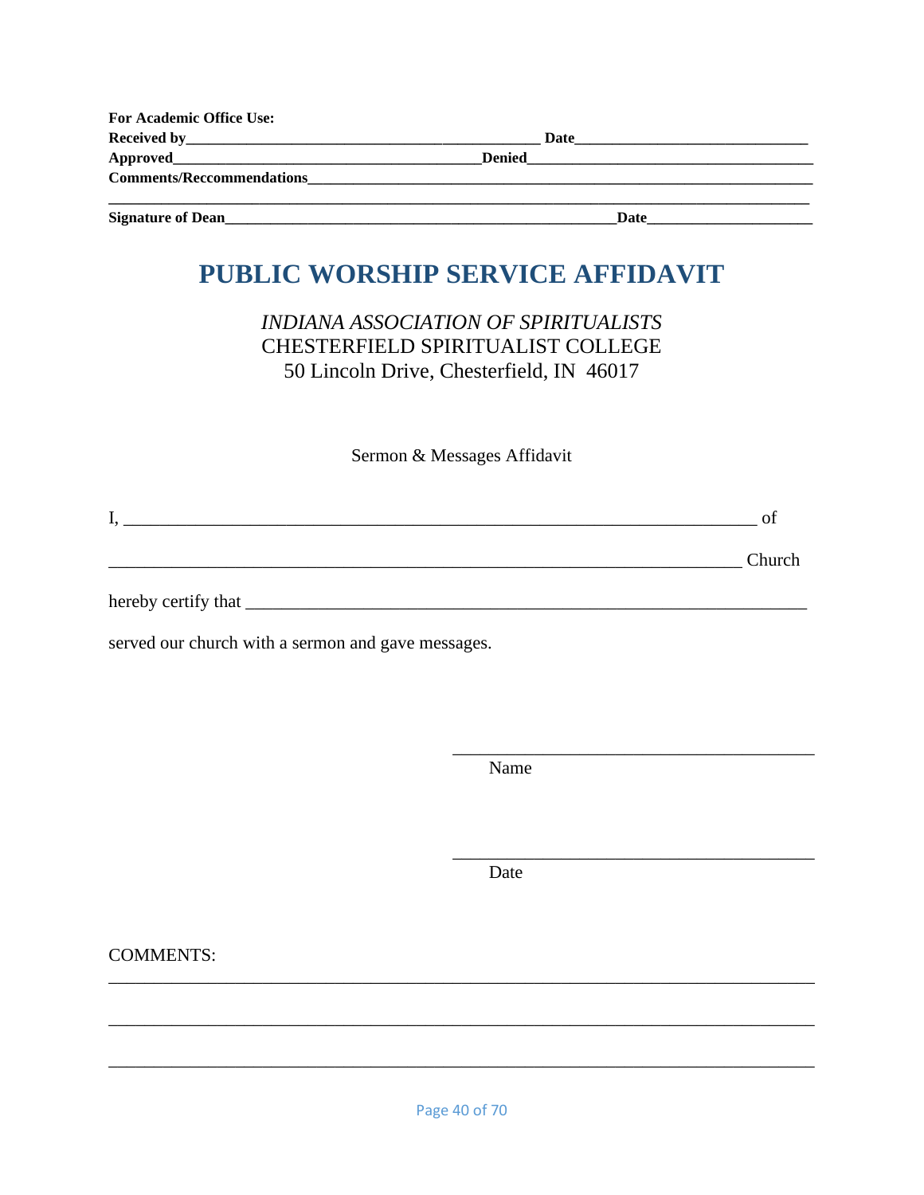**For Academic Office Use:**

**Received by**\_\_\_\_\_\_\_\_\_\_\_\_\_\_\_\_\_\_\_\_\_\_\_\_\_\_\_\_\_\_\_\_\_\_\_\_\_\_\_\_ **Date**\_\_\_\_\_\_\_\_\_\_\_\_\_\_\_\_\_\_\_\_\_\_\_\_\_\_\_\_

**Approved**\_\_\_\_\_\_\_\_\_\_\_\_\_\_\_\_\_\_\_\_\_\_\_\_\_\_\_\_\_\_\_\_\_\_\_\_**Denied**\_\_\_\_\_\_\_\_\_\_\_\_\_\_\_\_\_\_\_\_\_\_\_\_\_\_\_\_\_\_\_\_\_\_\_\_

**Comments/Reccommendations**\_\_\_\_\_\_\_\_\_\_\_\_\_\_\_\_\_\_\_\_\_\_\_\_\_\_\_\_\_\_\_\_\_\_\_\_\_\_\_\_\_\_\_\_\_\_\_\_\_\_\_\_\_\_\_\_\_\_\_\_\_\_\_\_

\_\_\_\_\_\_\_\_\_\_\_\_\_\_\_\_\_\_\_\_\_\_\_\_\_\_\_\_\_\_\_\_\_\_\_\_\_\_\_\_\_\_\_\_\_\_\_\_\_\_\_\_\_\_\_\_\_\_\_\_\_\_\_\_\_\_\_\_\_\_\_\_\_\_\_\_\_\_\_\_\_\_\_\_\_\_

**Signature of Dean**\_\_\_\_\_\_\_\_\_\_\_\_\_\_\_\_\_\_\_\_\_\_\_\_\_\_\_\_\_\_\_\_\_\_\_\_\_\_\_\_\_\_\_\_\_\_\_\_**Date**\_\_\_\_\_\_\_\_\_\_\_\_\_\_\_\_\_\_\_\_

# PUBLIC WORSHIP SERVICE AFFIDAVIT

*INDIANA ASSOCIATION OF SPIRITUALISTS*
CHESTERFIELD SPIRITUALIST COLLEGE
50 Lincoln Drive, Chesterfield, IN 46017

Sermon & Messages Affidavit

I, \_\_\_\_\_\_\_\_\_\_\_\_\_\_\_\_\_\_\_\_\_\_\_\_\_\_\_\_\_\_\_\_\_\_\_\_\_\_\_\_\_\_\_\_\_\_\_\_\_\_\_\_\_\_\_\_\_\_\_\_\_\_\_\_ of

\_\_\_\_\_\_\_\_\_\_\_\_\_\_\_\_\_\_\_\_\_\_\_\_\_\_\_\_\_\_\_\_\_\_\_\_\_\_\_\_\_\_\_\_\_\_\_\_\_\_\_\_\_\_\_\_\_\_\_\_\_\_\_\_\_\_ Church

hereby certify that \_\_\_\_\_\_\_\_\_\_\_\_\_\_\_\_\_\_\_\_\_\_\_\_\_\_\_\_\_\_\_\_\_\_\_\_\_\_\_\_\_\_\_\_\_\_\_\_\_\_\_\_\_\_\_\_

served our church with a sermon and gave messages.

\_\_\_\_\_\_\_\_\_\_\_\_\_\_\_\_\_\_\_\_\_\_\_\_\_\_\_\_\_\_\_\_\_\_\_\_\_\_\_\_
Name

\_\_\_\_\_\_\_\_\_\_\_\_\_\_\_\_\_\_\_\_\_\_\_\_\_\_\_\_\_\_\_\_\_\_\_\_\_\_\_\_
Date

COMMENTS:

\_\_\_\_\_\_\_\_\_\_\_\_\_\_\_\_\_\_\_\_\_\_\_\_\_\_\_\_\_\_\_\_\_\_\_\_\_\_\_\_\_\_\_\_\_\_\_\_\_\_\_\_\_\_\_\_\_\_\_\_\_\_\_\_\_\_\_\_\_\_\_\_\_\_

\_\_\_\_\_\_\_\_\_\_\_\_\_\_\_\_\_\_\_\_\_\_\_\_\_\_\_\_\_\_\_\_\_\_\_\_\_\_\_\_\_\_\_\_\_\_\_\_\_\_\_\_\_\_\_\_\_\_\_\_\_\_\_\_\_\_\_\_\_\_\_\_\_\_

\_\_\_\_\_\_\_\_\_\_\_\_\_\_\_\_\_\_\_\_\_\_\_\_\_\_\_\_\_\_\_\_\_\_\_\_\_\_\_\_\_\_\_\_\_\_\_\_\_\_\_\_\_\_\_\_\_\_\_\_\_\_\_\_\_\_\_\_\_\_\_\_\_\_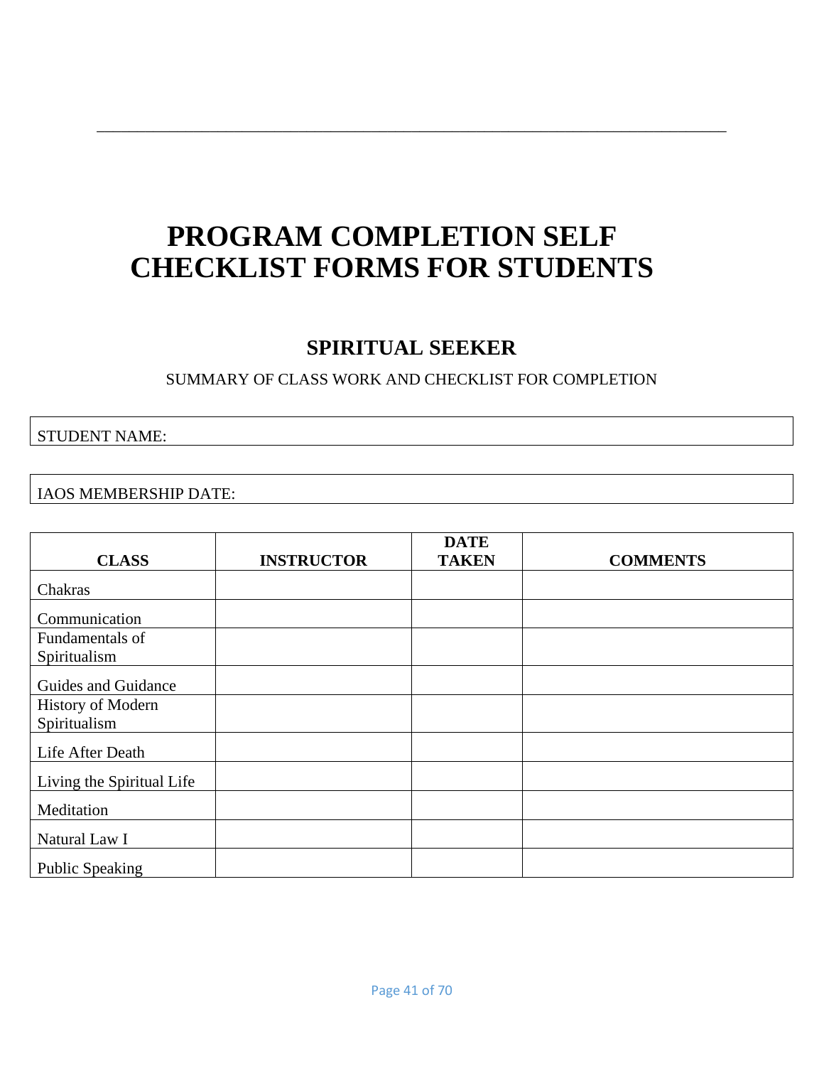---

# PROGRAM COMPLETION SELF CHECKLIST FORMS FOR STUDENTS

## SPIRITUAL SEEKER

SUMMARY OF CLASS WORK AND CHECKLIST FOR COMPLETION

| STUDENT NAME: |
|---|

| IAOS MEMBERSHIP DATE: |
|---|

| CLASS | INSTRUCTOR | DATE TAKEN | COMMENTS |
|---|---|---|---|
| Chakras | | | |
| Communication | | | |
| Fundamentals of Spiritualism | | | |
| Guides and Guidance | | | |
| History of Modern Spiritualism | | | |
| Life After Death | | | |
| Living the Spiritual Life | | | |
| Meditation | | | |
| Natural Law I | | | |
| Public Speaking | | | |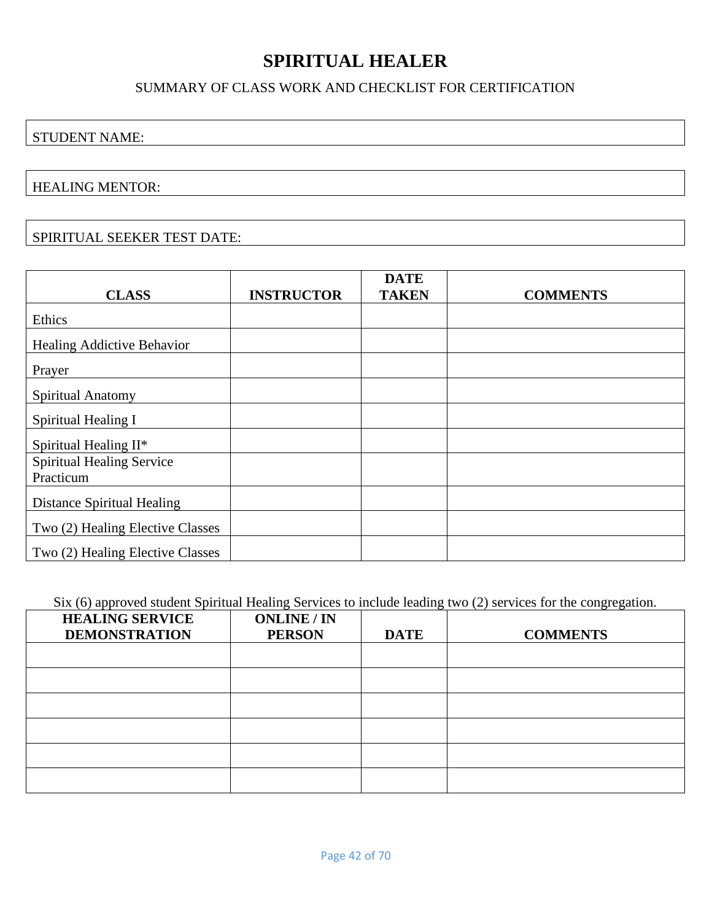# SPIRITUAL HEALER

SUMMARY OF CLASS WORK AND CHECKLIST FOR CERTIFICATION

STUDENT NAME:

HEALING MENTOR:

SPIRITUAL SEEKER TEST DATE:

| CLASS | INSTRUCTOR | DATE TAKEN | COMMENTS |
|---|---|---|---|
| Ethics | | | |
| Healing Addictive Behavior | | | |
| Prayer | | | |
| Spiritual Anatomy | | | |
| Spiritual Healing I | | | |
| Spiritual Healing II* | | | |
| Spiritual Healing Service Practicum | | | |
| Distance Spiritual Healing | | | |
| Two (2) Healing Elective Classes | | | |
| Two (2) Healing Elective Classes | | | |

Six (6) approved student Spiritual Healing Services to include leading two (2) services for the congregation.

| HEALING SERVICE DEMONSTRATION | ONLINE / IN PERSON | DATE | COMMENTS |
|---|---|---|---|
| | | | |
| | | | |
| | | | |
| | | | |
| | | | |
| | | | |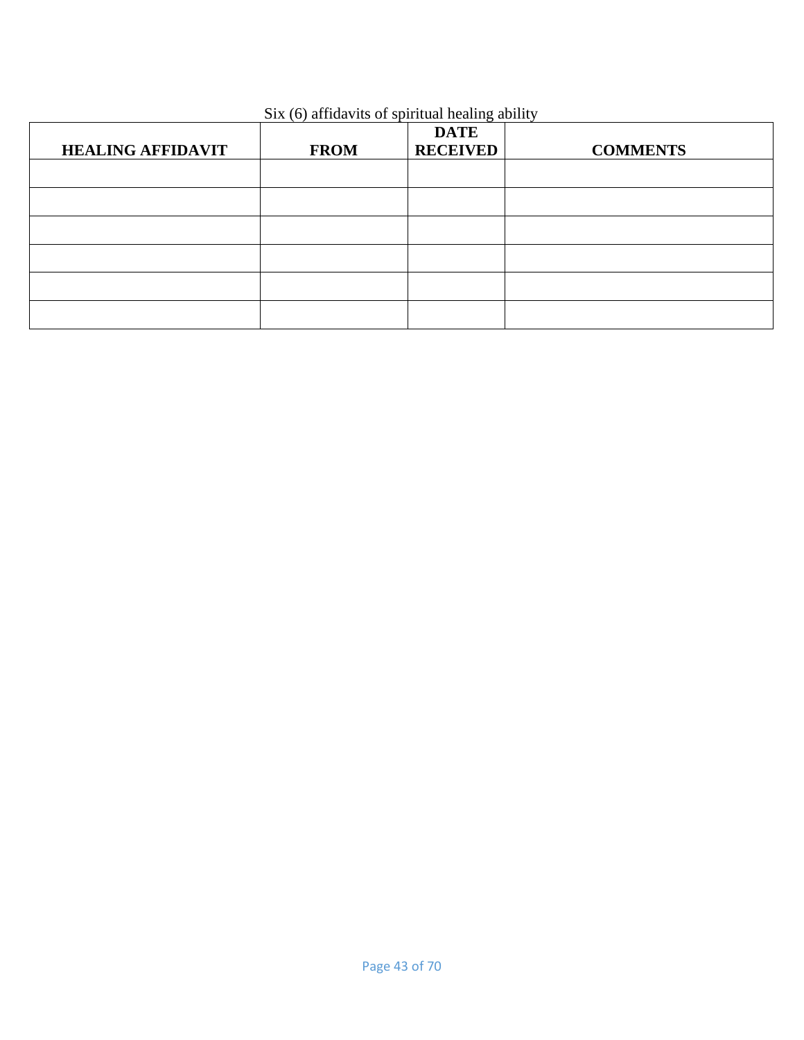Six (6) affidavits of spiritual healing ability

| **HEALING AFFIDAVIT** | **FROM** | **DATE RECEIVED** | **COMMENTS** |
|---|---|---|---|
| | | | |
| | | | |
| | | | |
| | | | |
| | | | |
| | | | |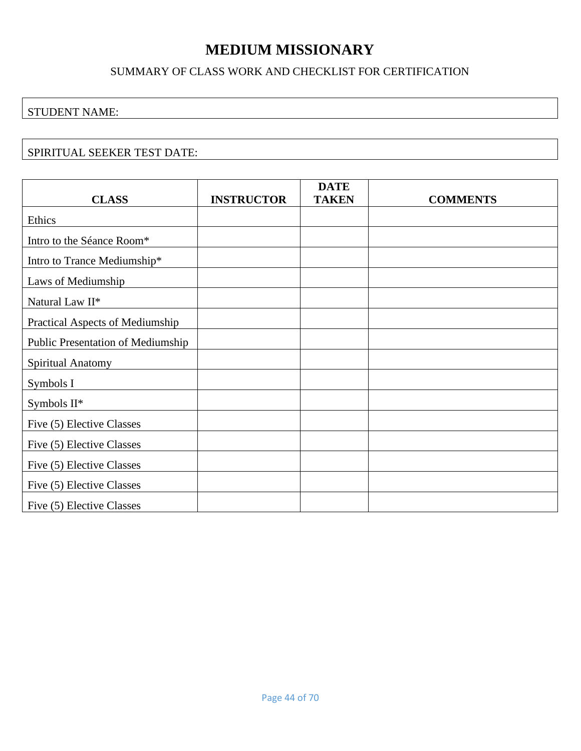# MEDIUM MISSIONARY

SUMMARY OF CLASS WORK AND CHECKLIST FOR CERTIFICATION

| STUDENT NAME: |
|---|

| SPIRITUAL SEEKER TEST DATE: |
|---|

| CLASS | INSTRUCTOR | DATE TAKEN | COMMENTS |
|---|---|---|---|
| Ethics | | | |
| Intro to the Séance Room* | | | |
| Intro to Trance Mediumship* | | | |
| Laws of Mediumship | | | |
| Natural Law II* | | | |
| Practical Aspects of Mediumship | | | |
| Public Presentation of Mediumship | | | |
| Spiritual Anatomy | | | |
| Symbols I | | | |
| Symbols II* | | | |
| Five (5) Elective Classes | | | |
| Five (5) Elective Classes | | | |
| Five (5) Elective Classes | | | |
| Five (5) Elective Classes | | | |
| Five (5) Elective Classes | | | |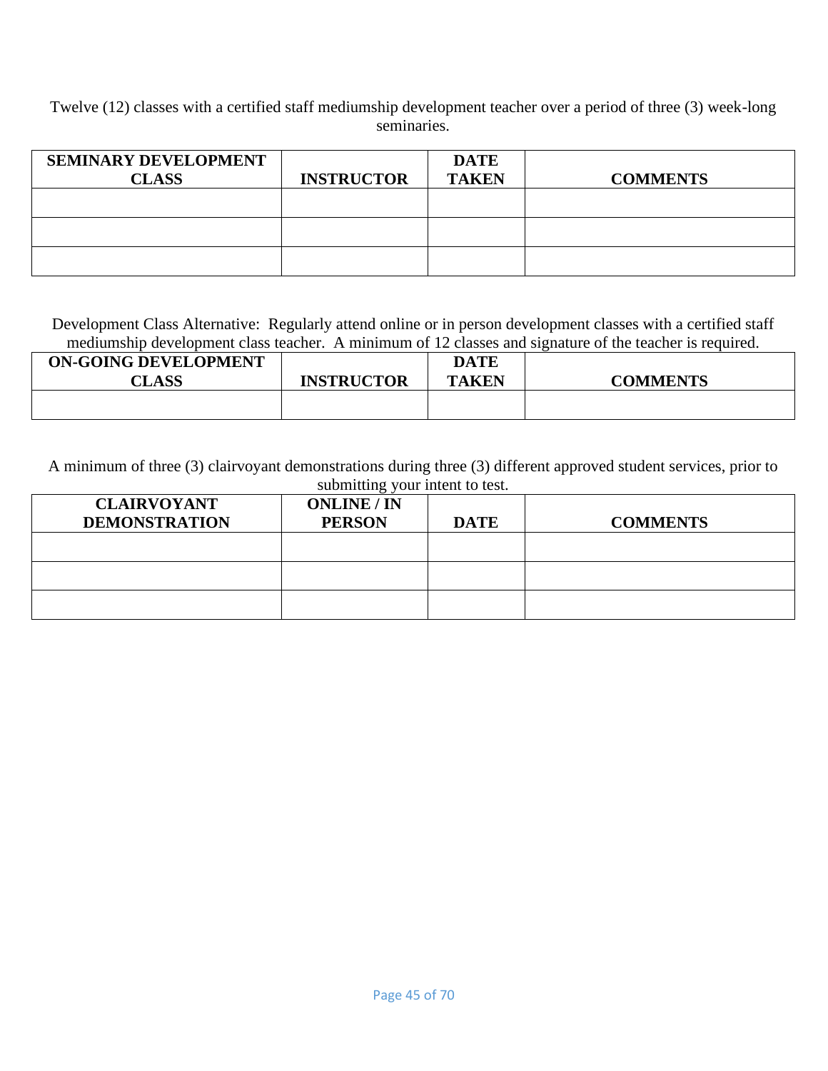Twelve (12) classes with a certified staff mediumship development teacher over a period of three (3) week-long seminaries.

| SEMINARY DEVELOPMENT CLASS | INSTRUCTOR | DATE TAKEN | COMMENTS |
|---|---|---|---|
| | | | |
| | | | |
| | | | |

Development Class Alternative: Regularly attend online or in person development classes with a certified staff mediumship development class teacher. A minimum of 12 classes and signature of the teacher is required.

| ON-GOING DEVELOPMENT CLASS | INSTRUCTOR | DATE TAKEN | COMMENTS |
|---|---|---|---|
| | | | |

A minimum of three (3) clairvoyant demonstrations during three (3) different approved student services, prior to submitting your intent to test.

| CLAIRVOYANT DEMONSTRATION | ONLINE / IN PERSON | DATE | COMMENTS |
|---|---|---|---|
| | | | |
| | | | |
| | | | |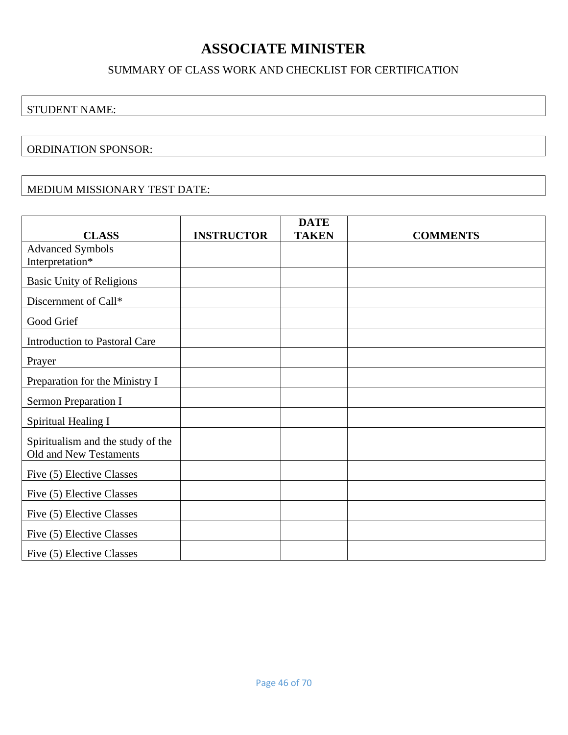# ASSOCIATE MINISTER

SUMMARY OF CLASS WORK AND CHECKLIST FOR CERTIFICATION

| STUDENT NAME: |
|---|

| ORDINATION SPONSOR: |
|---|

| MEDIUM MISSIONARY TEST DATE: |
|---|

| CLASS | INSTRUCTOR | DATE TAKEN | COMMENTS |
|---|---|---|---|
| Advanced Symbols Interpretation* | | | |
| Basic Unity of Religions | | | |
| Discernment of Call* | | | |
| Good Grief | | | |
| Introduction to Pastoral Care | | | |
| Prayer | | | |
| Preparation for the Ministry I | | | |
| Sermon Preparation I | | | |
| Spiritual Healing I | | | |
| Spiritualism and the study of the Old and New Testaments | | | |
| Five (5) Elective Classes | | | |
| Five (5) Elective Classes | | | |
| Five (5) Elective Classes | | | |
| Five (5) Elective Classes | | | |
| Five (5) Elective Classes | | | |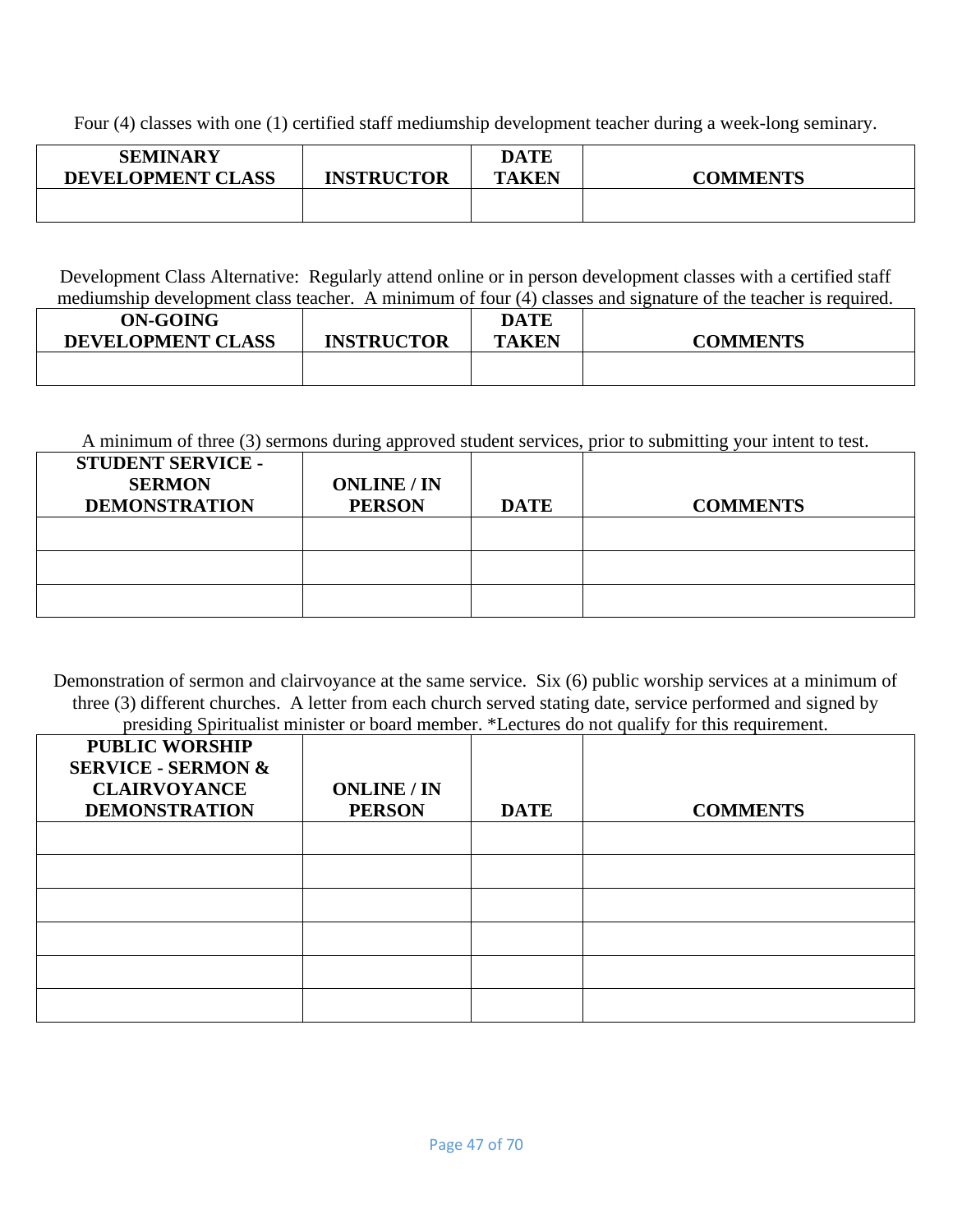Four (4) classes with one (1) certified staff mediumship development teacher during a week-long seminary.

| SEMINARY DEVELOPMENT CLASS | INSTRUCTOR | DATE TAKEN | COMMENTS |
|---|---|---|---|
| | | | |

Development Class Alternative: Regularly attend online or in person development classes with a certified staff mediumship development class teacher. A minimum of four (4) classes and signature of the teacher is required.

| ON-GOING DEVELOPMENT CLASS | INSTRUCTOR | DATE TAKEN | COMMENTS |
|---|---|---|---|
| | | | |

A minimum of three (3) sermons during approved student services, prior to submitting your intent to test.

| STUDENT SERVICE - SERMON DEMONSTRATION | ONLINE / IN PERSON | DATE | COMMENTS |
|---|---|---|---|
| | | | |
| | | | |
| | | | |

Demonstration of sermon and clairvoyance at the same service. Six (6) public worship services at a minimum of three (3) different churches. A letter from each church served stating date, service performed and signed by presiding Spiritualist minister or board member. *Lectures do not qualify for this requirement.

| PUBLIC WORSHIP SERVICE - SERMON & CLAIRVOYANCE DEMONSTRATION | ONLINE / IN PERSON | DATE | COMMENTS |
|---|---|---|---|
| | | | |
| | | | |
| | | | |
| | | | |
| | | | |
| | | | |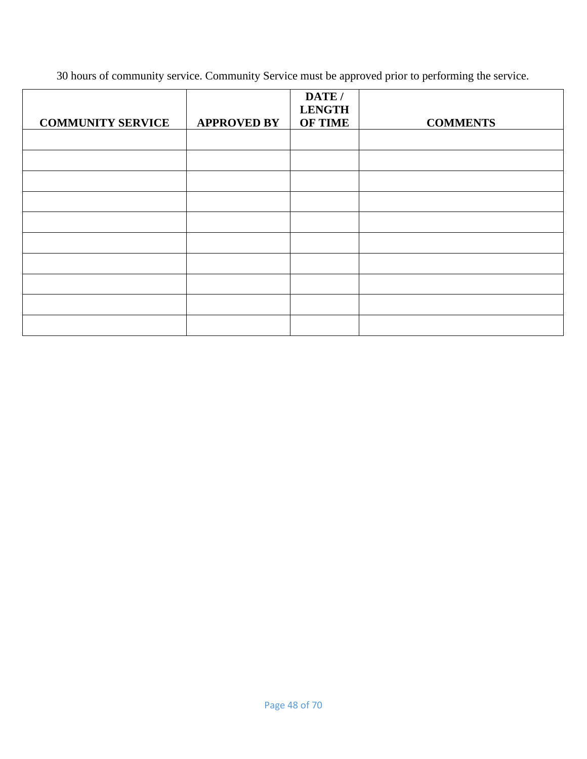30 hours of community service. Community Service must be approved prior to performing the service.

| COMMUNITY SERVICE | APPROVED BY | DATE / LENGTH OF TIME | COMMENTS |
| --- | --- | --- | --- |
| | | | |
| | | | |
| | | | |
| | | | |
| | | | |
| | | | |
| | | | |
| | | | |
| | | | |
| | | | |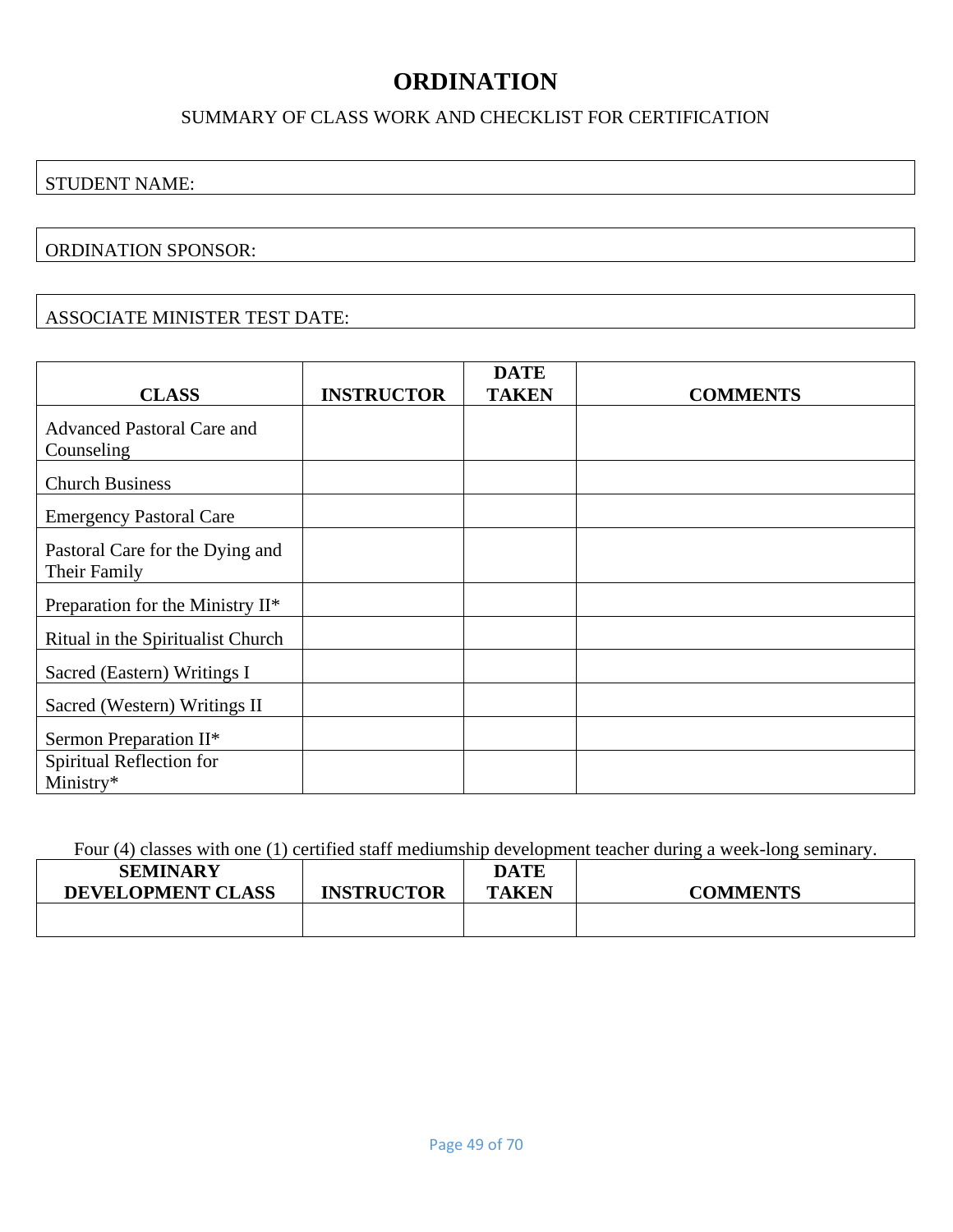# ORDINATION

SUMMARY OF CLASS WORK AND CHECKLIST FOR CERTIFICATION

| STUDENT NAME: |
|---|

| ORDINATION SPONSOR: |
|---|

| ASSOCIATE MINISTER TEST DATE: |
|---|

| CLASS | INSTRUCTOR | DATE TAKEN | COMMENTS |
|---|---|---|---|
| Advanced Pastoral Care and Counseling | | | |
| Church Business | | | |
| Emergency Pastoral Care | | | |
| Pastoral Care for the Dying and Their Family | | | |
| Preparation for the Ministry II* | | | |
| Ritual in the Spiritualist Church | | | |
| Sacred (Eastern) Writings I | | | |
| Sacred (Western) Writings II | | | |
| Sermon Preparation II* | | | |
| Spiritual Reflection for Ministry* | | | |

Four (4) classes with one (1) certified staff mediumship development teacher during a week-long seminary.

| SEMINARY DEVELOPMENT CLASS | INSTRUCTOR | DATE TAKEN | COMMENTS |
|---|---|---|---|
| | | | |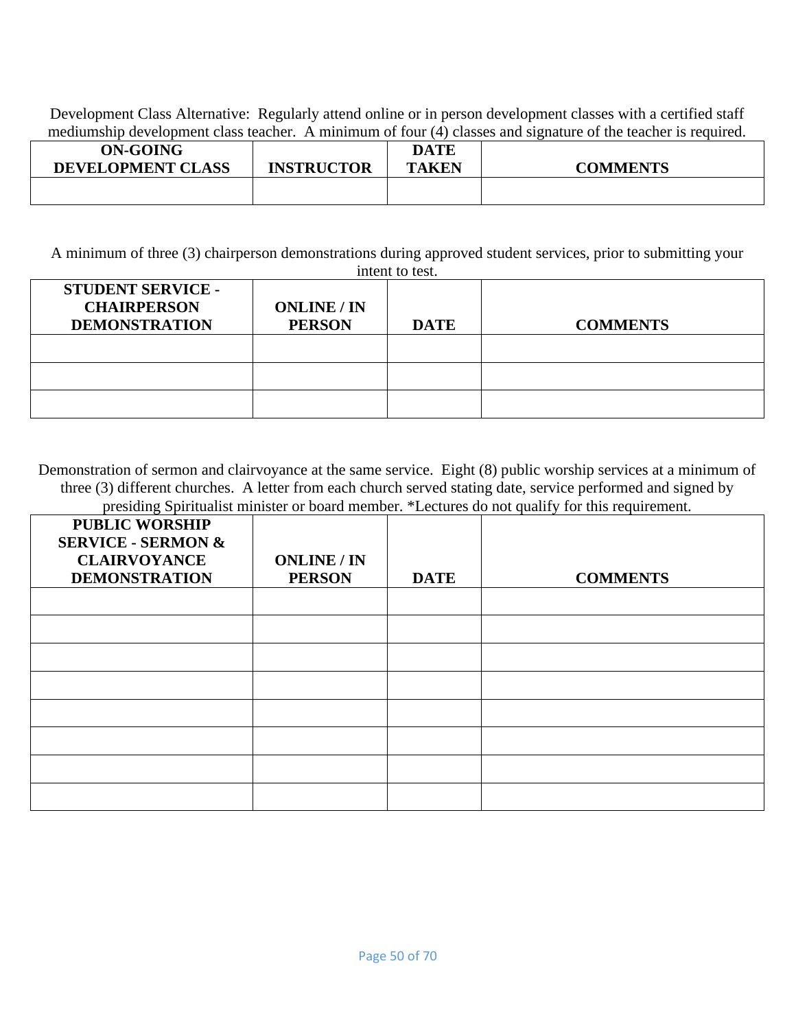Development Class Alternative: Regularly attend online or in person development classes with a certified staff mediumship development class teacher. A minimum of four (4) classes and signature of the teacher is required.

| ON-GOING DEVELOPMENT CLASS | INSTRUCTOR | DATE TAKEN | COMMENTS |
|---|---|---|---|
| | | | |

A minimum of three (3) chairperson demonstrations during approved student services, prior to submitting your intent to test.

| STUDENT SERVICE - CHAIRPERSON DEMONSTRATION | ONLINE / IN PERSON | DATE | COMMENTS |
|---|---|---|---|
| | | | |
| | | | |
| | | | |

Demonstration of sermon and clairvoyance at the same service. Eight (8) public worship services at a minimum of three (3) different churches. A letter from each church served stating date, service performed and signed by presiding Spiritualist minister or board member. *Lectures do not qualify for this requirement.

| PUBLIC WORSHIP SERVICE - SERMON & CLAIRVOYANCE DEMONSTRATION | ONLINE / IN PERSON | DATE | COMMENTS |
|---|---|---|---|
| | | | |
| | | | |
| | | | |
| | | | |
| | | | |
| | | | |
| | | | |
| | | | |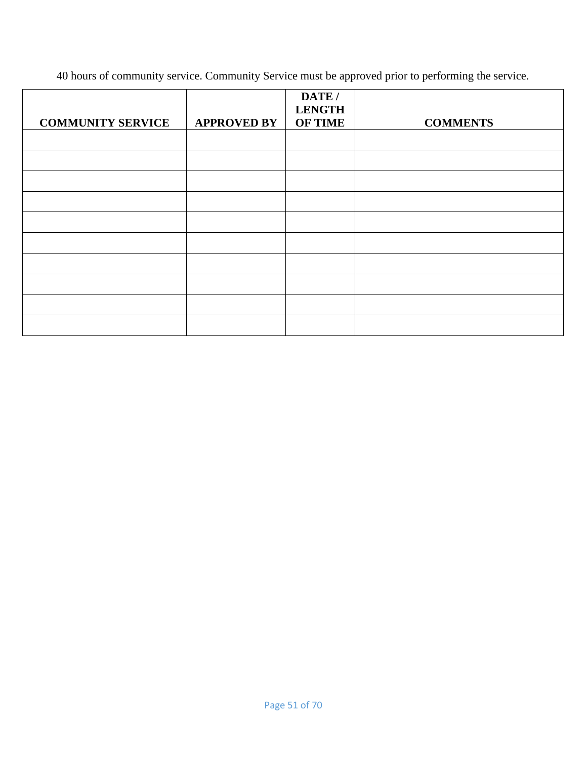40 hours of community service. Community Service must be approved prior to performing the service.

| COMMUNITY SERVICE | APPROVED BY | DATE / LENGTH OF TIME | COMMENTS |
|---|---|---|---|
| | | | |
| | | | |
| | | | |
| | | | |
| | | | |
| | | | |
| | | | |
| | | | |
| | | | |
| | | | |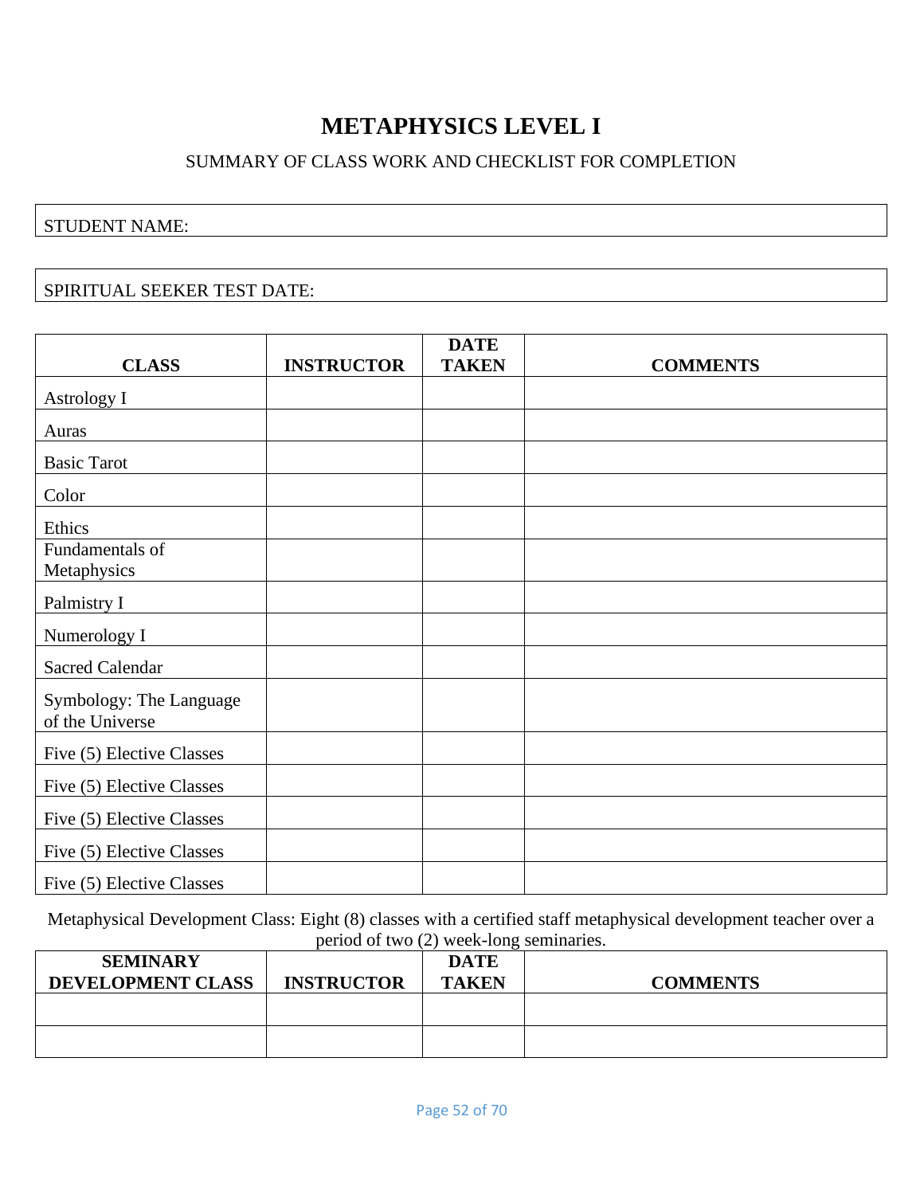# METAPHYSICS LEVEL I

SUMMARY OF CLASS WORK AND CHECKLIST FOR COMPLETION

| STUDENT NAME: |
|---|

| SPIRITUAL SEEKER TEST DATE: |
|---|

| CLASS | INSTRUCTOR | DATE TAKEN | COMMENTS |
|---|---|---|---|
| Astrology I | | | |
| Auras | | | |
| Basic Tarot | | | |
| Color | | | |
| Ethics | | | |
| Fundamentals of Metaphysics | | | |
| Palmistry I | | | |
| Numerology I | | | |
| Sacred Calendar | | | |
| Symbology: The Language of the Universe | | | |
| Five (5) Elective Classes | | | |
| Five (5) Elective Classes | | | |
| Five (5) Elective Classes | | | |
| Five (5) Elective Classes | | | |
| Five (5) Elective Classes | | | |

Metaphysical Development Class: Eight (8) classes with a certified staff metaphysical development teacher over a period of two (2) week-long seminaries.

| SEMINARY DEVELOPMENT CLASS | INSTRUCTOR | DATE TAKEN | COMMENTS |
|---|---|---|---|
| | | | |
| | | | |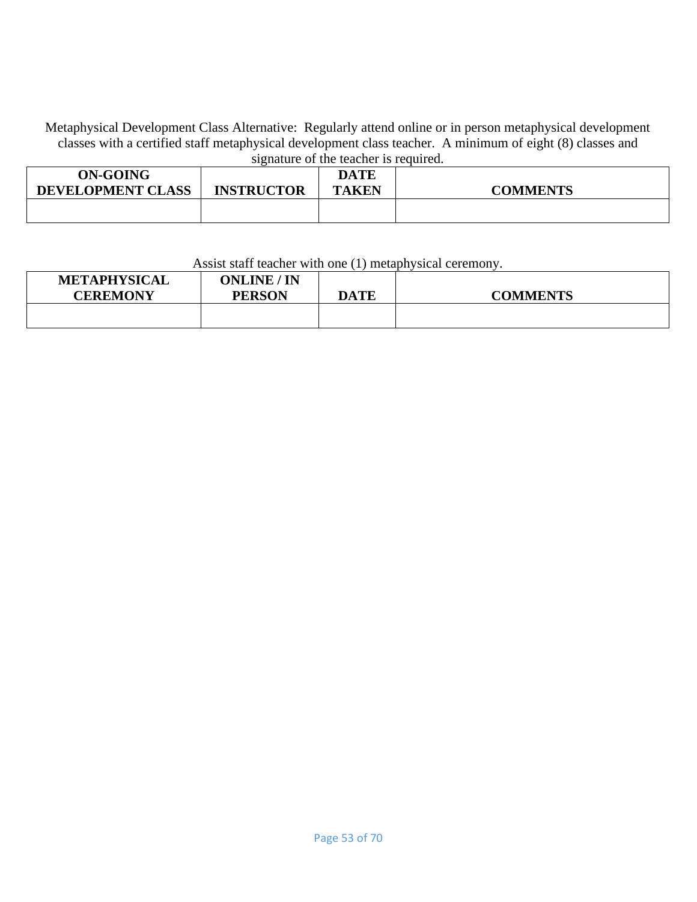Metaphysical Development Class Alternative: Regularly attend online or in person metaphysical development classes with a certified staff metaphysical development class teacher. A minimum of eight (8) classes and signature of the teacher is required.

| ON-GOING DEVELOPMENT CLASS | INSTRUCTOR | DATE TAKEN | COMMENTS |
|---|---|---|---|
| | | | |

Assist staff teacher with one (1) metaphysical ceremony.

| METAPHYSICAL CEREMONY | ONLINE / IN PERSON | DATE | COMMENTS |
|---|---|---|---|
| | | | |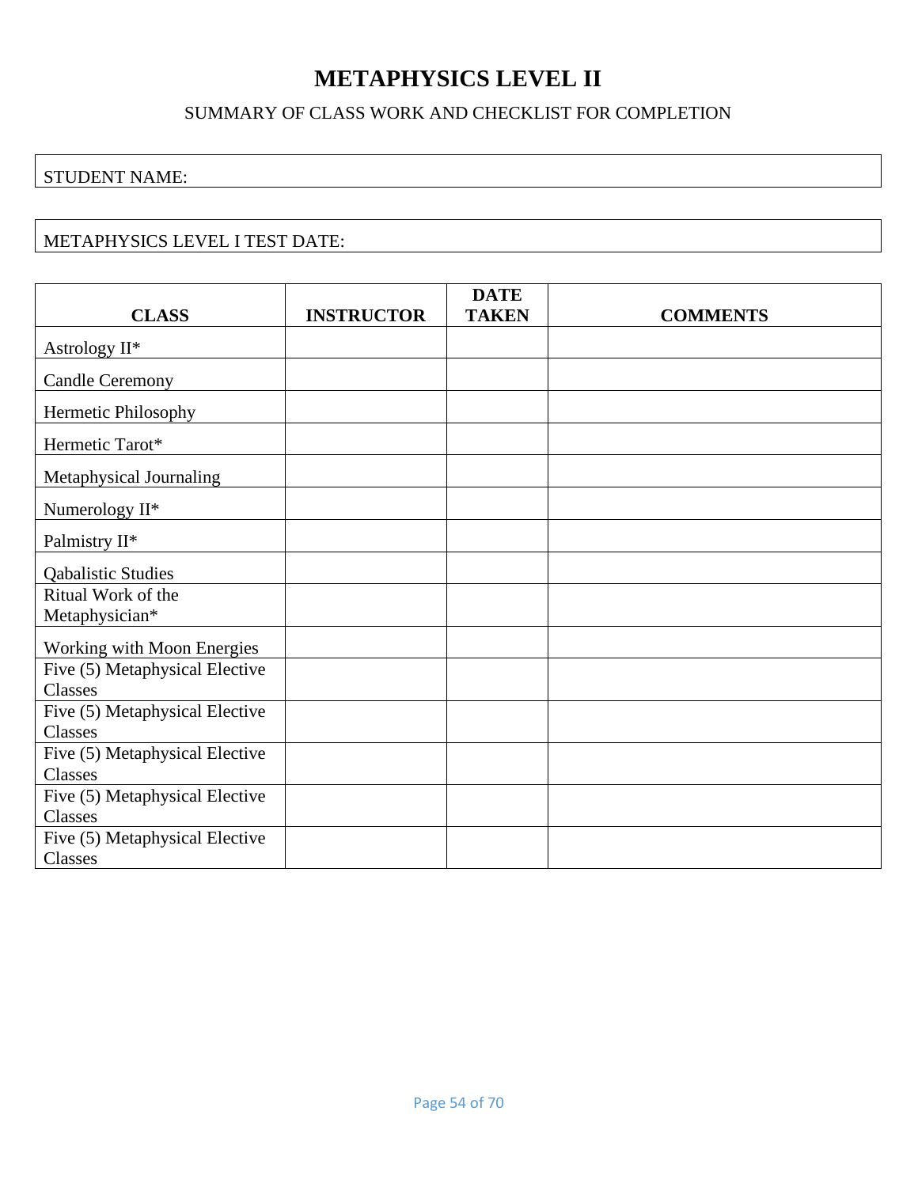# METAPHYSICS LEVEL II

SUMMARY OF CLASS WORK AND CHECKLIST FOR COMPLETION

| STUDENT NAME: |
|---|

| METAPHYSICS LEVEL I TEST DATE: |
|---|

| CLASS | INSTRUCTOR | DATE TAKEN | COMMENTS |
|---|---|---|---|
| Astrology II* | | | |
| Candle Ceremony | | | |
| Hermetic Philosophy | | | |
| Hermetic Tarot* | | | |
| Metaphysical Journaling | | | |
| Numerology II* | | | |
| Palmistry II* | | | |
| Qabalistic Studies | | | |
| Ritual Work of the Metaphysician* | | | |
| Working with Moon Energies | | | |
| Five (5) Metaphysical Elective Classes | | | |
| Five (5) Metaphysical Elective Classes | | | |
| Five (5) Metaphysical Elective Classes | | | |
| Five (5) Metaphysical Elective Classes | | | |
| Five (5) Metaphysical Elective Classes | | | |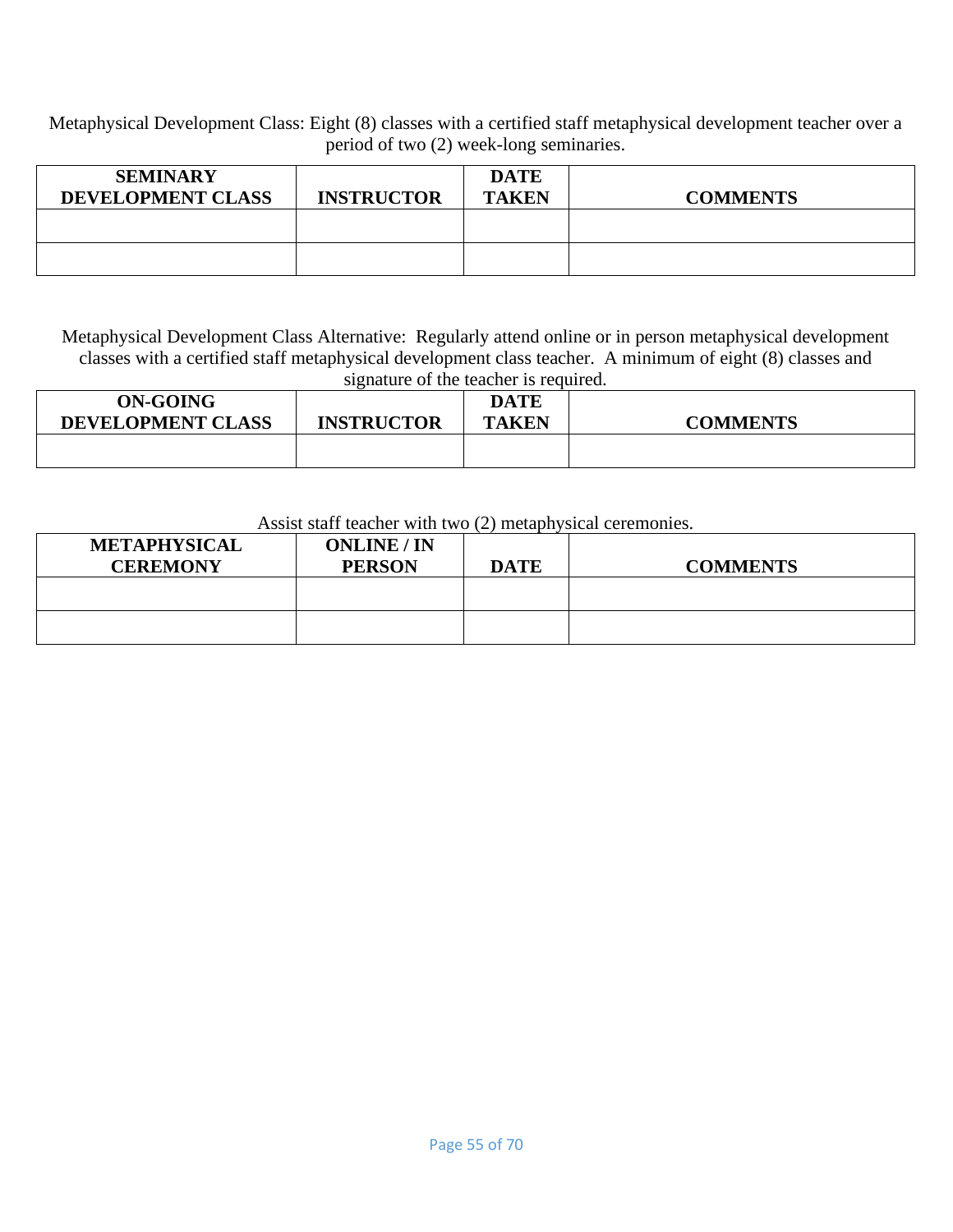Metaphysical Development Class: Eight (8) classes with a certified staff metaphysical development teacher over a period of two (2) week-long seminaries.

| SEMINARY DEVELOPMENT CLASS | INSTRUCTOR | DATE TAKEN | COMMENTS |
|---|---|---|---|
| | | | |
| | | | |

Metaphysical Development Class Alternative: Regularly attend online or in person metaphysical development classes with a certified staff metaphysical development class teacher. A minimum of eight (8) classes and signature of the teacher is required.

| ON-GOING DEVELOPMENT CLASS | INSTRUCTOR | DATE TAKEN | COMMENTS |
|---|---|---|---|
| | | | |

Assist staff teacher with two (2) metaphysical ceremonies.

| METAPHYSICAL CEREMONY | ONLINE / IN PERSON | DATE | COMMENTS |
|---|---|---|---|
| | | | |
| | | | |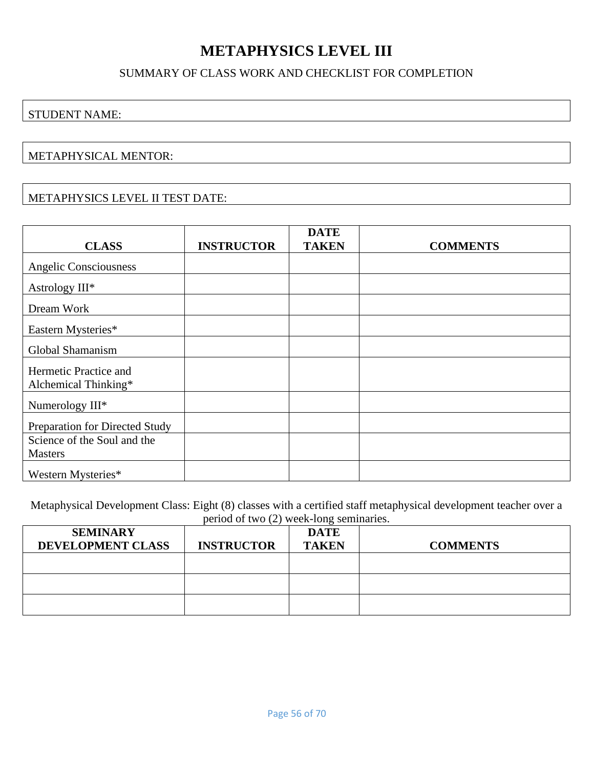# METAPHYSICS LEVEL III

SUMMARY OF CLASS WORK AND CHECKLIST FOR COMPLETION

| STUDENT NAME: |
|---|

| METAPHYSICAL MENTOR: |
|---|

| METAPHYSICS LEVEL II TEST DATE: |
|---|

| CLASS | INSTRUCTOR | DATE TAKEN | COMMENTS |
|---|---|---|---|
| Angelic Consciousness | | | |
| Astrology III* | | | |
| Dream Work | | | |
| Eastern Mysteries* | | | |
| Global Shamanism | | | |
| Hermetic Practice and Alchemical Thinking* | | | |
| Numerology III* | | | |
| Preparation for Directed Study | | | |
| Science of the Soul and the Masters | | | |
| Western Mysteries* | | | |

Metaphysical Development Class: Eight (8) classes with a certified staff metaphysical development teacher over a period of two (2) week-long seminaries.

| SEMINARY DEVELOPMENT CLASS | INSTRUCTOR | DATE TAKEN | COMMENTS |
|---|---|---|---|
| | | | |
| | | | |
| | | | |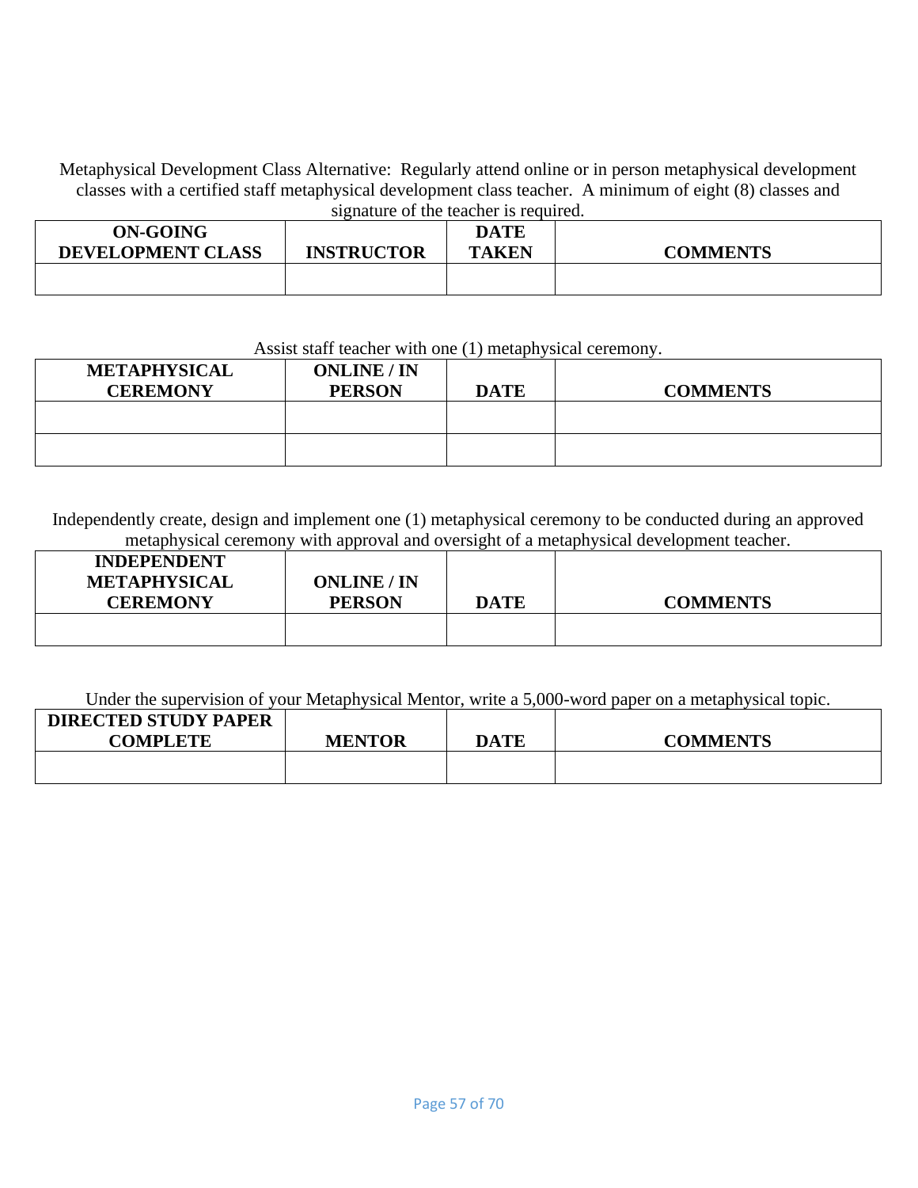Metaphysical Development Class Alternative: Regularly attend online or in person metaphysical development classes with a certified staff metaphysical development class teacher. A minimum of eight (8) classes and signature of the teacher is required.

| ON-GOING DEVELOPMENT CLASS | INSTRUCTOR | DATE TAKEN | COMMENTS |
|---|---|---|---|
| | | | |

Assist staff teacher with one (1) metaphysical ceremony.

| METAPHYSICAL CEREMONY | ONLINE / IN PERSON | DATE | COMMENTS |
|---|---|---|---|
| | | | |
| | | | |

Independently create, design and implement one (1) metaphysical ceremony to be conducted during an approved metaphysical ceremony with approval and oversight of a metaphysical development teacher.

| INDEPENDENT METAPHYSICAL CEREMONY | ONLINE / IN PERSON | DATE | COMMENTS |
|---|---|---|---|
| | | | |

Under the supervision of your Metaphysical Mentor, write a 5,000-word paper on a metaphysical topic.

| DIRECTED STUDY PAPER COMPLETE | MENTOR | DATE | COMMENTS |
|---|---|---|---|
| | | | |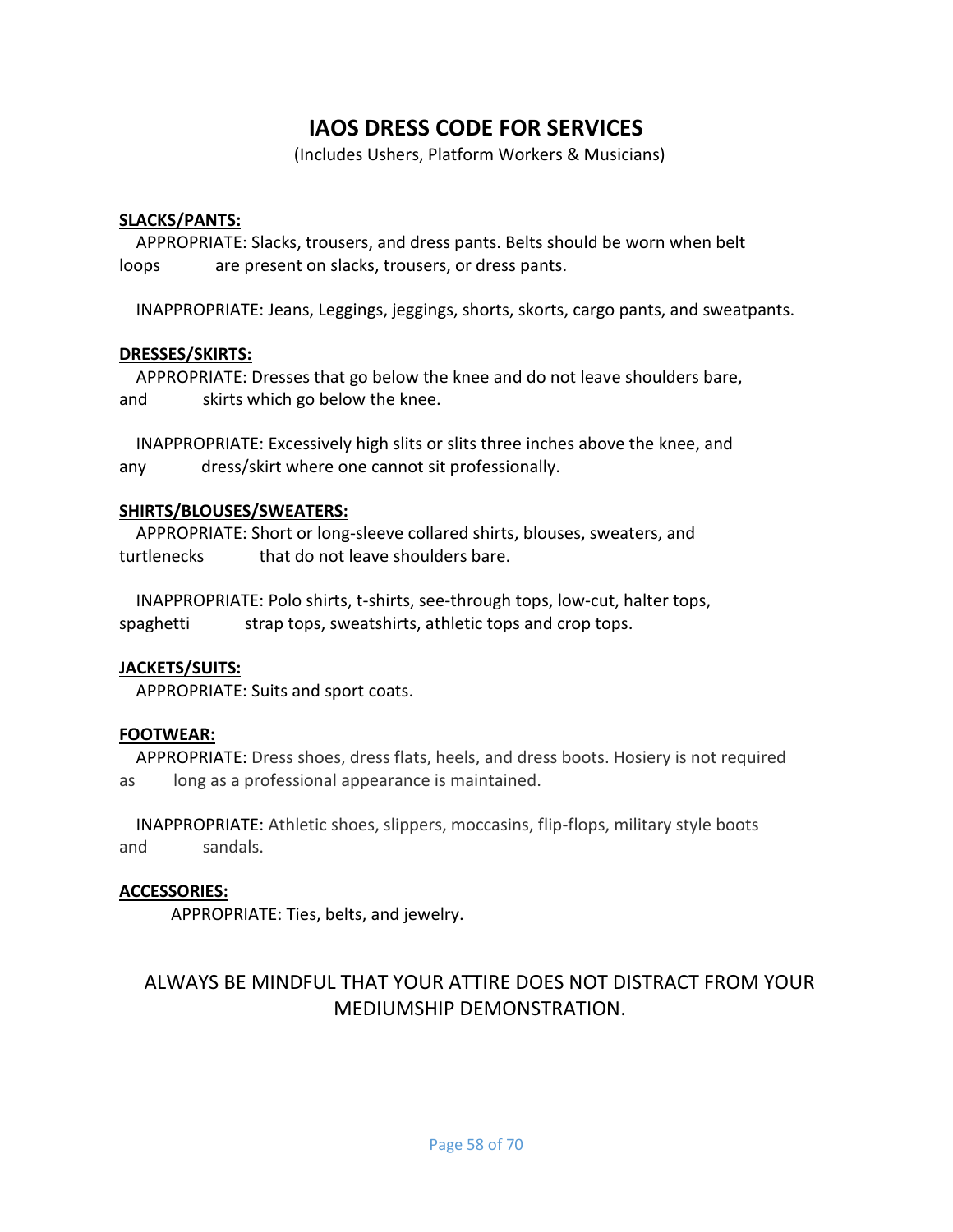# IAOS DRESS CODE FOR SERVICES

(Includes Ushers, Platform Workers & Musicians)

**SLACKS/PANTS:**

APPROPRIATE: Slacks, trousers, and dress pants. Belts should be worn when belt loops are present on slacks, trousers, or dress pants.

INAPPROPRIATE: Jeans, Leggings, jeggings, shorts, skorts, cargo pants, and sweatpants.

**DRESSES/SKIRTS:**

APPROPRIATE: Dresses that go below the knee and do not leave shoulders bare, and skirts which go below the knee.

INAPPROPRIATE: Excessively high slits or slits three inches above the knee, and any dress/skirt where one cannot sit professionally.

**SHIRTS/BLOUSES/SWEATERS:**

APPROPRIATE: Short or long-sleeve collared shirts, blouses, sweaters, and turtlenecks that do not leave shoulders bare.

INAPPROPRIATE: Polo shirts, t-shirts, see-through tops, low-cut, halter tops, spaghetti strap tops, sweatshirts, athletic tops and crop tops.

**JACKETS/SUITS:**

APPROPRIATE: Suits and sport coats.

**FOOTWEAR:**

APPROPRIATE: Dress shoes, dress flats, heels, and dress boots. Hosiery is not required as long as a professional appearance is maintained.

INAPPROPRIATE: Athletic shoes, slippers, moccasins, flip-flops, military style boots and sandals.

**ACCESSORIES:**

APPROPRIATE: Ties, belts, and jewelry.

ALWAYS BE MINDFUL THAT YOUR ATTIRE DOES NOT DISTRACT FROM YOUR MEDIUMSHIP DEMONSTRATION.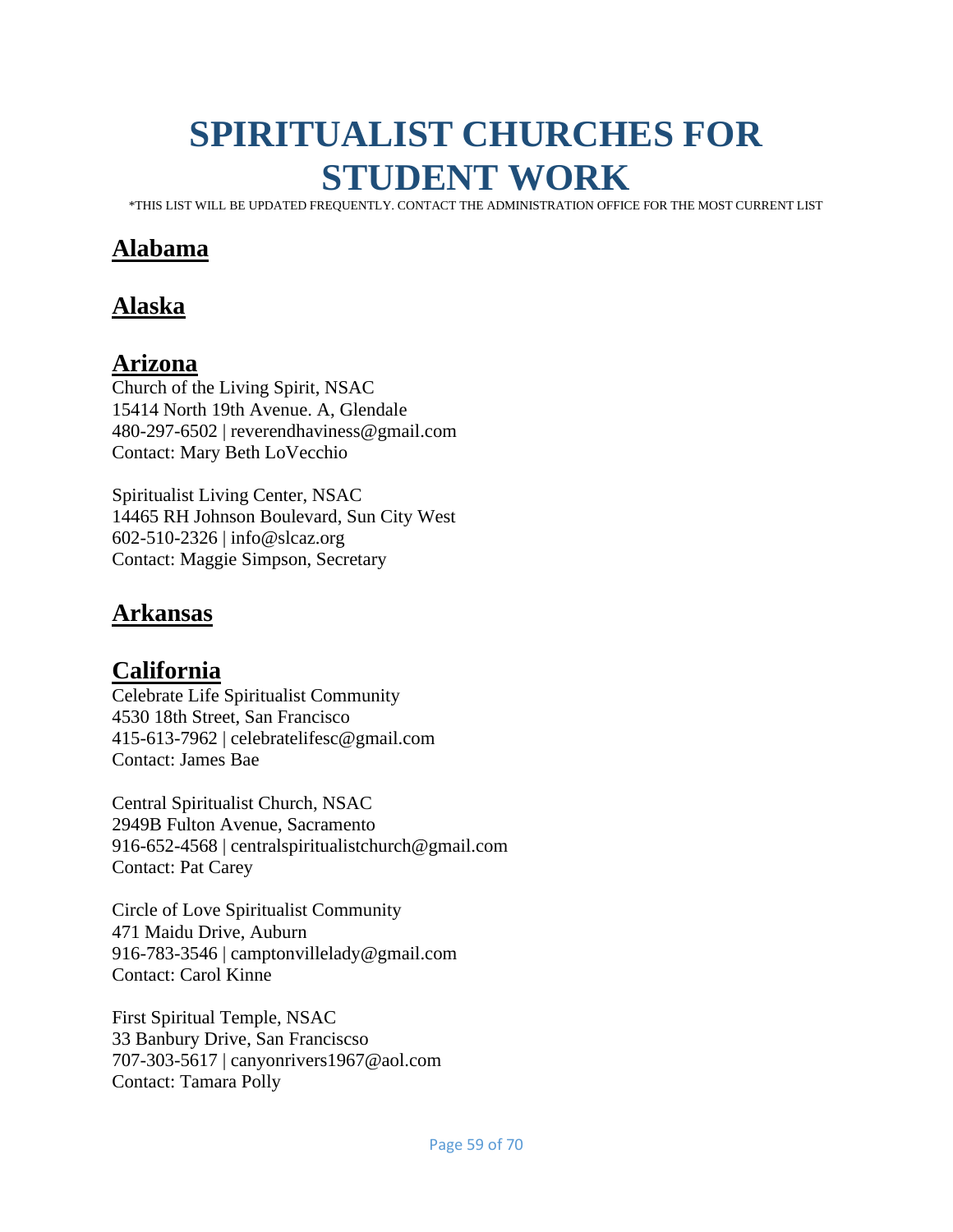# SPIRITUALIST CHURCHES FOR STUDENT WORK

*THIS LIST WILL BE UPDATED FREQUENTLY. CONTACT THE ADMINISTRATION OFFICE FOR THE MOST CURRENT LIST

## Alabama

## Alaska

## Arizona

Church of the Living Spirit, NSAC
15414 North 19th Avenue. A, Glendale
480-297-6502 | reverendhaviness@gmail.com
Contact: Mary Beth LoVecchio

Spiritualist Living Center, NSAC
14465 RH Johnson Boulevard, Sun City West
602-510-2326 | info@slcaz.org
Contact: Maggie Simpson, Secretary

## Arkansas

## California

Celebrate Life Spiritualist Community
4530 18th Street, San Francisco
415-613-7962 | celebratelifesc@gmail.com
Contact: James Bae

Central Spiritualist Church, NSAC
2949B Fulton Avenue, Sacramento
916-652-4568 | centralspiritualistchurch@gmail.com
Contact: Pat Carey

Circle of Love Spiritualist Community
471 Maidu Drive, Auburn
916-783-3546 | camptonvillelady@gmail.com
Contact: Carol Kinne

First Spiritual Temple, NSAC
33 Banbury Drive, San Franciscso
707-303-5617 | canyonrivers1967@aol.com
Contact: Tamara Polly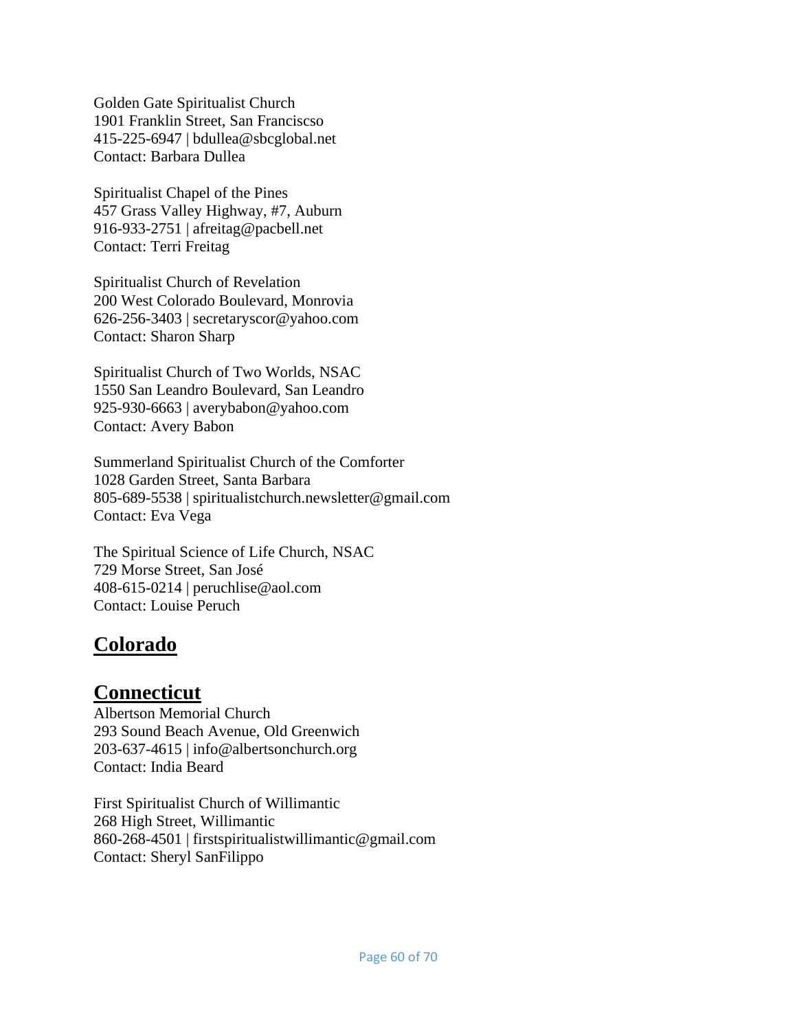Golden Gate Spiritualist Church
1901 Franklin Street, San Franciscso
415-225-6947 | bdullea@sbcglobal.net
Contact: Barbara Dullea

Spiritualist Chapel of the Pines
457 Grass Valley Highway, #7, Auburn
916-933-2751 | afreitag@pacbell.net
Contact: Terri Freitag

Spiritualist Church of Revelation
200 West Colorado Boulevard, Monrovia
626-256-3403 | secretaryscor@yahoo.com
Contact: Sharon Sharp

Spiritualist Church of Two Worlds, NSAC
1550 San Leandro Boulevard, San Leandro
925-930-6663 | averybabon@yahoo.com
Contact: Avery Babon

Summerland Spiritualist Church of the Comforter
1028 Garden Street, Santa Barbara
805-689-5538 | spiritualistchurch.newsletter@gmail.com
Contact: Eva Vega

The Spiritual Science of Life Church, NSAC
729 Morse Street, San José
408-615-0214 | peruchlise@aol.com
Contact: Louise Peruch

## Colorado

## Connecticut

Albertson Memorial Church
293 Sound Beach Avenue, Old Greenwich
203-637-4615 | info@albertsonchurch.org
Contact: India Beard

First Spiritualist Church of Willimantic
268 High Street, Willimantic
860-268-4501 | firstspiritualistwillimantic@gmail.com
Contact: Sheryl SanFilippo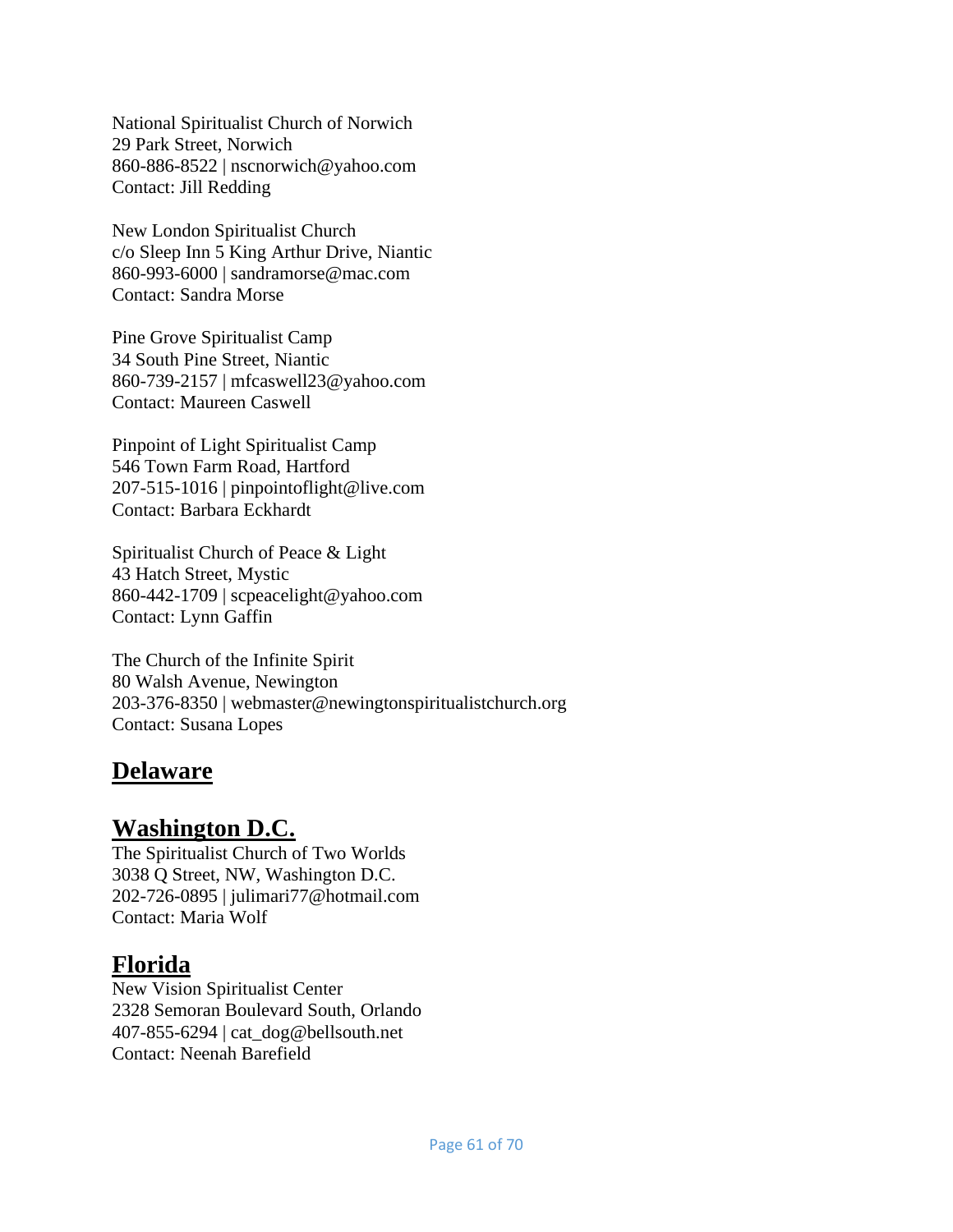National Spiritualist Church of Norwich
29 Park Street, Norwich
860-886-8522 | nscnorwich@yahoo.com
Contact: Jill Redding

New London Spiritualist Church
c/o Sleep Inn 5 King Arthur Drive, Niantic
860-993-6000 | sandramorse@mac.com
Contact: Sandra Morse

Pine Grove Spiritualist Camp
34 South Pine Street, Niantic
860-739-2157 | mfcaswell23@yahoo.com
Contact: Maureen Caswell

Pinpoint of Light Spiritualist Camp
546 Town Farm Road, Hartford
207-515-1016 | pinpointoflight@live.com
Contact: Barbara Eckhardt

Spiritualist Church of Peace & Light
43 Hatch Street, Mystic
860-442-1709 | scpeacelight@yahoo.com
Contact: Lynn Gaffin

The Church of the Infinite Spirit
80 Walsh Avenue, Newington
203-376-8350 | webmaster@newingtonspiritualistchurch.org
Contact: Susana Lopes

## Delaware

## Washington D.C.

The Spiritualist Church of Two Worlds
3038 Q Street, NW, Washington D.C.
202-726-0895 | julimari77@hotmail.com
Contact: Maria Wolf

## Florida

New Vision Spiritualist Center
2328 Semoran Boulevard South, Orlando
407-855-6294 | cat_dog@bellsouth.net
Contact: Neenah Barefield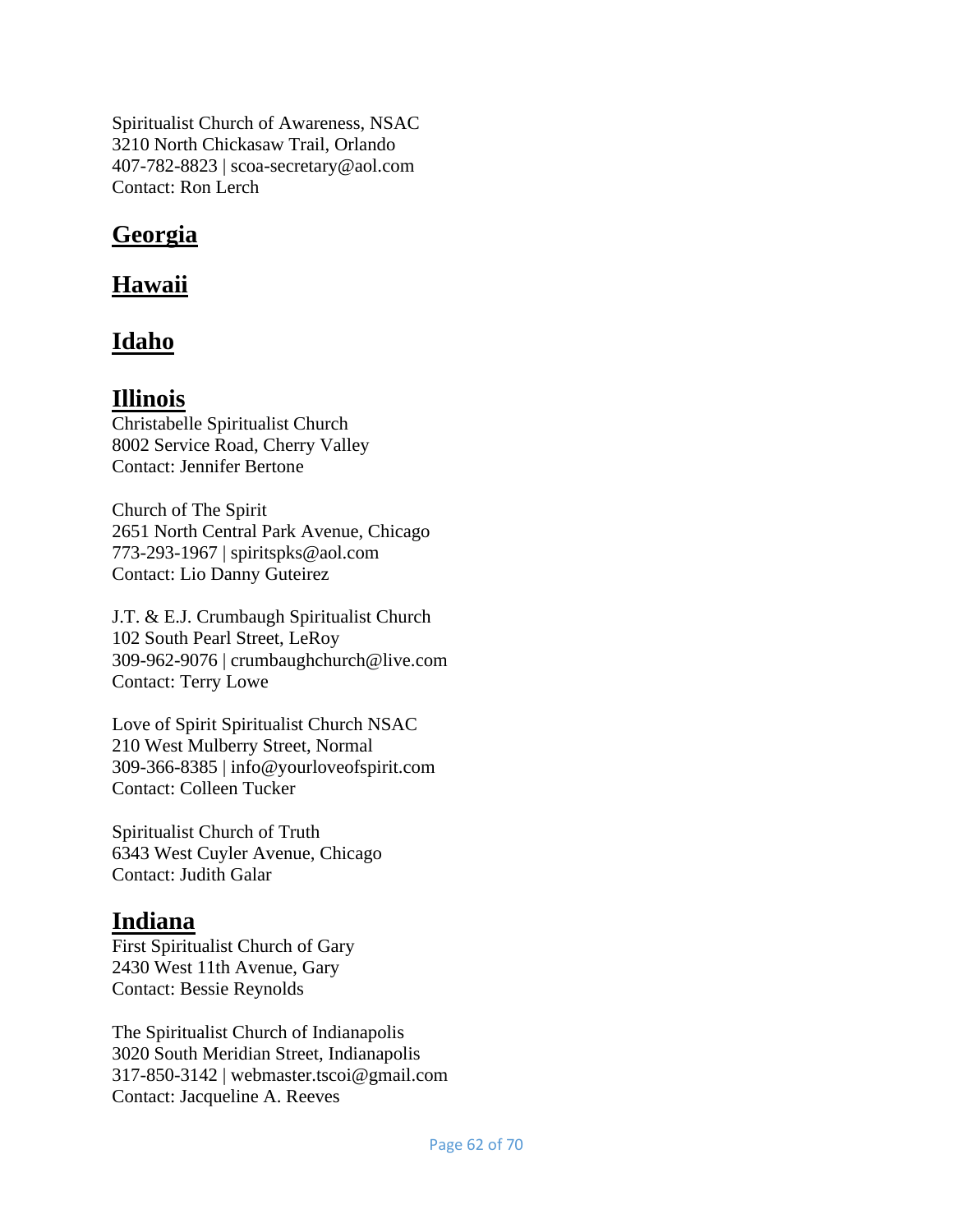Spiritualist Church of Awareness, NSAC
3210 North Chickasaw Trail, Orlando
407-782-8823 | scoa-secretary@aol.com
Contact: Ron Lerch

## Georgia

## Hawaii

## Idaho

## Illinois

Christabelle Spiritualist Church
8002 Service Road, Cherry Valley
Contact: Jennifer Bertone

Church of The Spirit
2651 North Central Park Avenue, Chicago
773-293-1967 | spiritspks@aol.com
Contact: Lio Danny Guteirez

J.T. & E.J. Crumbaugh Spiritualist Church
102 South Pearl Street, LeRoy
309-962-9076 | crumbaughchurch@live.com
Contact: Terry Lowe

Love of Spirit Spiritualist Church NSAC
210 West Mulberry Street, Normal
309-366-8385 | info@yourloveofspirit.com
Contact: Colleen Tucker

Spiritualist Church of Truth
6343 West Cuyler Avenue, Chicago
Contact: Judith Galar

## Indiana

First Spiritualist Church of Gary
2430 West 11th Avenue, Gary
Contact: Bessie Reynolds

The Spiritualist Church of Indianapolis
3020 South Meridian Street, Indianapolis
317-850-3142 | webmaster.tscoi@gmail.com
Contact: Jacqueline A. Reeves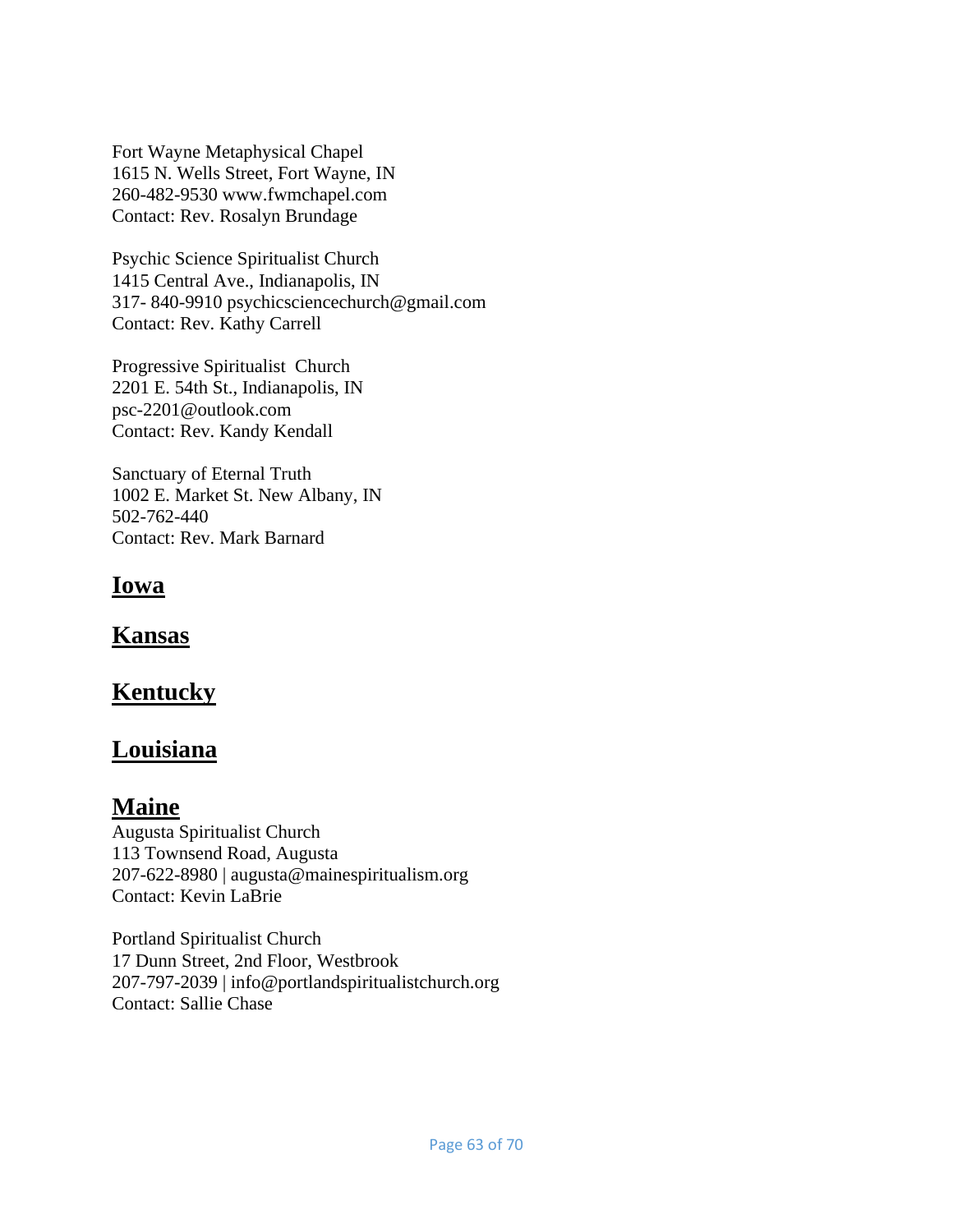Fort Wayne Metaphysical Chapel
1615 N. Wells Street, Fort Wayne, IN
260-482-9530 www.fwmchapel.com
Contact: Rev. Rosalyn Brundage

Psychic Science Spiritualist Church
1415 Central Ave., Indianapolis, IN
317- 840-9910 psychicsciencechurch@gmail.com
Contact: Rev. Kathy Carrell

Progressive Spiritualist Church
2201 E. 54th St., Indianapolis, IN
psc-2201@outlook.com
Contact: Rev. Kandy Kendall

Sanctuary of Eternal Truth
1002 E. Market St. New Albany, IN
502-762-440
Contact: Rev. Mark Barnard

## Iowa

## Kansas

## Kentucky

## Louisiana

## Maine

Augusta Spiritualist Church
113 Townsend Road, Augusta
207-622-8980 | augusta@mainespiritualism.org
Contact: Kevin LaBrie

Portland Spiritualist Church
17 Dunn Street, 2nd Floor, Westbrook
207-797-2039 | info@portlandspiritualistchurch.org
Contact: Sallie Chase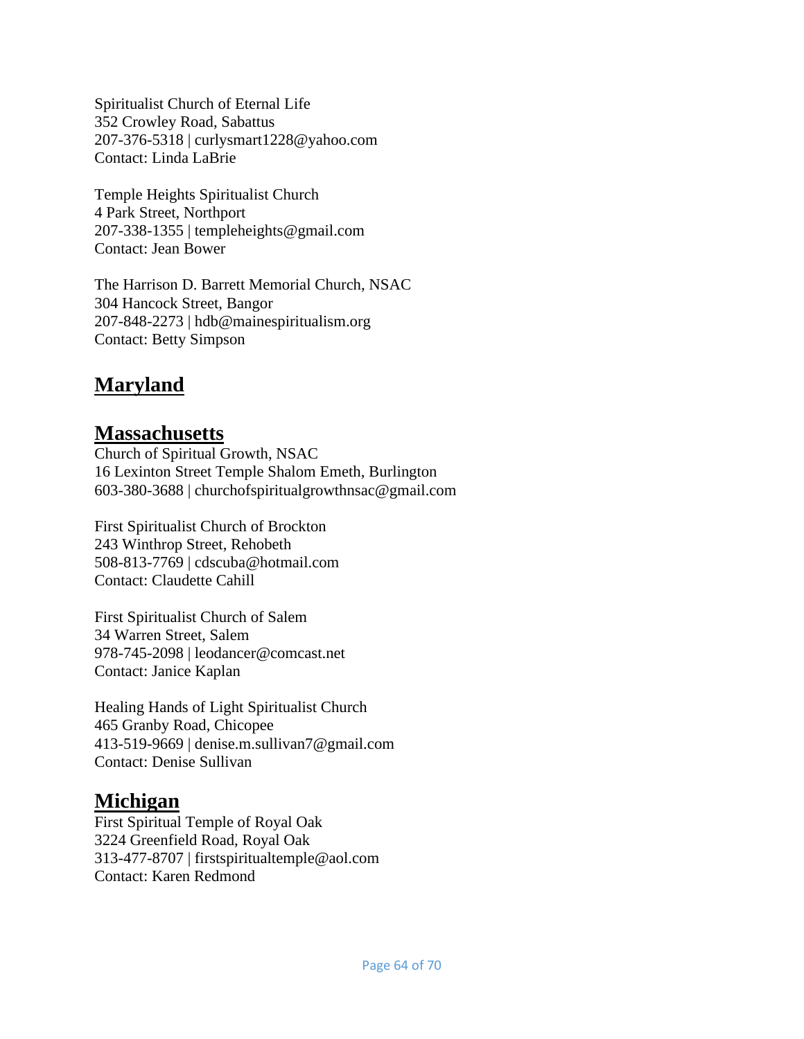Spiritualist Church of Eternal Life
352 Crowley Road, Sabattus
207-376-5318 | curlysmart1228@yahoo.com
Contact: Linda LaBrie

Temple Heights Spiritualist Church
4 Park Street, Northport
207-338-1355 | templeheights@gmail.com
Contact: Jean Bower

The Harrison D. Barrett Memorial Church, NSAC
304 Hancock Street, Bangor
207-848-2273 | hdb@mainespiritualism.org
Contact: Betty Simpson

## Maryland

## Massachusetts

Church of Spiritual Growth, NSAC
16 Lexinton Street Temple Shalom Emeth, Burlington
603-380-3688 | churchofspiritualgrowthnsac@gmail.com

First Spiritualist Church of Brockton
243 Winthrop Street, Rehobeth
508-813-7769 | cdscuba@hotmail.com
Contact: Claudette Cahill

First Spiritualist Church of Salem
34 Warren Street, Salem
978-745-2098 | leodancer@comcast.net
Contact: Janice Kaplan

Healing Hands of Light Spiritualist Church
465 Granby Road, Chicopee
413-519-9669 | denise.m.sullivan7@gmail.com
Contact: Denise Sullivan

## Michigan

First Spiritual Temple of Royal Oak
3224 Greenfield Road, Royal Oak
313-477-8707 | firstspiritualtemple@aol.com
Contact: Karen Redmond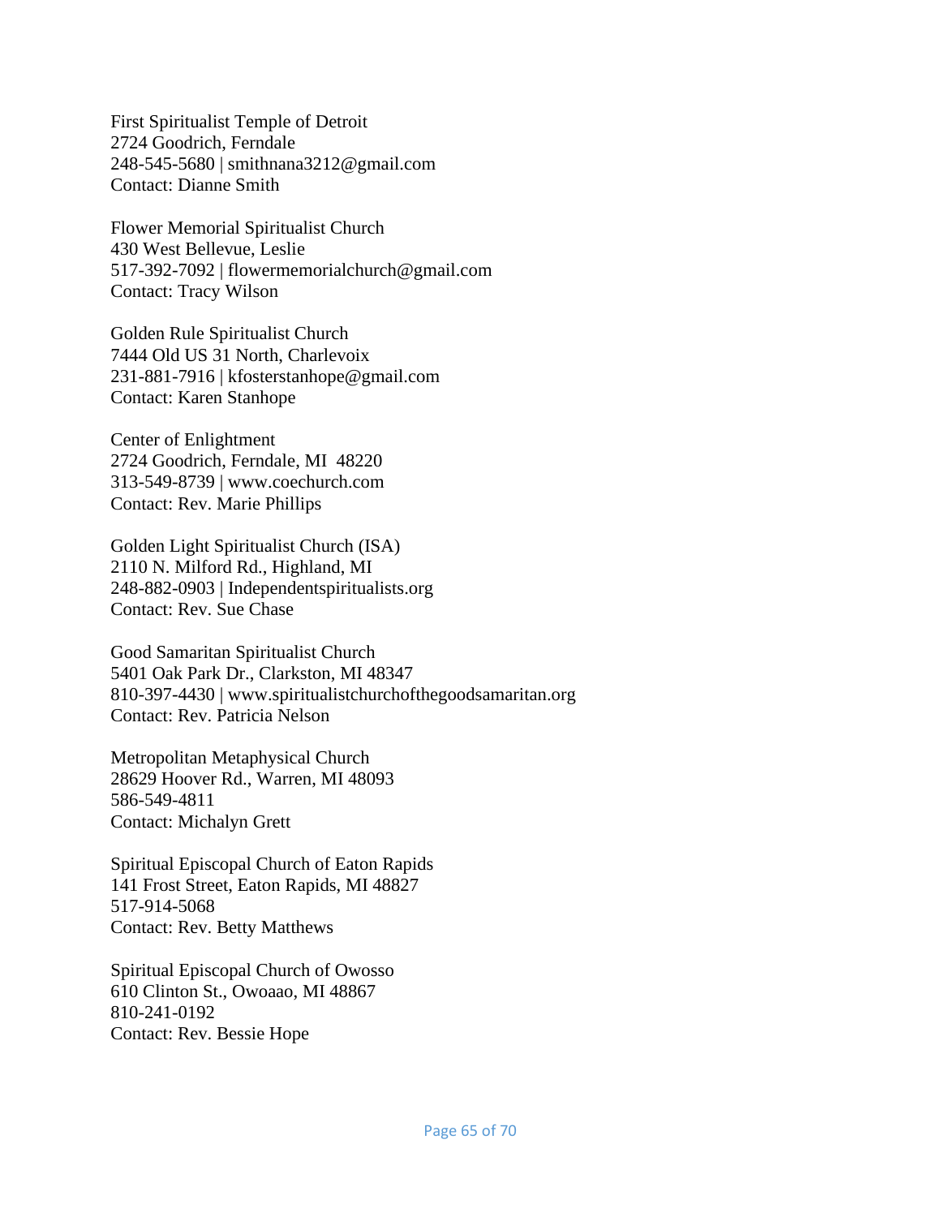First Spiritualist Temple of Detroit
2724 Goodrich, Ferndale
248-545-5680 | smithnana3212@gmail.com
Contact: Dianne Smith

Flower Memorial Spiritualist Church
430 West Bellevue, Leslie
517-392-7092 | flowermemorialchurch@gmail.com
Contact: Tracy Wilson

Golden Rule Spiritualist Church
7444 Old US 31 North, Charlevoix
231-881-7916 | kfosterstanhope@gmail.com
Contact: Karen Stanhope

Center of Enlightment
2724 Goodrich, Ferndale, MI  48220
313-549-8739 | www.coechurch.com
Contact: Rev. Marie Phillips

Golden Light Spiritualist Church (ISA)
2110 N. Milford Rd., Highland, MI
248-882-0903 | Independentspiritualists.org
Contact: Rev. Sue Chase

Good Samaritan Spiritualist Church
5401 Oak Park Dr., Clarkston, MI 48347
810-397-4430 | www.spiritualistchurchofthegoodsamaritan.org
Contact: Rev. Patricia Nelson

Metropolitan Metaphysical Church
28629 Hoover Rd., Warren, MI 48093
586-549-4811
Contact: Michalyn Grett

Spiritual Episcopal Church of Eaton Rapids
141 Frost Street, Eaton Rapids, MI 48827
517-914-5068
Contact: Rev. Betty Matthews

Spiritual Episcopal Church of Owosso
610 Clinton St., Owoaao, MI 48867
810-241-0192
Contact: Rev. Bessie Hope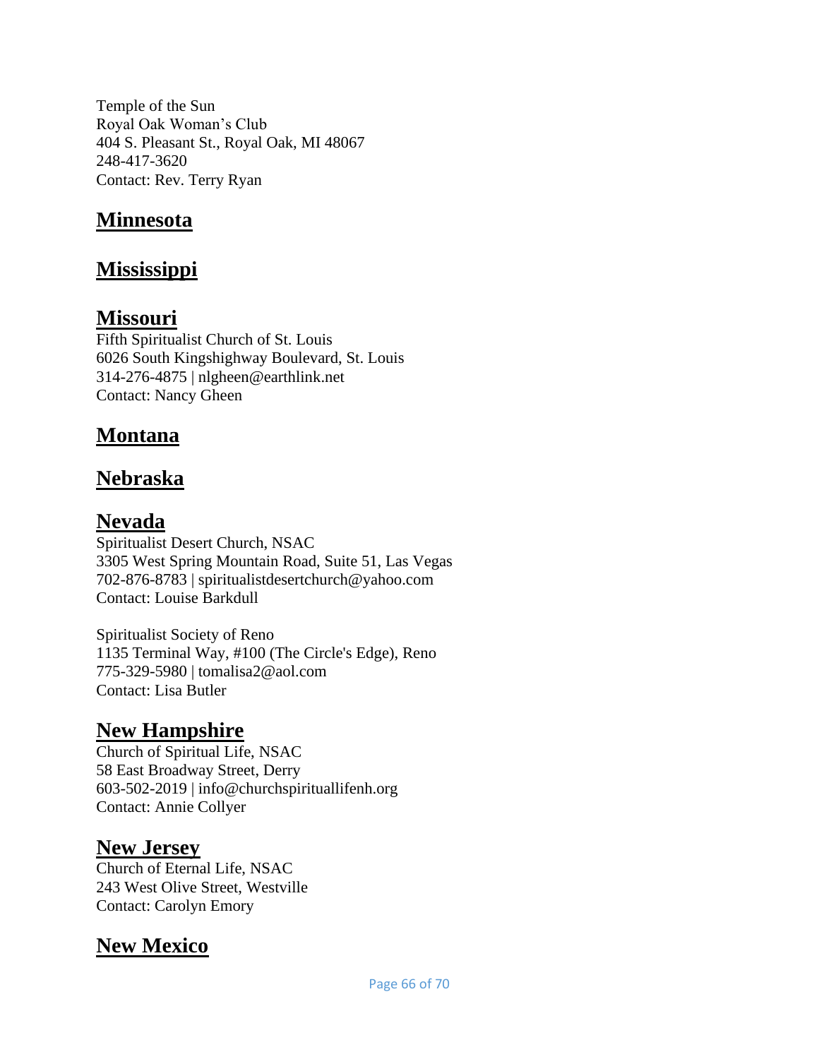Temple of the Sun
Royal Oak Woman's Club
404 S. Pleasant St., Royal Oak, MI 48067
248-417-3620
Contact: Rev. Terry Ryan

## Minnesota

## Mississippi

## Missouri

Fifth Spiritualist Church of St. Louis
6026 South Kingshighway Boulevard, St. Louis
314-276-4875 | nlgheen@earthlink.net
Contact: Nancy Gheen

## Montana

## Nebraska

## Nevada

Spiritualist Desert Church, NSAC
3305 West Spring Mountain Road, Suite 51, Las Vegas
702-876-8783 | spiritualistdesertchurch@yahoo.com
Contact: Louise Barkdull

Spiritualist Society of Reno
1135 Terminal Way, #100 (The Circle's Edge), Reno
775-329-5980 | tomalisa2@aol.com
Contact: Lisa Butler

## New Hampshire

Church of Spiritual Life, NSAC
58 East Broadway Street, Derry
603-502-2019 | info@churchspirituallifenh.org
Contact: Annie Collyer

## New Jersey

Church of Eternal Life, NSAC
243 West Olive Street, Westville
Contact: Carolyn Emory

## New Mexico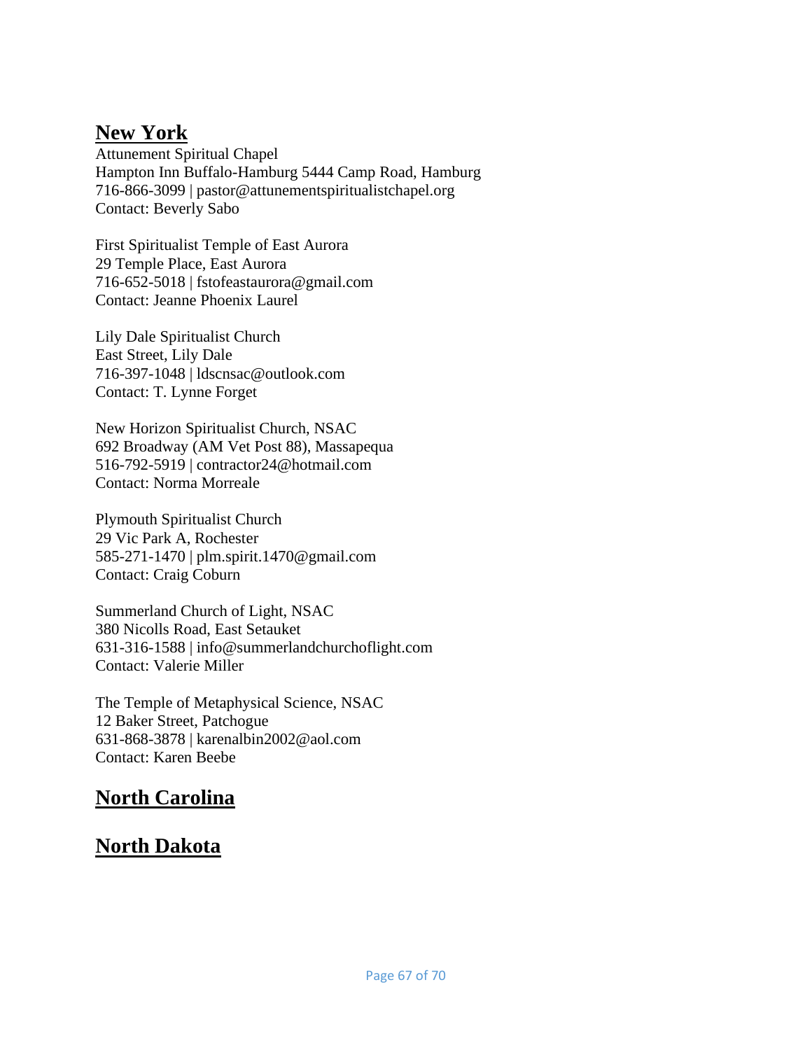## New York

Attunement Spiritual Chapel
Hampton Inn Buffalo-Hamburg 5444 Camp Road, Hamburg
716-866-3099 | pastor@attunementspiritualistchapel.org
Contact: Beverly Sabo

First Spiritualist Temple of East Aurora
29 Temple Place, East Aurora
716-652-5018 | fstofeastaurora@gmail.com
Contact: Jeanne Phoenix Laurel

Lily Dale Spiritualist Church
East Street, Lily Dale
716-397-1048 | ldscnsac@outlook.com
Contact: T. Lynne Forget

New Horizon Spiritualist Church, NSAC
692 Broadway (AM Vet Post 88), Massapequa
516-792-5919 | contractor24@hotmail.com
Contact: Norma Morreale

Plymouth Spiritualist Church
29 Vic Park A, Rochester
585-271-1470 | plm.spirit.1470@gmail.com
Contact: Craig Coburn

Summerland Church of Light, NSAC
380 Nicolls Road, East Setauket
631-316-1588 | info@summerlandchurchoflight.com
Contact: Valerie Miller

The Temple of Metaphysical Science, NSAC
12 Baker Street, Patchogue
631-868-3878 | karenalbin2002@aol.com
Contact: Karen Beebe

## North Carolina

## North Dakota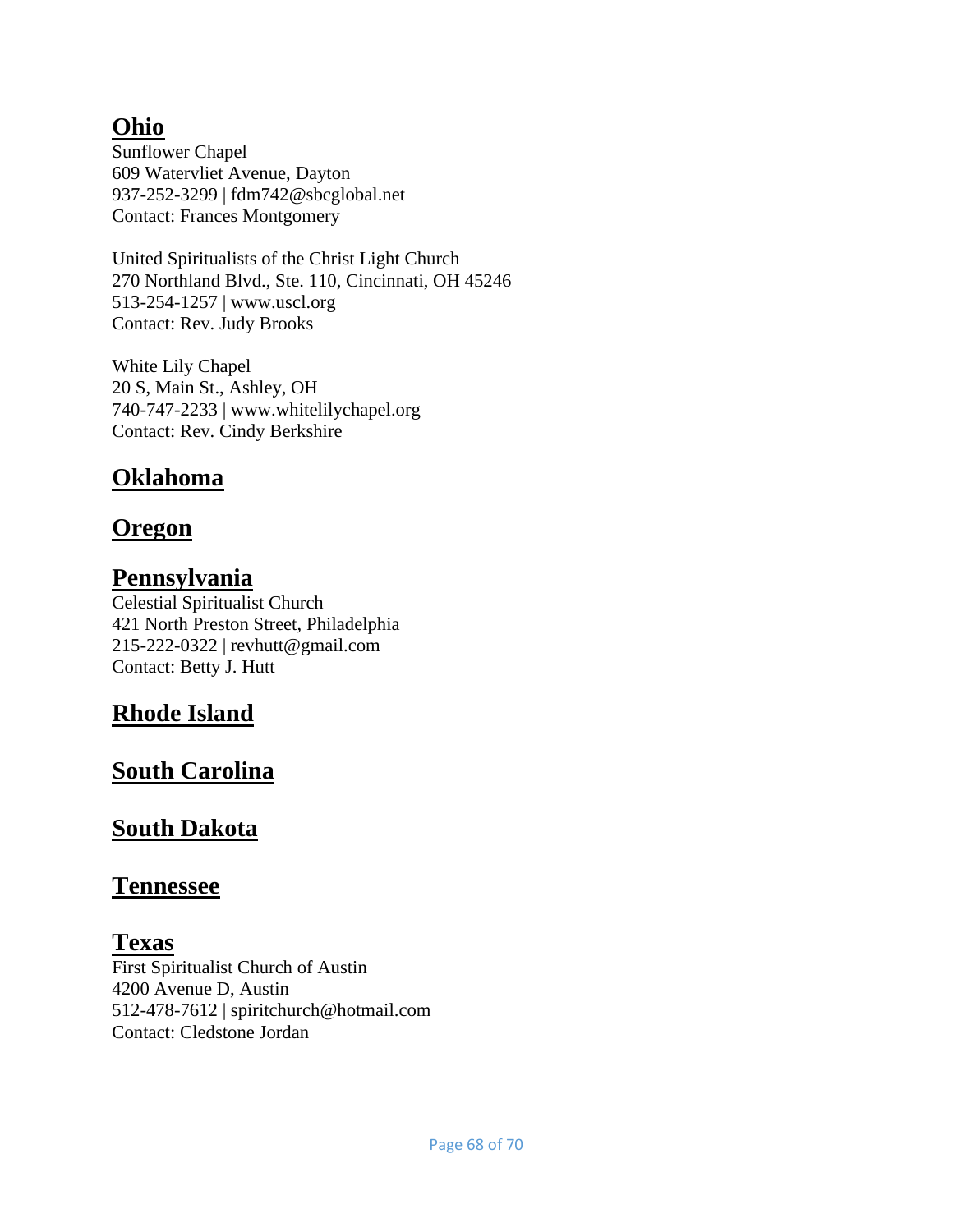## Ohio

Sunflower Chapel
609 Watervliet Avenue, Dayton
937-252-3299 | fdm742@sbcglobal.net
Contact: Frances Montgomery

United Spiritualists of the Christ Light Church
270 Northland Blvd., Ste. 110, Cincinnati, OH 45246
513-254-1257 | www.uscl.org
Contact: Rev. Judy Brooks

White Lily Chapel
20 S, Main St., Ashley, OH
740-747-2233 | www.whitelilychapel.org
Contact: Rev. Cindy Berkshire

## Oklahoma

## Oregon

## Pennsylvania

Celestial Spiritualist Church
421 North Preston Street, Philadelphia
215-222-0322 | revhutt@gmail.com
Contact: Betty J. Hutt

## Rhode Island

## South Carolina

## South Dakota

## Tennessee

## Texas

First Spiritualist Church of Austin
4200 Avenue D, Austin
512-478-7612 | spiritchurch@hotmail.com
Contact: Cledstone Jordan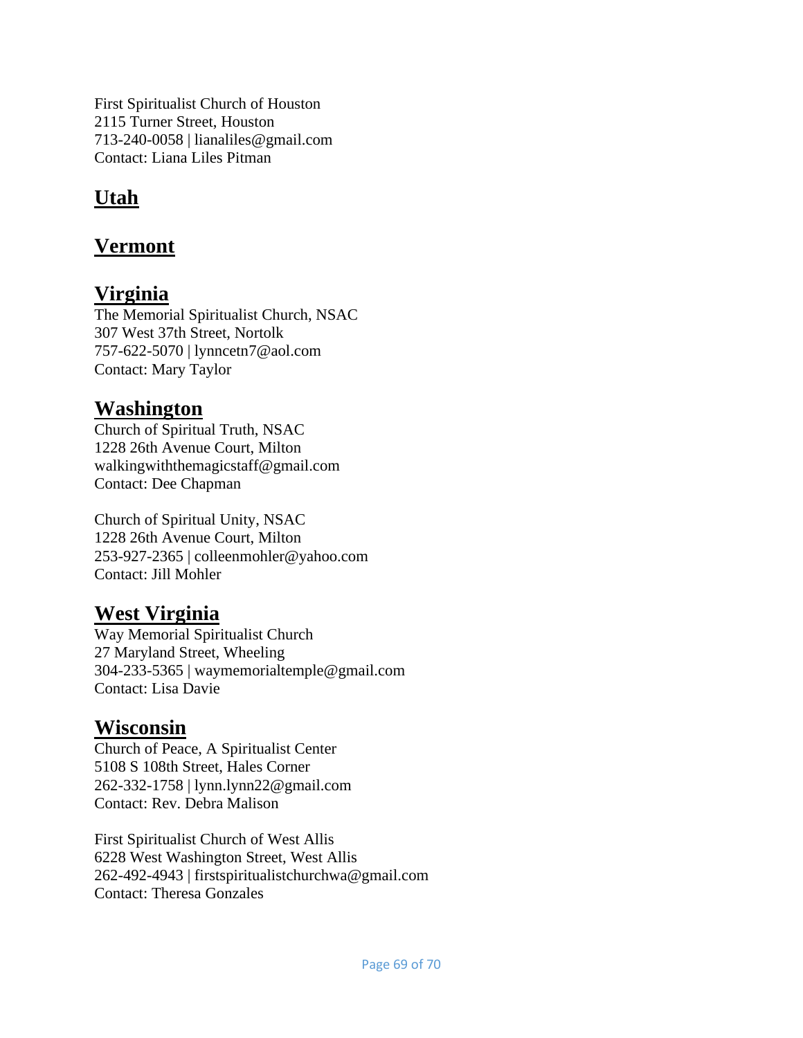First Spiritualist Church of Houston
2115 Turner Street, Houston
713-240-0058 | lianaliles@gmail.com
Contact: Liana Liles Pitman

## Utah

## Vermont

## Virginia

The Memorial Spiritualist Church, NSAC
307 West 37th Street, Nortolk
757-622-5070 | lynncetn7@aol.com
Contact: Mary Taylor

## Washington

Church of Spiritual Truth, NSAC
1228 26th Avenue Court, Milton
walkingwiththemagicstaff@gmail.com
Contact: Dee Chapman

Church of Spiritual Unity, NSAC
1228 26th Avenue Court, Milton
253-927-2365 | colleenmohler@yahoo.com
Contact: Jill Mohler

## West Virginia

Way Memorial Spiritualist Church
27 Maryland Street, Wheeling
304-233-5365 | waymemorialtemple@gmail.com
Contact: Lisa Davie

## Wisconsin

Church of Peace, A Spiritualist Center
5108 S 108th Street, Hales Corner
262-332-1758 | lynn.lynn22@gmail.com
Contact: Rev. Debra Malison

First Spiritualist Church of West Allis
6228 West Washington Street, West Allis
262-492-4943 | firstspiritualistchurchwa@gmail.com
Contact: Theresa Gonzales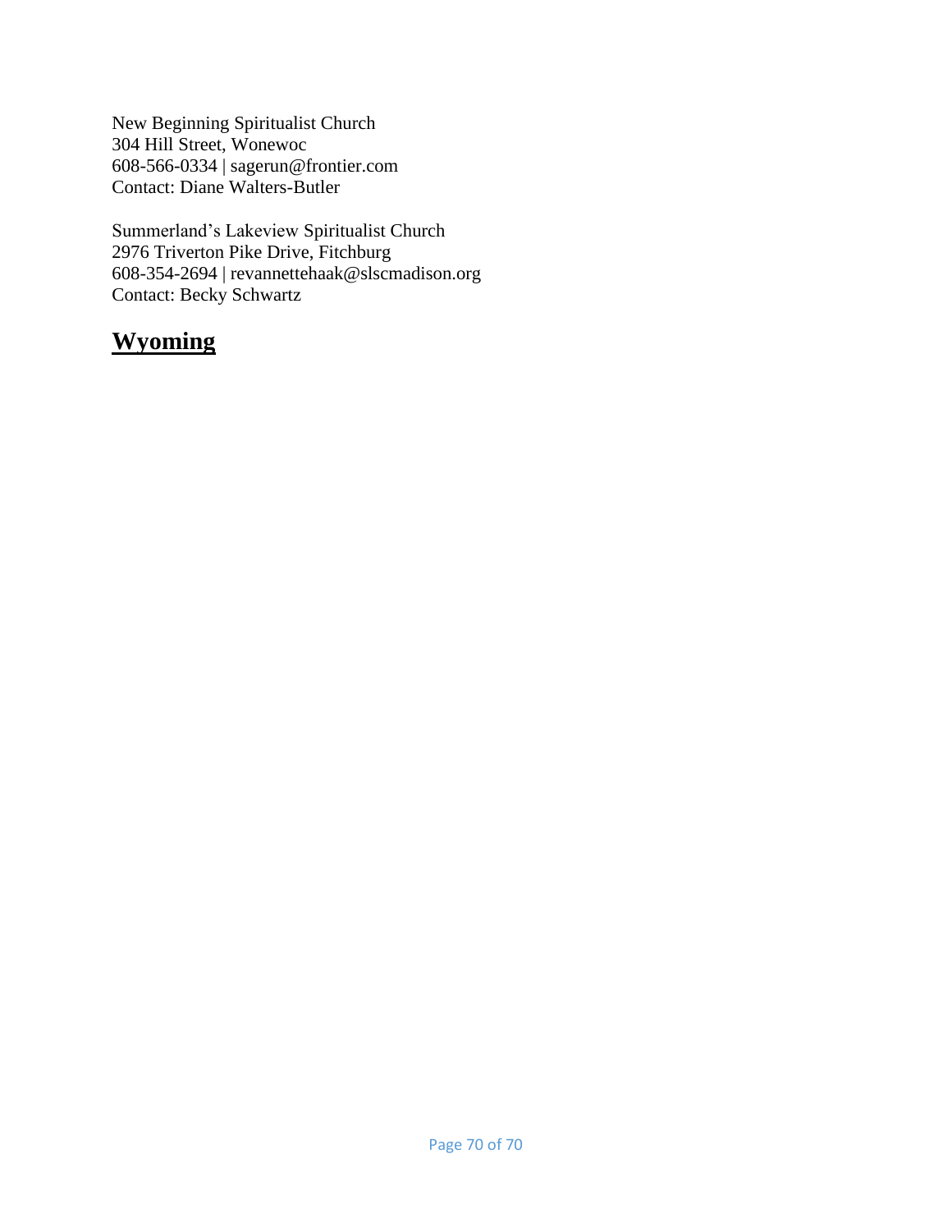New Beginning Spiritualist Church
304 Hill Street, Wonewoc
608-566-0334 | sagerun@frontier.com
Contact: Diane Walters-Butler

Summerland's Lakeview Spiritualist Church
2976 Triverton Pike Drive, Fitchburg
608-354-2694 | revannettehaak@slscmadison.org
Contact: Becky Schwartz

## **Wyoming**